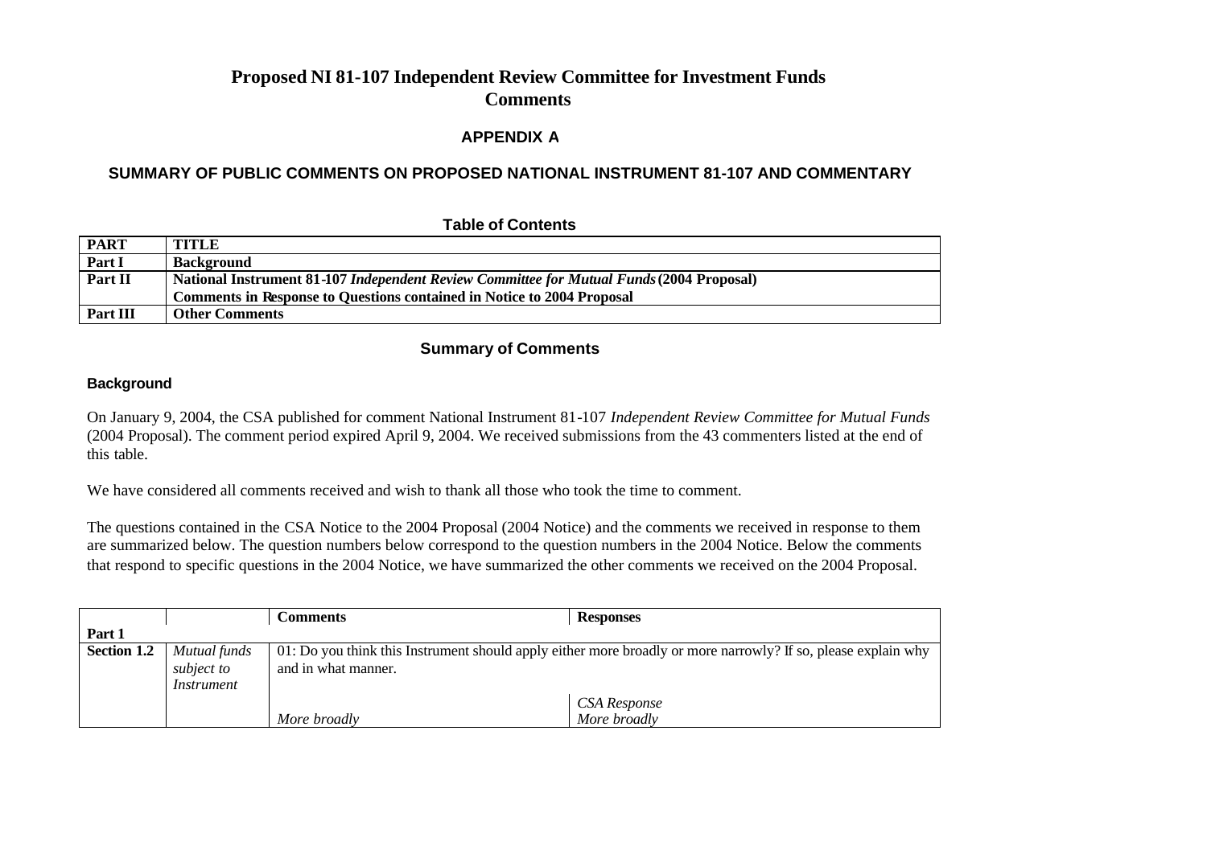# Proposed NI 81-107 Independent Review Committee for Investment Funds
# Comments

## APPENDIX A

## SUMMARY OF PUBLIC COMMENTS ON PROPOSED NATIONAL INSTRUMENT 81-107 AND COMMENTARY

### Table of Contents

| PART | TITLE |
|---|---|
| Part I | **Background** |
| Part II | **National Instrument 81-107 *Independent Review Committee for Mutual Funds* (2004 Proposal)**<br>**Comments in Response to Questions contained in Notice to 2004 Proposal** |
| Part III | **Other Comments** |

### Summary of Comments

#### Background

On January 9, 2004, the CSA published for comment National Instrument 81-107 *Independent Review Committee for Mutual Funds* (2004 Proposal). The comment period expired April 9, 2004. We received submissions from the 43 commenters listed at the end of this table.

We have considered all comments received and wish to thank all those who took the time to comment.

The questions contained in the CSA Notice to the 2004 Proposal (2004 Notice) and the comments we received in response to them are summarized below. The question numbers below correspond to the question numbers in the 2004 Notice. Below the comments that respond to specific questions in the 2004 Notice, we have summarized the other comments we received on the 2004 Proposal.

| | | Comments | Responses |
|---|---|---|---|
| **Part 1** | | | |
| **Section 1.2** | *Mutual funds subject to Instrument* | 01: Do you think this Instrument should apply either more broadly or more narrowly? If so, please explain why and in what manner. | |
| | | *More broadly* | *CSA Response*<br>*More broadly* |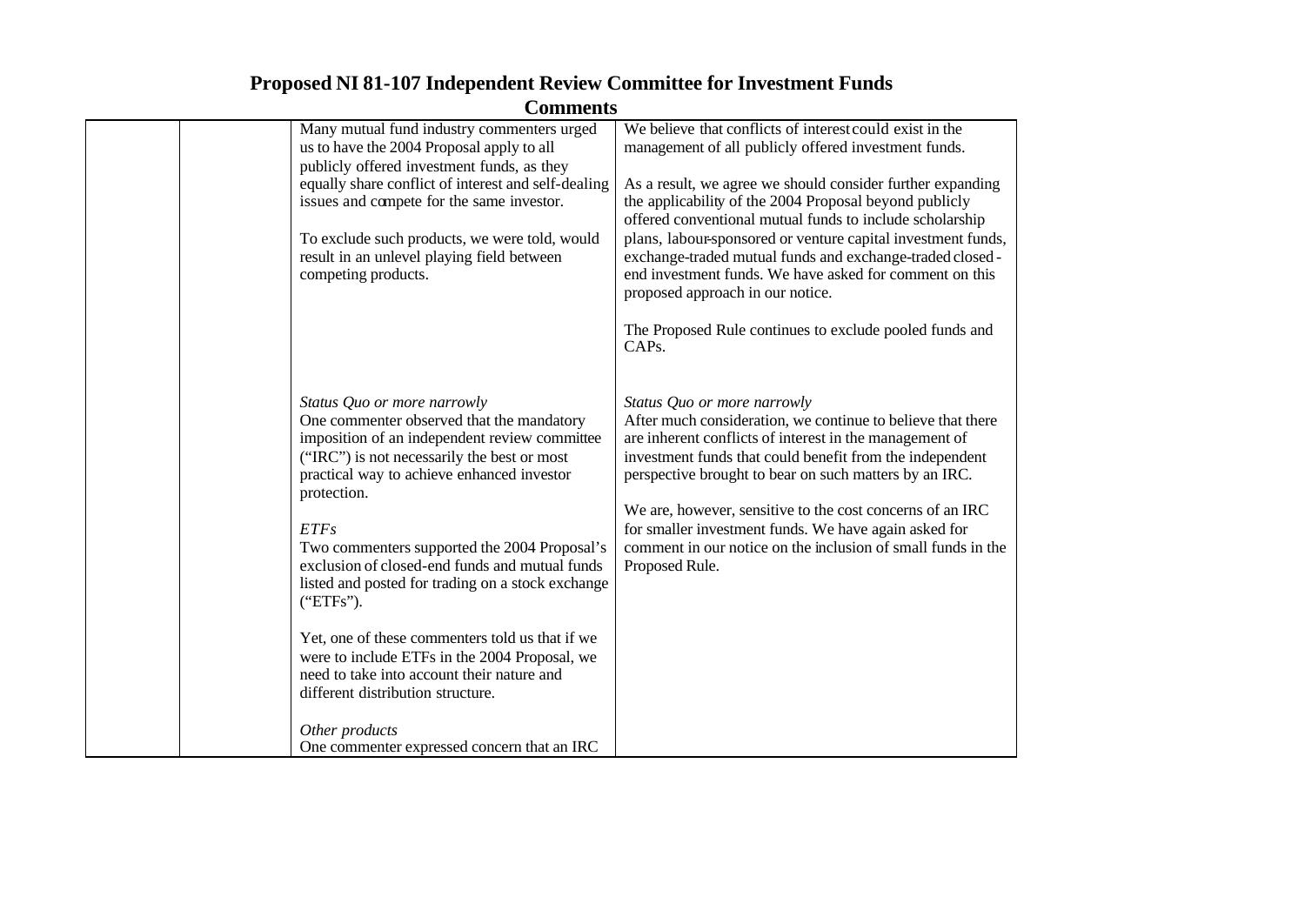# Proposed NI 81-107 Independent Review Committee for Investment Funds

## Comments

| | | | |
|---|---|---|---|
| | | Many mutual fund industry commenters urged us to have the 2004 Proposal apply to all publicly offered investment funds, as they equally share conflict of interest and self-dealing issues and compete for the same investor.<br><br>To exclude such products, we were told, would result in an unlevel playing field between competing products. | We believe that conflicts of interest could exist in the management of all publicly offered investment funds.<br><br>As a result, we agree we should consider further expanding the applicability of the 2004 Proposal beyond publicly offered conventional mutual funds to include scholarship plans, labour-sponsored or venture capital investment funds, exchange-traded mutual funds and exchange-traded closed-end investment funds. We have asked for comment on this proposed approach in our notice.<br><br>The Proposed Rule continues to exclude pooled funds and CAPs. |
| | | *Status Quo or more narrowly*<br>One commenter observed that the mandatory imposition of an independent review committee ("IRC") is not necessarily the best or most practical way to achieve enhanced investor protection.<br><br>*ETFs*<br>Two commenters supported the 2004 Proposal's exclusion of closed-end funds and mutual funds listed and posted for trading on a stock exchange ("ETFs").<br><br>Yet, one of these commenters told us that if we were to include ETFs in the 2004 Proposal, we need to take into account their nature and different distribution structure.<br><br>*Other products*<br>One commenter expressed concern that an IRC | *Status Quo or more narrowly*<br>After much consideration, we continue to believe that there are inherent conflicts of interest in the management of investment funds that could benefit from the independent perspective brought to bear on such matters by an IRC.<br><br>We are, however, sensitive to the cost concerns of an IRC for smaller investment funds. We have again asked for comment in our notice on the inclusion of small funds in the Proposed Rule. |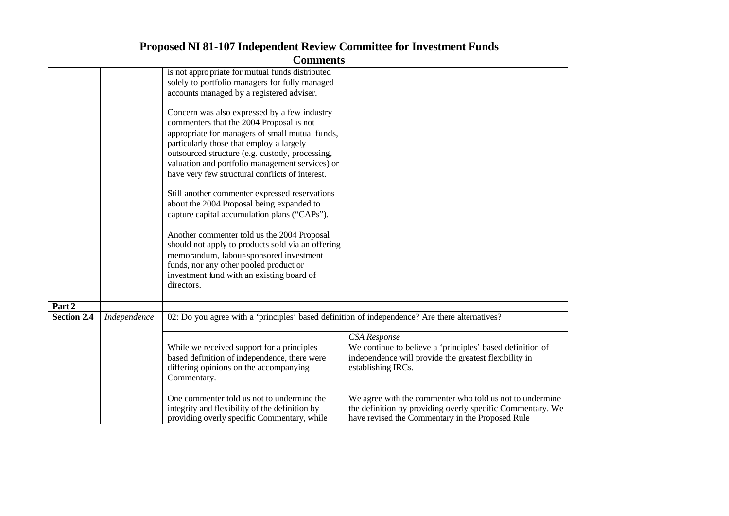# Proposed NI 81-107 Independent Review Committee for Investment Funds

## Comments

| | | | |
|---|---|---|---|
| | | is not appropriate for mutual funds distributed solely to portfolio managers for fully managed accounts managed by a registered adviser.<br><br>Concern was also expressed by a few industry commenters that the 2004 Proposal is not appropriate for managers of small mutual funds, particularly those that employ a largely outsourced structure (e.g. custody, processing, valuation and portfolio management services) or have very few structural conflicts of interest.<br><br>Still another commenter expressed reservations about the 2004 Proposal being expanded to capture capital accumulation plans ("CAPs").<br><br>Another commenter told us the 2004 Proposal should not apply to products sold via an offering memorandum, labour-sponsored investment funds, nor any other pooled product or investment fund with an existing board of directors. | |
| **Part 2** | | | |
| **Section 2.4** | *Independence* | 02: Do you agree with a 'principles' based definition of independence? Are there alternatives? | |
| | | While we received support for a principles based definition of independence, there were differing opinions on the accompanying Commentary.<br><br>One commenter told us not to undermine the integrity and flexibility of the definition by providing overly specific Commentary, while | *CSA Response*<br>We continue to believe a 'principles' based definition of independence will provide the greatest flexibility in establishing IRCs.<br><br>We agree with the commenter who told us not to undermine the definition by providing overly specific Commentary. We have revised the Commentary in the Proposed Rule |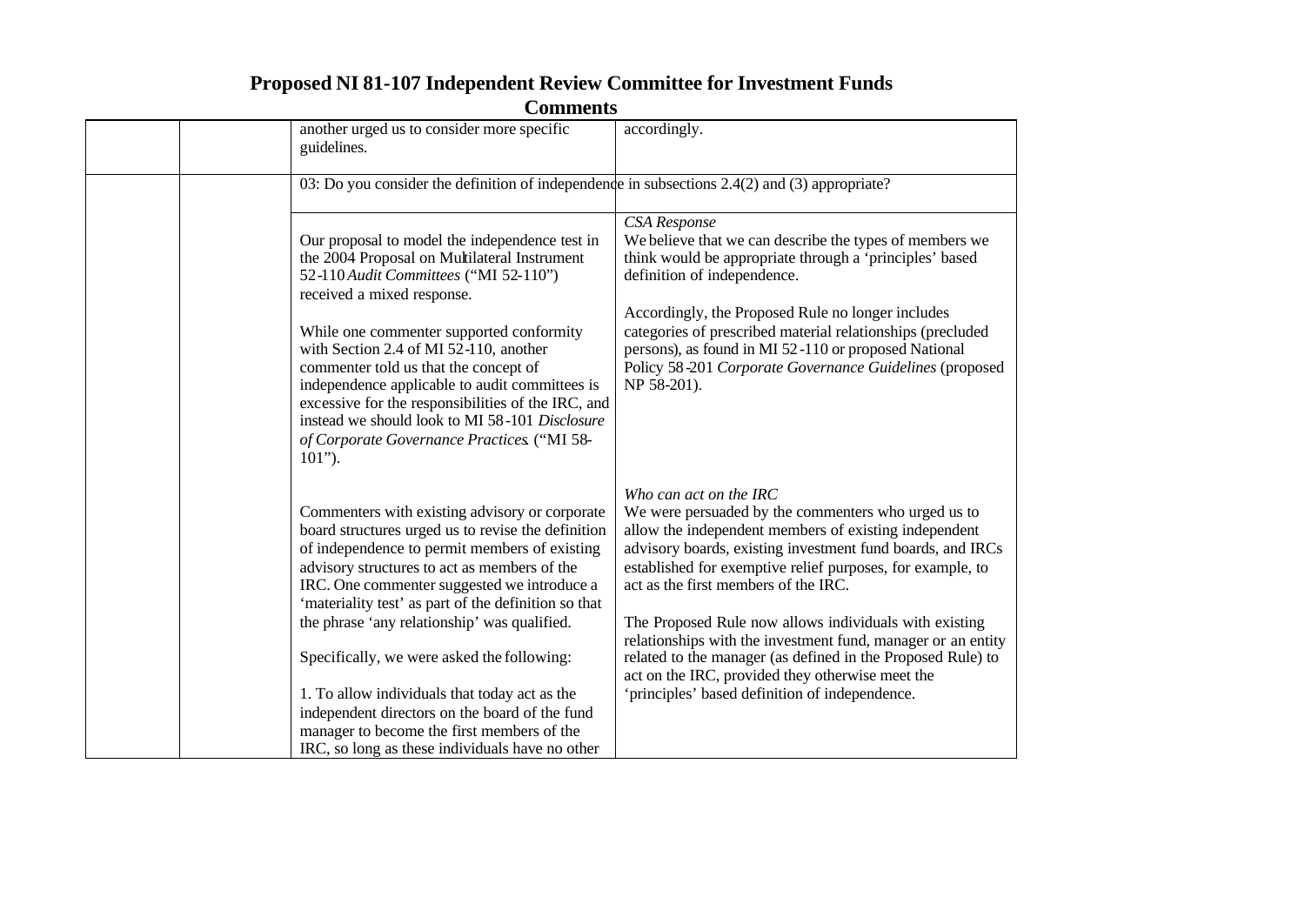# Proposed NI 81-107 Independent Review Committee for Investment Funds

## Comments

| | | | |
|---|---|---|---|
| | | another urged us to consider more specific guidelines. | accordingly. |
| | | 03: Do you consider the definition of independence in subsections 2.4(2) and (3) appropriate? | |
| | | Our proposal to model the independence test in the 2004 Proposal on Multilateral Instrument 52-110 *Audit Committees* ("MI 52-110") received a mixed response.<br><br>While one commenter supported conformity with Section 2.4 of MI 52-110, another commenter told us that the concept of independence applicable to audit committees is excessive for the responsibilities of the IRC, and instead we should look to MI 58-101 *Disclosure of Corporate Governance Practices*. ("MI 58-101"). | *CSA Response*<br>We believe that we can describe the types of members we think would be appropriate through a 'principles' based definition of independence.<br><br>Accordingly, the Proposed Rule no longer includes categories of prescribed material relationships (precluded persons), as found in MI 52-110 or proposed National Policy 58-201 *Corporate Governance Guidelines* (proposed NP 58-201). |
| | | Commenters with existing advisory or corporate board structures urged us to revise the definition of independence to permit members of existing advisory structures to act as members of the IRC. One commenter suggested we introduce a 'materiality test' as part of the definition so that the phrase 'any relationship' was qualified.<br><br>Specifically, we were asked the following:<br><br>1. To allow individuals that today act as the independent directors on the board of the fund manager to become the first members of the IRC, so long as these individuals have no other | *Who can act on the IRC*<br>We were persuaded by the commenters who urged us to allow the independent members of existing independent advisory boards, existing investment fund boards, and IRCs established for exemptive relief purposes, for example, to act as the first members of the IRC.<br><br>The Proposed Rule now allows individuals with existing relationships with the investment fund, manager or an entity related to the manager (as defined in the Proposed Rule) to act on the IRC, provided they otherwise meet the 'principles' based definition of independence. |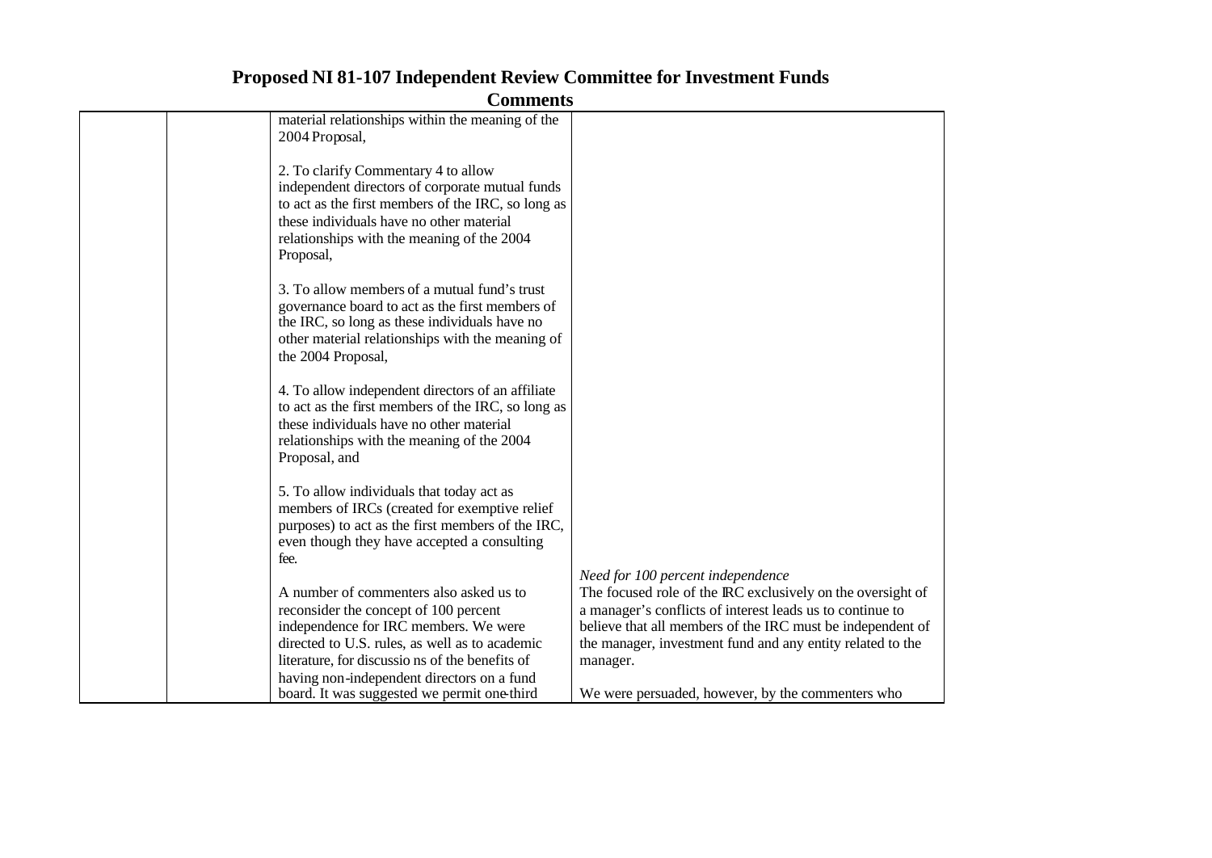# Proposed NI 81-107 Independent Review Committee for Investment Funds

## Comments

| | | | |
|---|---|---|---|
| | | material relationships within the meaning of the 2004 Proposal,<br><br>2. To clarify Commentary 4 to allow independent directors of corporate mutual funds to act as the first members of the IRC, so long as these individuals have no other material relationships with the meaning of the 2004 Proposal,<br><br>3. To allow members of a mutual fund's trust governance board to act as the first members of the IRC, so long as these individuals have no other material relationships with the meaning of the 2004 Proposal,<br><br>4. To allow independent directors of an affiliate to act as the first members of the IRC, so long as these individuals have no other material relationships with the meaning of the 2004 Proposal, and<br><br>5. To allow individuals that today act as members of IRCs (created for exemptive relief purposes) to act as the first members of the IRC, even though they have accepted a consulting fee.<br><br>A number of commenters also asked us to reconsider the concept of 100 percent independence for IRC members. We were directed to U.S. rules, as well as to academic literature, for discussions of the benefits of having non-independent directors on a fund board. It was suggested we permit one-third | *Need for 100 percent independence*<br>The focused role of the IRC exclusively on the oversight of a manager's conflicts of interest leads us to continue to believe that all members of the IRC must be independent of the manager, investment fund and any entity related to the manager.<br><br>We were persuaded, however, by the commenters who |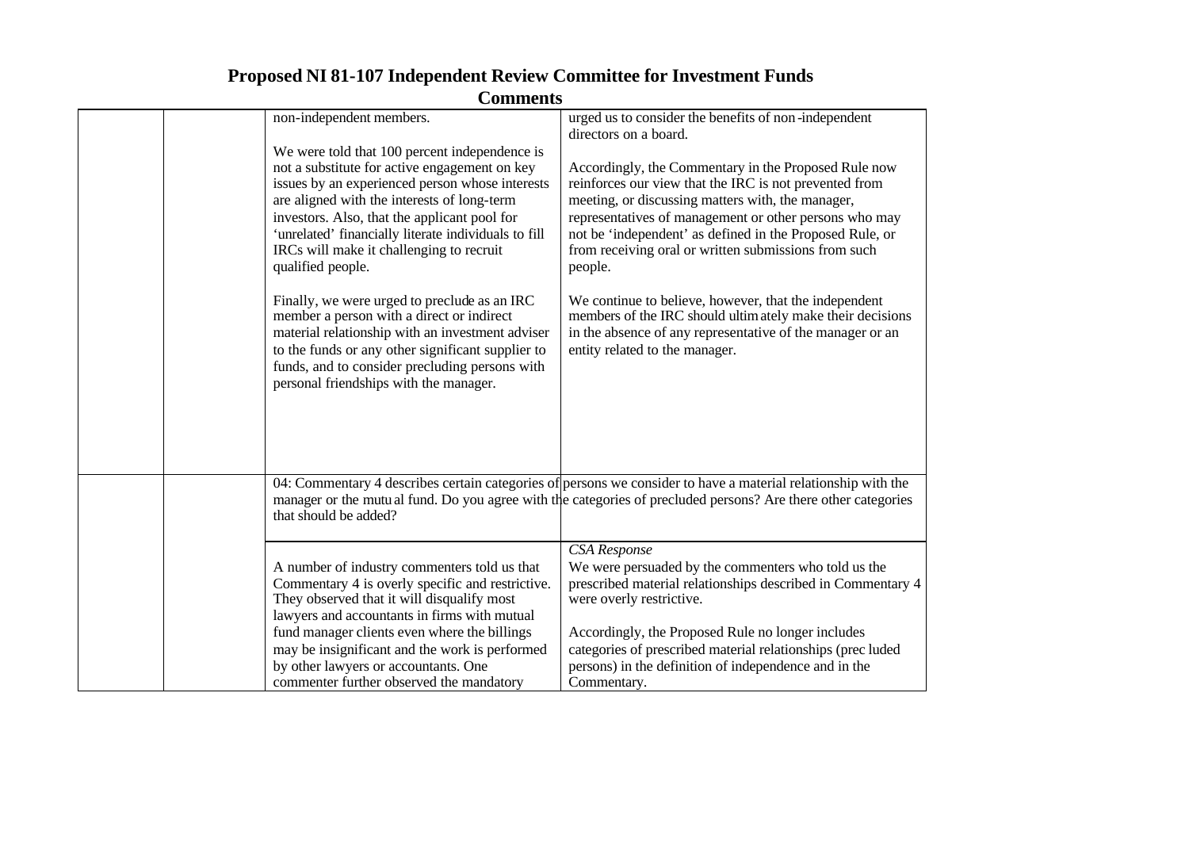# Proposed NI 81-107 Independent Review Committee for Investment Funds

## Comments

| | | | |
|---|---|---|---|
| | | non-independent members.<br><br>We were told that 100 percent independence is not a substitute for active engagement on key issues by an experienced person whose interests are aligned with the interests of long-term investors. Also, that the applicant pool for 'unrelated' financially literate individuals to fill IRCs will make it challenging to recruit qualified people.<br><br>Finally, we were urged to preclude as an IRC member a person with a direct or indirect material relationship with an investment adviser to the funds or any other significant supplier to funds, and to consider precluding persons with personal friendships with the manager. | urged us to consider the benefits of non-independent directors on a board.<br><br>Accordingly, the Commentary in the Proposed Rule now reinforces our view that the IRC is not prevented from meeting, or discussing matters with, the manager, representatives of management or other persons who may not be 'independent' as defined in the Proposed Rule, or from receiving oral or written submissions from such people.<br><br>We continue to believe, however, that the independent members of the IRC should ultimately make their decisions in the absence of any representative of the manager or an entity related to the manager. |
| | | 04: Commentary 4 describes certain categories of persons we consider to have a material relationship with the manager or the mutual fund. Do you agree with the categories of precluded persons? Are there other categories that should be added? | |
| | | A number of industry commenters told us that Commentary 4 is overly specific and restrictive. They observed that it will disqualify most lawyers and accountants in firms with mutual fund manager clients even where the billings may be insignificant and the work is performed by other lawyers or accountants. One commenter further observed the mandatory | *CSA Response*<br>We were persuaded by the commenters who told us the prescribed material relationships described in Commentary 4 were overly restrictive.<br><br>Accordingly, the Proposed Rule no longer includes categories of prescribed material relationships (precluded persons) in the definition of independence and in the Commentary. |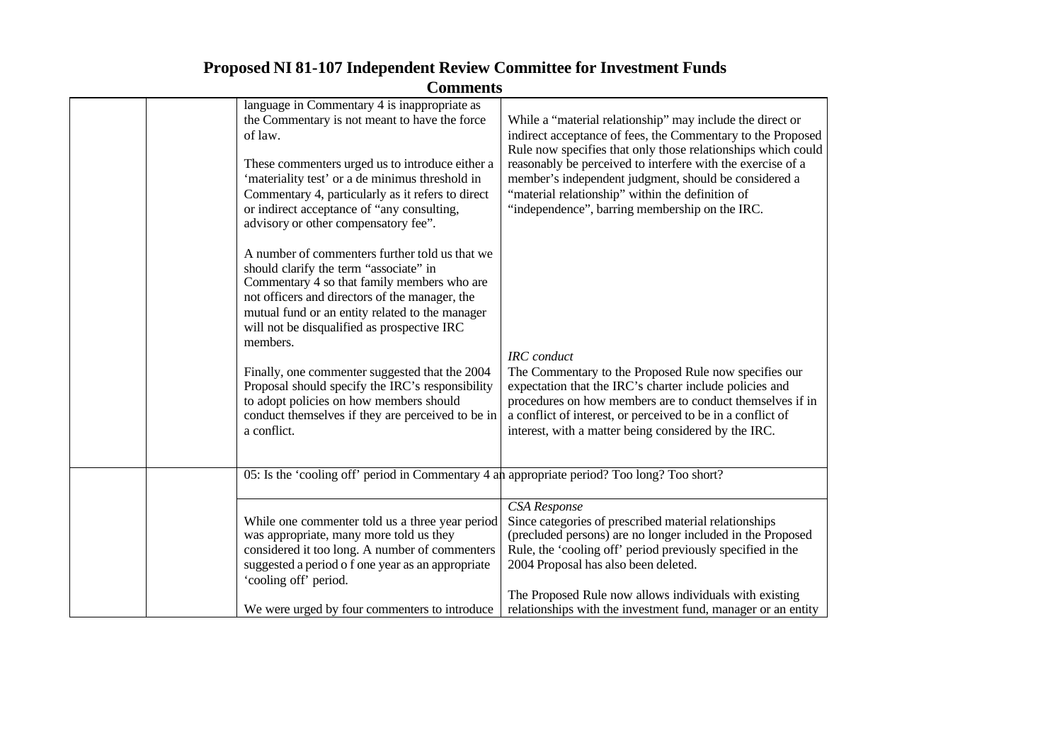# Proposed NI 81-107 Independent Review Committee for Investment Funds

## Comments

| | | | |
|---|---|---|---|
| | | language in Commentary 4 is inappropriate as the Commentary is not meant to have the force of law.<br><br>These commenters urged us to introduce either a 'materiality test' or a de minimus threshold in Commentary 4, particularly as it refers to direct or indirect acceptance of "any consulting, advisory or other compensatory fee".<br><br>A number of commenters further told us that we should clarify the term "associate" in Commentary 4 so that family members who are not officers and directors of the manager, the mutual fund or an entity related to the manager will not be disqualified as prospective IRC members.<br><br>Finally, one commenter suggested that the 2004 Proposal should specify the IRC's responsibility to adopt policies on how members should conduct themselves if they are perceived to be in a conflict. | While a "material relationship" may include the direct or indirect acceptance of fees, the Commentary to the Proposed Rule now specifies that only those relationships which could reasonably be perceived to interfere with the exercise of a member's independent judgment, should be considered a "material relationship" within the definition of "independence", barring membership on the IRC.<br><br>*IRC conduct*<br>The Commentary to the Proposed Rule now specifies our expectation that the IRC's charter include policies and procedures on how members are to conduct themselves if in a conflict of interest, or perceived to be in a conflict of interest, with a matter being considered by the IRC. |
| | | 05: Is the 'cooling off' period in Commentary 4 an appropriate period? Too long? Too short? | |
| | | While one commenter told us a three year period was appropriate, many more told us they considered it too long. A number of commenters suggested a period o f one year as an appropriate 'cooling off' period.<br><br>We were urged by four commenters to introduce | *CSA Response*<br>Since categories of prescribed material relationships (precluded persons) are no longer included in the Proposed Rule, the 'cooling off' period previously specified in the 2004 Proposal has also been deleted.<br><br>The Proposed Rule now allows individuals with existing relationships with the investment fund, manager or an entity |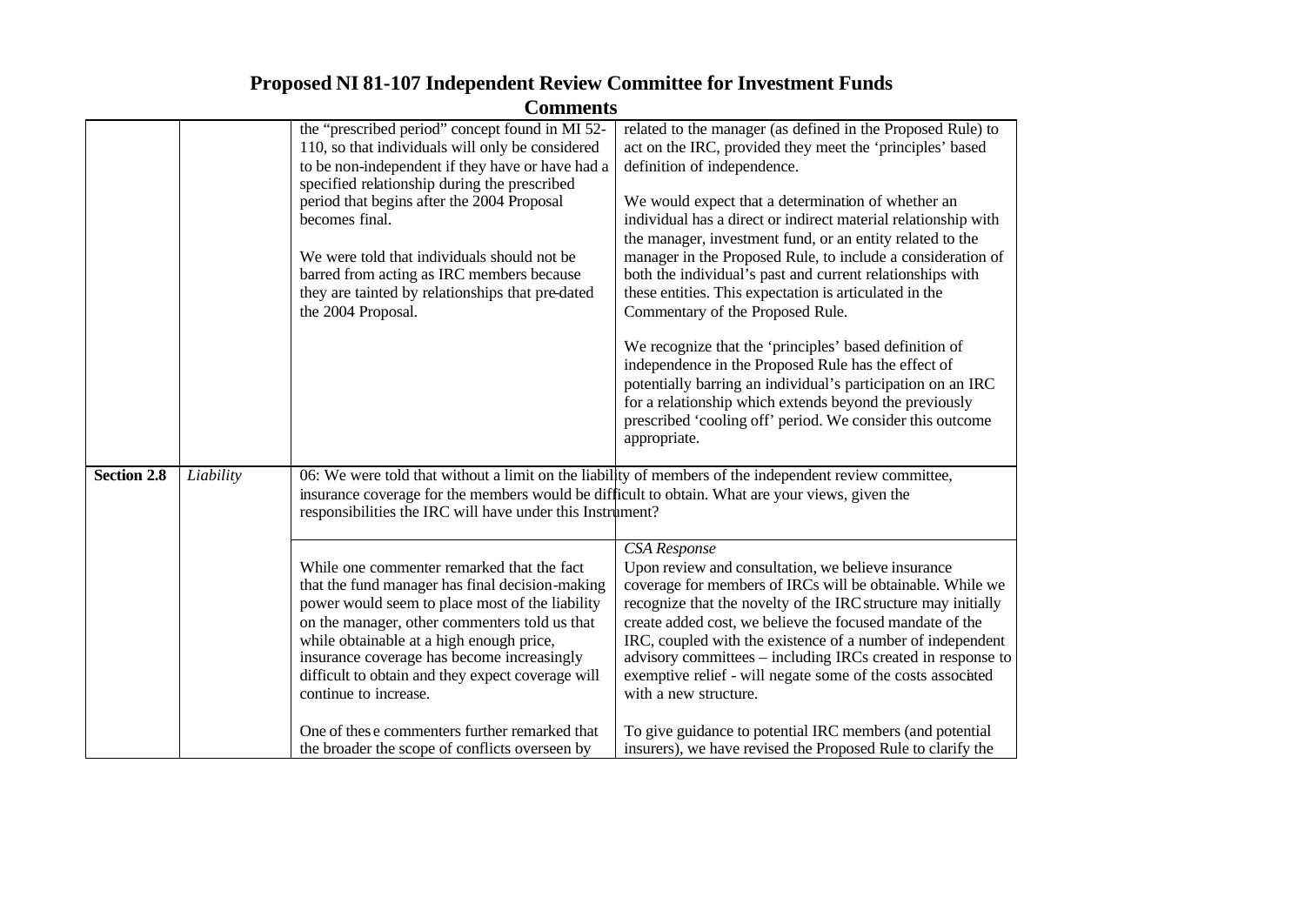# Proposed NI 81-107 Independent Review Committee for Investment Funds

## Comments

| | | | |
|---|---|---|---|
| | | the "prescribed period" concept found in MI 52-110, so that individuals will only be considered to be non-independent if they have or have had a specified relationship during the prescribed period that begins after the 2004 Proposal becomes final.<br><br>We were told that individuals should not be barred from acting as IRC members because they are tainted by relationships that pre-dated the 2004 Proposal. | related to the manager (as defined in the Proposed Rule) to act on the IRC, provided they meet the 'principles' based definition of independence.<br><br>We would expect that a determination of whether an individual has a direct or indirect material relationship with the manager, investment fund, or an entity related to the manager in the Proposed Rule, to include a consideration of both the individual's past and current relationships with these entities. This expectation is articulated in the Commentary of the Proposed Rule.<br><br>We recognize that the 'principles' based definition of independence in the Proposed Rule has the effect of potentially barring an individual's participation on an IRC for a relationship which extends beyond the previously prescribed 'cooling off' period. We consider this outcome appropriate. |
| **Section 2.8** | *Liability* | 06: We were told that without a limit on the liability of members of the independent review committee, insurance coverage for the members would be difficult to obtain. What are your views, given the responsibilities the IRC will have under this Instrument? | |
| | | While one commenter remarked that the fact that the fund manager has final decision-making power would seem to place most of the liability on the manager, other commenters told us that while obtainable at a high enough price, insurance coverage has become increasingly difficult to obtain and they expect coverage will continue to increase.<br><br>One of these commenters further remarked that the broader the scope of conflicts overseen by | *CSA Response*<br>Upon review and consultation, we believe insurance coverage for members of IRCs will be obtainable. While we recognize that the novelty of the IRC structure may initially create added cost, we believe the focused mandate of the IRC, coupled with the existence of a number of independent advisory committees – including IRCs created in response to exemptive relief - will negate some of the costs associated with a new structure.<br><br>To give guidance to potential IRC members (and potential insurers), we have revised the Proposed Rule to clarify the |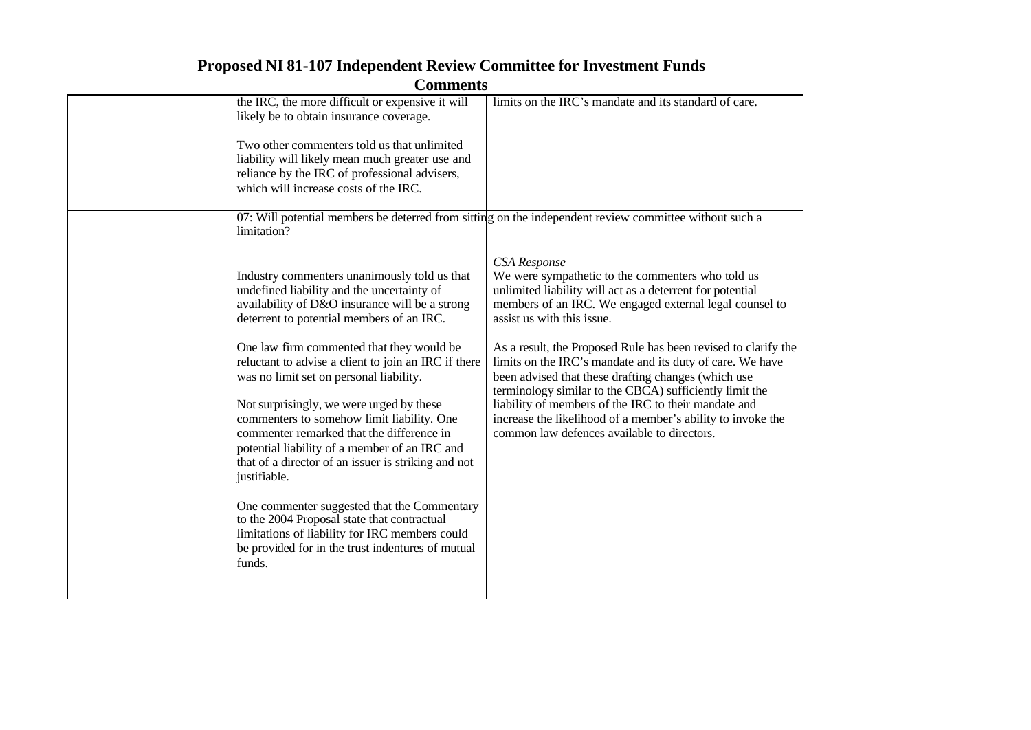# Proposed NI 81-107 Independent Review Committee for Investment Funds

## Comments

| | | | |
|---|---|---|---|
| | | the IRC, the more difficult or expensive it will likely be to obtain insurance coverage.<br><br>Two other commenters told us that unlimited liability will likely mean much greater use and reliance by the IRC of professional advisers, which will increase costs of the IRC. | limits on the IRC's mandate and its standard of care. |
| | | 07: Will potential members be deterred from sitting on the independent review committee without such a limitation? | |
| | | Industry commenters unanimously told us that undefined liability and the uncertainty of availability of D&O insurance will be a strong deterrent to potential members of an IRC.<br><br>One law firm commented that they would be reluctant to advise a client to join an IRC if there was no limit set on personal liability.<br><br>Not surprisingly, we were urged by these commenters to somehow limit liability. One commenter remarked that the difference in potential liability of a member of an IRC and that of a director of an issuer is striking and not justifiable.<br><br>One commenter suggested that the Commentary to the 2004 Proposal state that contractual limitations of liability for IRC members could be provided for in the trust indentures of mutual funds. | *CSA Response*<br>We were sympathetic to the commenters who told us unlimited liability will act as a deterrent for potential members of an IRC. We engaged external legal counsel to assist us with this issue.<br><br>As a result, the Proposed Rule has been revised to clarify the limits on the IRC's mandate and its duty of care. We have been advised that these drafting changes (which use terminology similar to the CBCA) sufficiently limit the liability of members of the IRC to their mandate and increase the likelihood of a member's ability to invoke the common law defences available to directors. |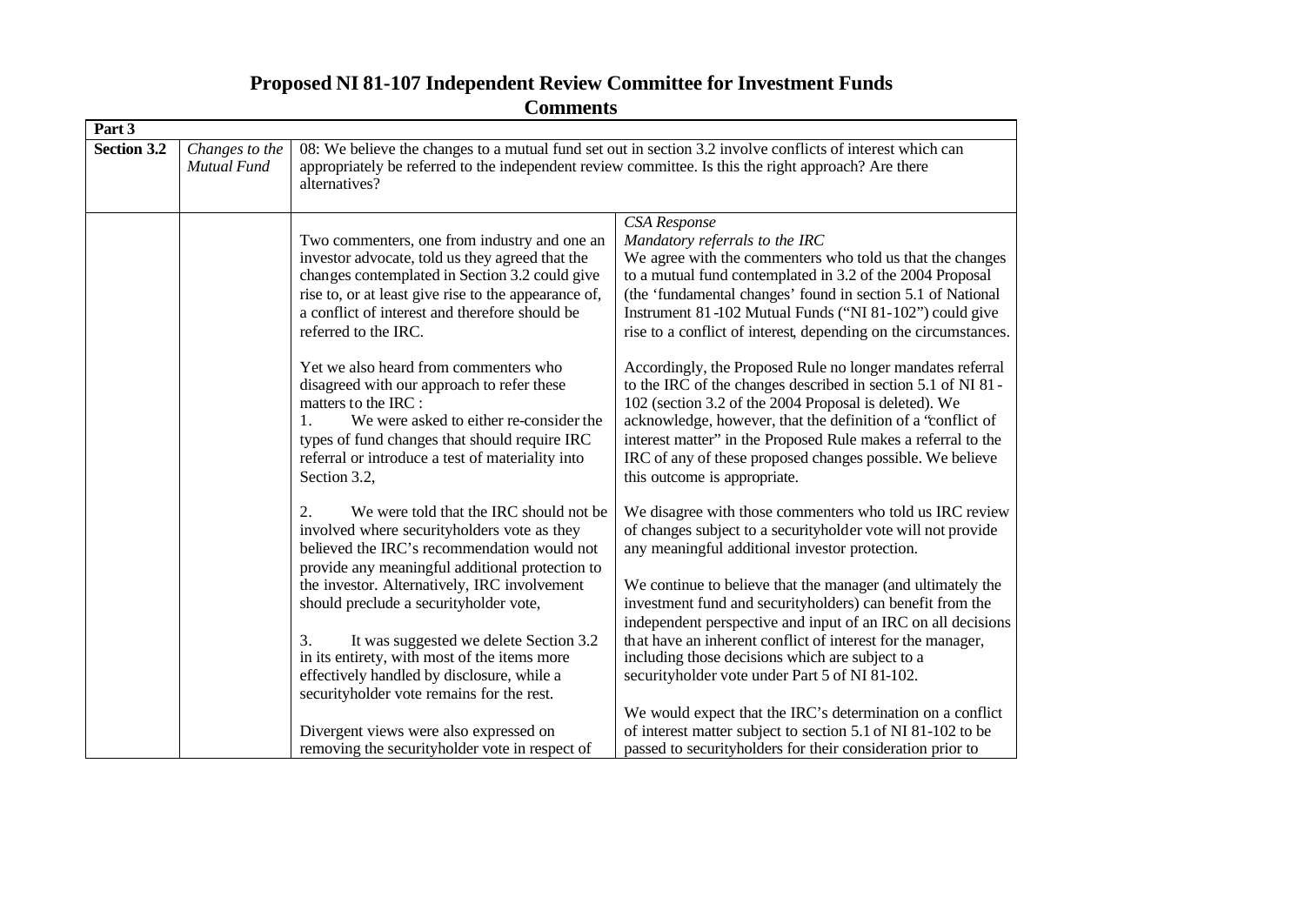# Proposed NI 81-107 Independent Review Committee for Investment Funds

## Comments

| Part 3 | | | |
|---|---|---|---|
| **Section 3.2** | *Changes to the Mutual Fund* | 08: We believe the changes to a mutual fund set out in section 3.2 involve conflicts of interest which can appropriately be referred to the independent review committee. Is this the right approach? Are there alternatives? | |
| | | Two commenters, one from industry and one an investor advocate, told us they agreed that the changes contemplated in Section 3.2 could give rise to, or at least give rise to the appearance of, a conflict of interest and therefore should be referred to the IRC.<br><br>Yet we also heard from commenters who disagreed with our approach to refer these matters to the IRC :<br>1. We were asked to either re-consider the types of fund changes that should require IRC referral or introduce a test of materiality into Section 3.2,<br><br>2. We were told that the IRC should not be involved where securityholders vote as they believed the IRC's recommendation would not provide any meaningful additional protection to the investor. Alternatively, IRC involvement should preclude a securityholder vote,<br><br>3. It was suggested we delete Section 3.2 in its entirety, with most of the items more effectively handled by disclosure, while a securityholder vote remains for the rest.<br><br>Divergent views were also expressed on removing the securityholder vote in respect of | *CSA Response*<br>*Mandatory referrals to the IRC*<br>We agree with the commenters who told us that the changes to a mutual fund contemplated in 3.2 of the 2004 Proposal (the 'fundamental changes' found in section 5.1 of National Instrument 81-102 Mutual Funds ("NI 81-102") could give rise to a conflict of interest, depending on the circumstances.<br><br>Accordingly, the Proposed Rule no longer mandates referral to the IRC of the changes described in section 5.1 of NI 81-102 (section 3.2 of the 2004 Proposal is deleted). We acknowledge, however, that the definition of a "conflict of interest matter" in the Proposed Rule makes a referral to the IRC of any of these proposed changes possible. We believe this outcome is appropriate.<br><br>We disagree with those commenters who told us IRC review of changes subject to a securityholder vote will not provide any meaningful additional investor protection.<br><br>We continue to believe that the manager (and ultimately the investment fund and securityholders) can benefit from the independent perspective and input of an IRC on all decisions that have an inherent conflict of interest for the manager, including those decisions which are subject to a securityholder vote under Part 5 of NI 81-102.<br><br>We would expect that the IRC's determination on a conflict of interest matter subject to section 5.1 of NI 81-102 to be passed to securityholders for their consideration prior to |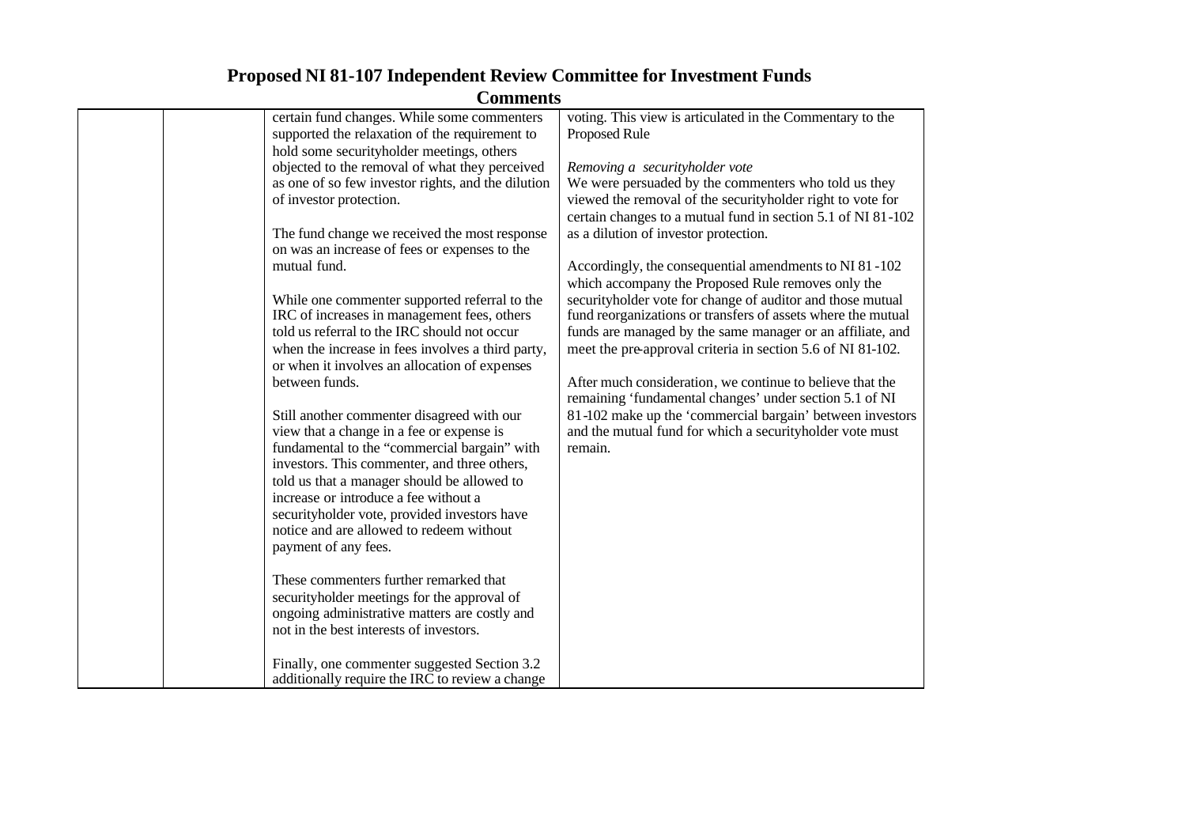# Proposed NI 81-107 Independent Review Committee for Investment Funds

## Comments

| | | | |
|---|---|---|---|
| | | certain fund changes. While some commenters supported the relaxation of the requirement to hold some securityholder meetings, others objected to the removal of what they perceived as one of so few investor rights, and the dilution of investor protection.<br><br>The fund change we received the most response on was an increase of fees or expenses to the mutual fund.<br><br>While one commenter supported referral to the IRC of increases in management fees, others told us referral to the IRC should not occur when the increase in fees involves a third party, or when it involves an allocation of expenses between funds.<br><br>Still another commenter disagreed with our view that a change in a fee or expense is fundamental to the "commercial bargain" with investors. This commenter, and three others, told us that a manager should be allowed to increase or introduce a fee without a securityholder vote, provided investors have notice and are allowed to redeem without payment of any fees.<br><br>These commenters further remarked that securityholder meetings for the approval of ongoing administrative matters are costly and not in the best interests of investors.<br><br>Finally, one commenter suggested Section 3.2 additionally require the IRC to review a change | voting. This view is articulated in the Commentary to the Proposed Rule<br><br>*Removing a securityholder vote*<br>We were persuaded by the commenters who told us they viewed the removal of the securityholder right to vote for certain changes to a mutual fund in section 5.1 of NI 81-102 as a dilution of investor protection.<br><br>Accordingly, the consequential amendments to NI 81-102 which accompany the Proposed Rule removes only the securityholder vote for change of auditor and those mutual fund reorganizations or transfers of assets where the mutual funds are managed by the same manager or an affiliate, and meet the pre-approval criteria in section 5.6 of NI 81-102.<br><br>After much consideration, we continue to believe that the remaining 'fundamental changes' under section 5.1 of NI 81-102 make up the 'commercial bargain' between investors and the mutual fund for which a securityholder vote must remain. |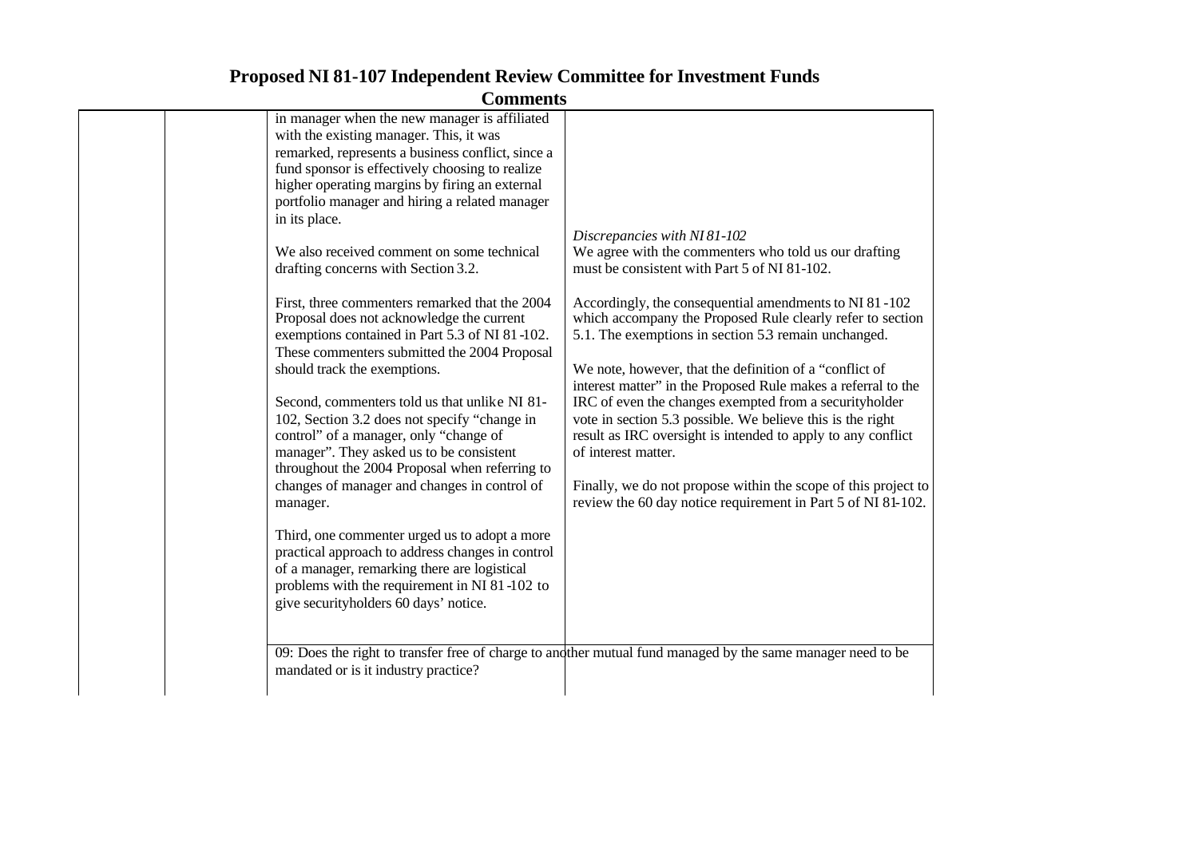# Proposed NI 81-107 Independent Review Committee for Investment Funds

## Comments

| | | | |
|---|---|---|---|
| | | in manager when the new manager is affiliated with the existing manager. This, it was remarked, represents a business conflict, since a fund sponsor is effectively choosing to realize higher operating margins by firing an external portfolio manager and hiring a related manager in its place.<br><br>We also received comment on some technical drafting concerns with Section 3.2.<br><br>First, three commenters remarked that the 2004 Proposal does not acknowledge the current exemptions contained in Part 5.3 of NI 81-102. These commenters submitted the 2004 Proposal should track the exemptions.<br><br>Second, commenters told us that unlike NI 81-102, Section 3.2 does not specify "change in control" of a manager, only "change of manager". They asked us to be consistent throughout the 2004 Proposal when referring to changes of manager and changes in control of manager.<br><br>Third, one commenter urged us to adopt a more practical approach to address changes in control of a manager, remarking there are logistical problems with the requirement in NI 81-102 to give securityholders 60 days' notice. | *Discrepancies with NI 81-102*<br>We agree with the commenters who told us our drafting must be consistent with Part 5 of NI 81-102.<br><br>Accordingly, the consequential amendments to NI 81-102 which accompany the Proposed Rule clearly refer to section 5.1. The exemptions in section 5.3 remain unchanged.<br><br>We note, however, that the definition of a "conflict of interest matter" in the Proposed Rule makes a referral to the IRC of even the changes exempted from a securityholder vote in section 5.3 possible. We believe this is the right result as IRC oversight is intended to apply to any conflict of interest matter.<br><br>Finally, we do not propose within the scope of this project to review the 60 day notice requirement in Part 5 of NI 81-102. |
| | | 09: Does the right to transfer free of charge to another mutual fund managed by the same manager need to be mandated or is it industry practice? | |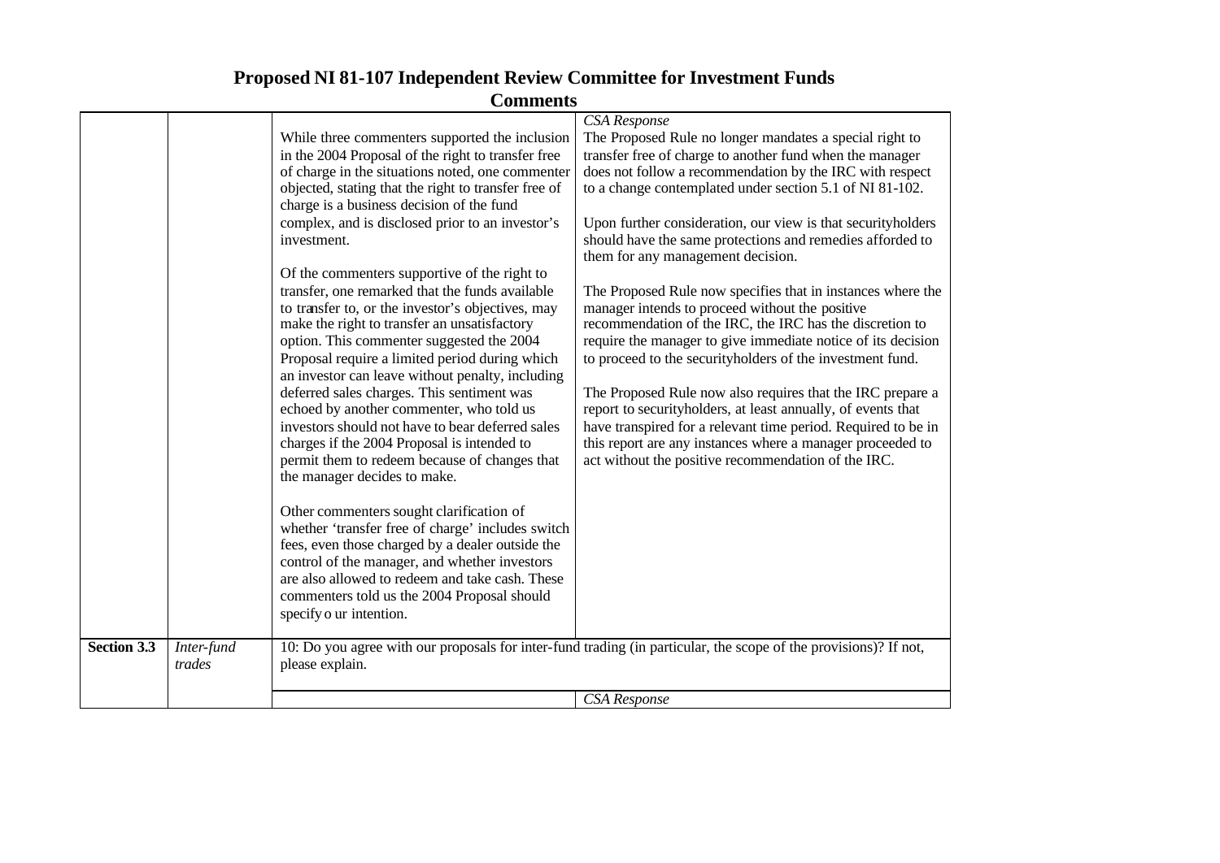# Proposed NI 81-107 Independent Review Committee for Investment Funds

## Comments

| | | | |
|---|---|---|---|
| | | While three commenters supported the inclusion in the 2004 Proposal of the right to transfer free of charge in the situations noted, one commenter objected, stating that the right to transfer free of charge is a business decision of the fund complex, and is disclosed prior to an investor's investment.<br><br>Of the commenters supportive of the right to transfer, one remarked that the funds available to transfer to, or the investor's objectives, may make the right to transfer an unsatisfactory option. This commenter suggested the 2004 Proposal require a limited period during which an investor can leave without penalty, including deferred sales charges. This sentiment was echoed by another commenter, who told us investors should not have to bear deferred sales charges if the 2004 Proposal is intended to permit them to redeem because of changes that the manager decides to make.<br><br>Other commenters sought clarification of whether 'transfer free of charge' includes switch fees, even those charged by a dealer outside the control of the manager, and whether investors are also allowed to redeem and take cash. These commenters told us the 2004 Proposal should specify our intention. | *CSA Response*<br>The Proposed Rule no longer mandates a special right to transfer free of charge to another fund when the manager does not follow a recommendation by the IRC with respect to a change contemplated under section 5.1 of NI 81-102.<br><br>Upon further consideration, our view is that securityholders should have the same protections and remedies afforded to them for any management decision.<br><br>The Proposed Rule now specifies that in instances where the manager intends to proceed without the positive recommendation of the IRC, the IRC has the discretion to require the manager to give immediate notice of its decision to proceed to the securityholders of the investment fund.<br><br>The Proposed Rule now also requires that the IRC prepare a report to securityholders, at least annually, of events that have transpired for a relevant time period. Required to be in this report are any instances where a manager proceeded to act without the positive recommendation of the IRC. |
| **Section 3.3** | *Inter-fund trades* | 10: Do you agree with our proposals for inter-fund trading (in particular, the scope of the provisions)? If not, please explain. | |
| | | | *CSA Response* |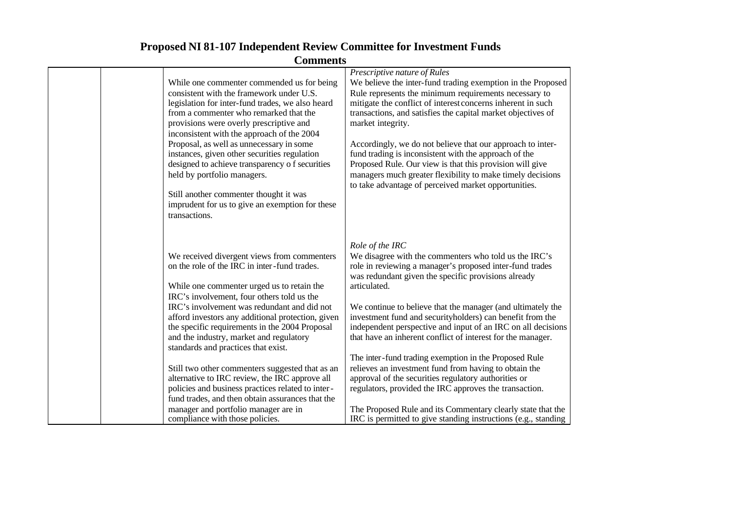# Proposed NI 81-107 Independent Review Committee for Investment Funds

## Comments

| | | | |
|---|---|---|---|
| | | While one commenter commended us for being consistent with the framework under U.S. legislation for inter-fund trades, we also heard from a commenter who remarked that the provisions were overly prescriptive and inconsistent with the approach of the 2004 Proposal, as well as unnecessary in some instances, given other securities regulation designed to achieve transparency o f securities held by portfolio managers.<br><br>Still another commenter thought it was imprudent for us to give an exemption for these transactions. | *Prescriptive nature of Rules*<br>We believe the inter-fund trading exemption in the Proposed Rule represents the minimum requirements necessary to mitigate the conflict of interest concerns inherent in such transactions, and satisfies the capital market objectives of market integrity.<br><br>Accordingly, we do not believe that our approach to inter-fund trading is inconsistent with the approach of the Proposed Rule. Our view is that this provision will give managers much greater flexibility to make timely decisions to take advantage of perceived market opportunities. |
| | | We received divergent views from commenters on the role of the IRC in inter-fund trades.<br><br>While one commenter urged us to retain the IRC's involvement, four others told us the IRC's involvement was redundant and did not afford investors any additional protection, given the specific requirements in the 2004 Proposal and the industry, market and regulatory standards and practices that exist.<br><br>Still two other commenters suggested that as an alternative to IRC review, the IRC approve all policies and business practices related to inter-fund trades, and then obtain assurances that the manager and portfolio manager are in compliance with those policies. | *Role of the IRC*<br>We disagree with the commenters who told us the IRC's role in reviewing a manager's proposed inter-fund trades was redundant given the specific provisions already articulated.<br><br>We continue to believe that the manager (and ultimately the investment fund and securityholders) can benefit from the independent perspective and input of an IRC on all decisions that have an inherent conflict of interest for the manager.<br><br>The inter-fund trading exemption in the Proposed Rule relieves an investment fund from having to obtain the approval of the securities regulatory authorities or regulators, provided the IRC approves the transaction.<br><br>The Proposed Rule and its Commentary clearly state that the IRC is permitted to give standing instructions (e.g., standing |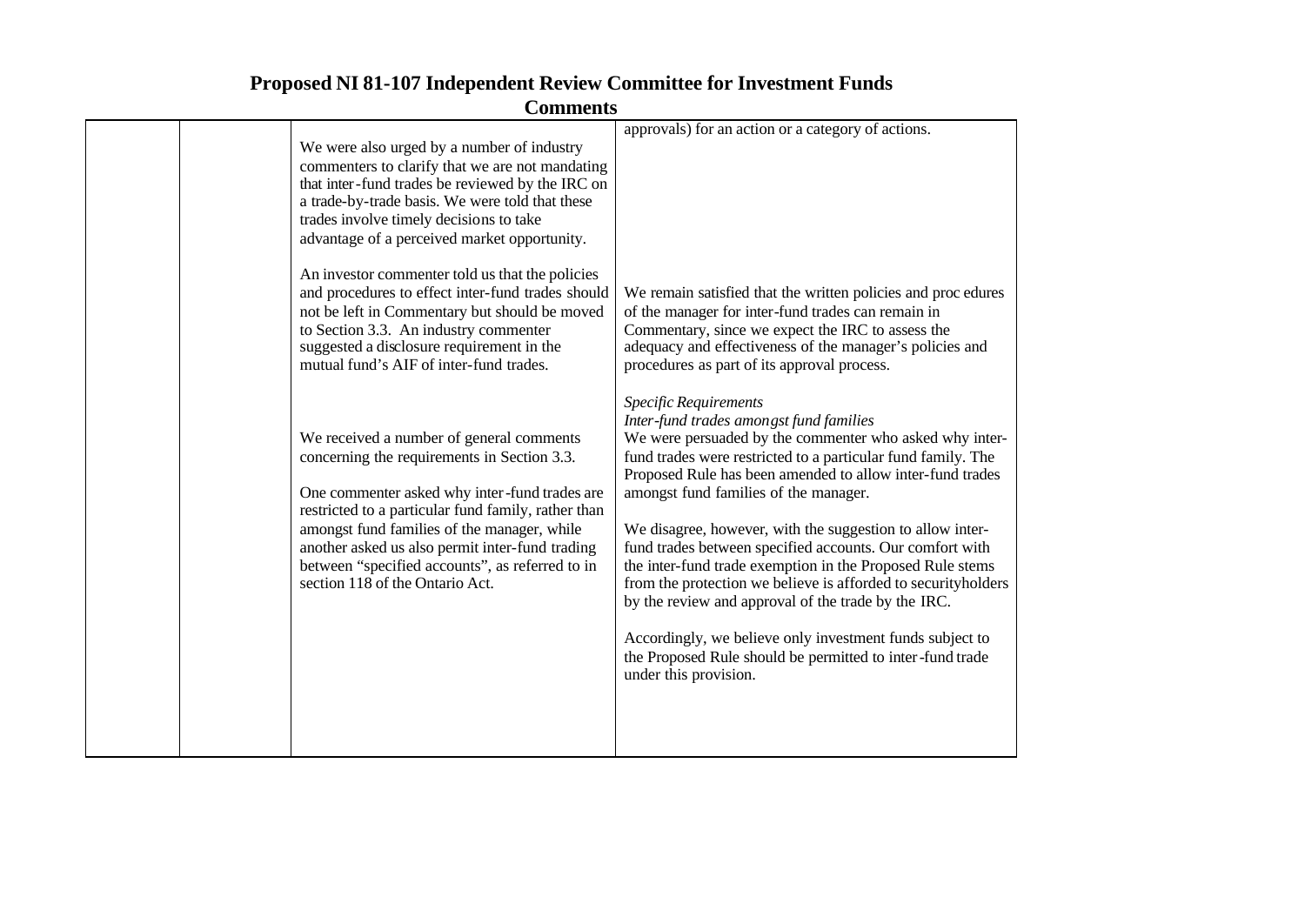# Proposed NI 81-107 Independent Review Committee for Investment Funds

## Comments

| | | | |
|---|---|---|---|
| | | We were also urged by a number of industry commenters to clarify that we are not mandating that inter-fund trades be reviewed by the IRC on a trade-by-trade basis. We were told that these trades involve timely decisions to take advantage of a perceived market opportunity.<br><br>An investor commenter told us that the policies and procedures to effect inter-fund trades should not be left in Commentary but should be moved to Section 3.3. An industry commenter suggested a disclosure requirement in the mutual fund's AIF of inter-fund trades. | approvals) for an action or a category of actions.<br><br>We remain satisfied that the written policies and procedures of the manager for inter-fund trades can remain in Commentary, since we expect the IRC to assess the adequacy and effectiveness of the manager's policies and procedures as part of its approval process. |
| | | We received a number of general comments concerning the requirements in Section 3.3.<br><br>One commenter asked why inter-fund trades are restricted to a particular fund family, rather than amongst fund families of the manager, while another asked us also permit inter-fund trading between "specified accounts", as referred to in section 118 of the Ontario Act. | *Specific Requirements*<br>*Inter-fund trades amongst fund families*<br>We were persuaded by the commenter who asked why inter-fund trades were restricted to a particular fund family. The Proposed Rule has been amended to allow inter-fund trades amongst fund families of the manager.<br><br>We disagree, however, with the suggestion to allow inter-fund trades between specified accounts. Our comfort with the inter-fund trade exemption in the Proposed Rule stems from the protection we believe is afforded to securityholders by the review and approval of the trade by the IRC.<br><br>Accordingly, we believe only investment funds subject to the Proposed Rule should be permitted to inter-fund trade under this provision. |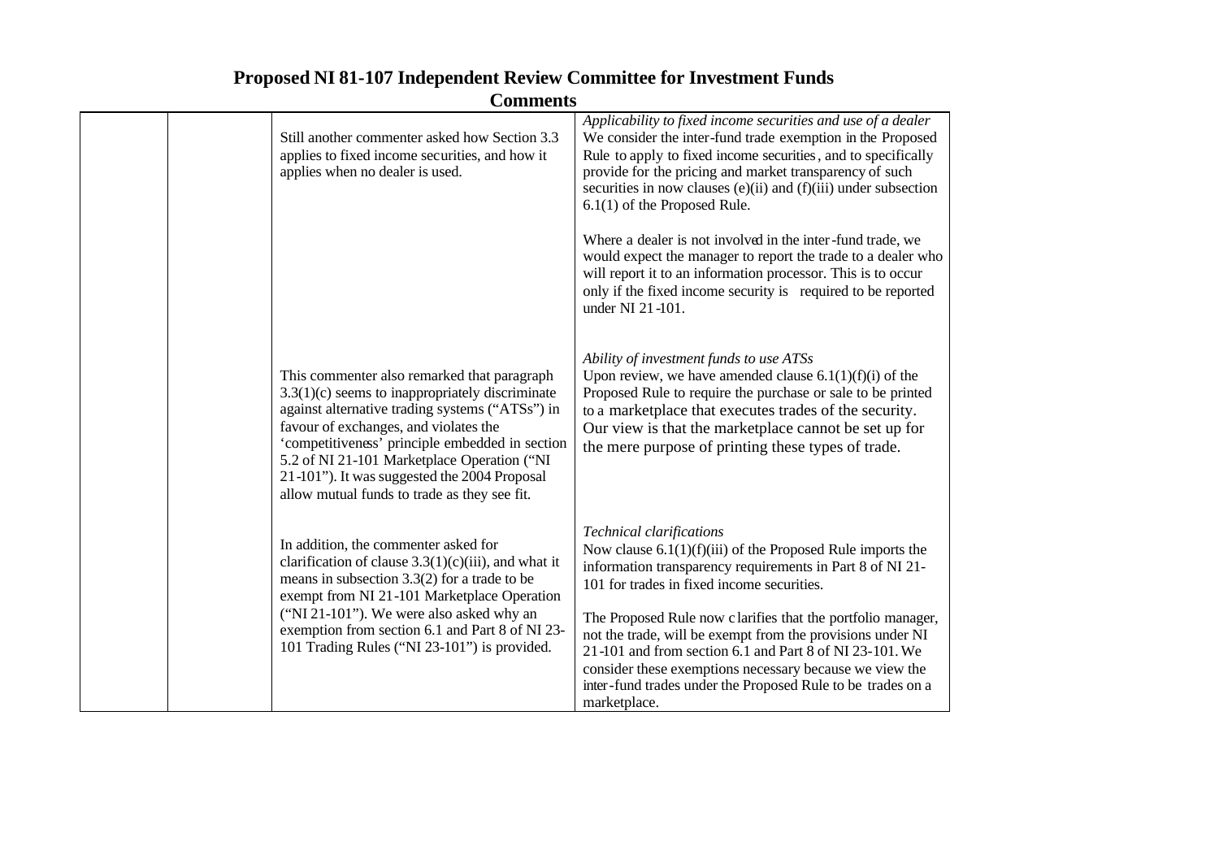# Proposed NI 81-107 Independent Review Committee for Investment Funds

## Comments

| | | | |
|---|---|---|---|
| | | Still another commenter asked how Section 3.3 applies to fixed income securities, and how it applies when no dealer is used. | *Applicability to fixed income securities and use of a dealer*<br>We consider the inter-fund trade exemption in the Proposed Rule to apply to fixed income securities, and to specifically provide for the pricing and market transparency of such securities in now clauses (e)(ii) and (f)(iii) under subsection 6.1(1) of the Proposed Rule.<br><br>Where a dealer is not involved in the inter-fund trade, we would expect the manager to report the trade to a dealer who will report it to an information processor. This is to occur only if the fixed income security is required to be reported under NI 21-101. |
| | | This commenter also remarked that paragraph 3.3(1)(c) seems to inappropriately discriminate against alternative trading systems ("ATSs") in favour of exchanges, and violates the 'competitiveness' principle embedded in section 5.2 of NI 21-101 Marketplace Operation ("NI 21-101"). It was suggested the 2004 Proposal allow mutual funds to trade as they see fit. | *Ability of investment funds to use ATSs*<br>Upon review, we have amended clause 6.1(1)(f)(i) of the Proposed Rule to require the purchase or sale to be printed to a marketplace that executes trades of the security. Our view is that the marketplace cannot be set up for the mere purpose of printing these types of trade. |
| | | In addition, the commenter asked for clarification of clause 3.3(1)(c)(iii), and what it means in subsection 3.3(2) for a trade to be exempt from NI 21-101 Marketplace Operation ("NI 21-101"). We were also asked why an exemption from section 6.1 and Part 8 of NI 23-101 Trading Rules ("NI 23-101") is provided. | *Technical clarifications*<br>Now clause 6.1(1)(f)(iii) of the Proposed Rule imports the information transparency requirements in Part 8 of NI 21-101 for trades in fixed income securities.<br><br>The Proposed Rule now clarifies that the portfolio manager, not the trade, will be exempt from the provisions under NI 21-101 and from section 6.1 and Part 8 of NI 23-101. We consider these exemptions necessary because we view the inter-fund trades under the Proposed Rule to be trades on a marketplace. |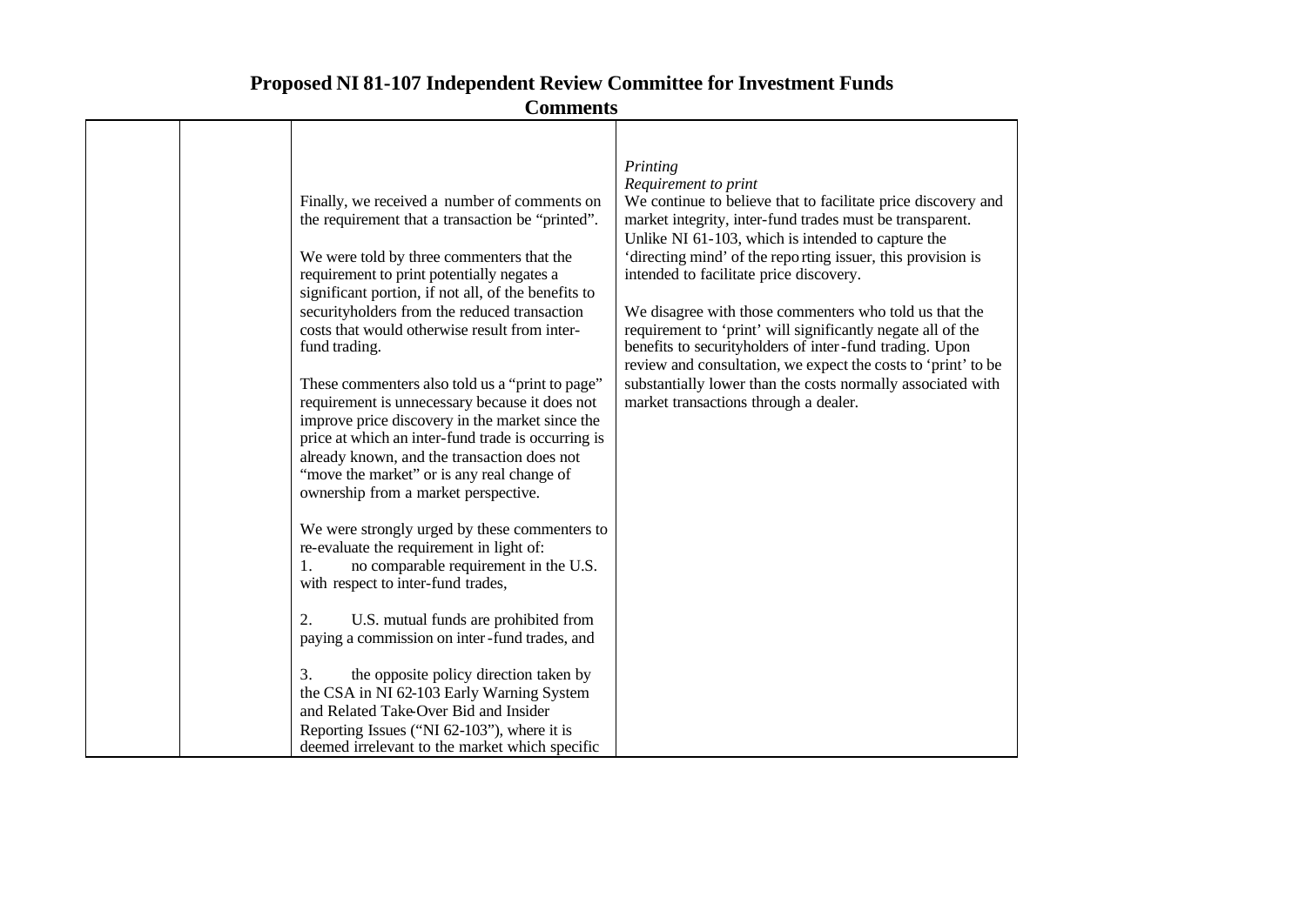# Proposed NI 81-107 Independent Review Committee for Investment Funds

## Comments

| | | | |
|---|---|---|---|
| | | Finally, we received a number of comments on the requirement that a transaction be "printed".<br><br>We were told by three commenters that the requirement to print potentially negates a significant portion, if not all, of the benefits to securityholders from the reduced transaction costs that would otherwise result from inter-fund trading.<br><br>These commenters also told us a "print to page" requirement is unnecessary because it does not improve price discovery in the market since the price at which an inter-fund trade is occurring is already known, and the transaction does not "move the market" or is any real change of ownership from a market perspective.<br><br>We were strongly urged by these commenters to re-evaluate the requirement in light of:<br>1. no comparable requirement in the U.S. with respect to inter-fund trades,<br><br>2. U.S. mutual funds are prohibited from paying a commission on inter-fund trades, and<br><br>3. the opposite policy direction taken by the CSA in NI 62-103 Early Warning System and Related Take-Over Bid and Insider Reporting Issues ("NI 62-103"), where it is deemed irrelevant to the market which specific | *Printing*<br>*Requirement to print*<br>We continue to believe that to facilitate price discovery and market integrity, inter-fund trades must be transparent. Unlike NI 61-103, which is intended to capture the 'directing mind' of the reporting issuer, this provision is intended to facilitate price discovery.<br><br>We disagree with those commenters who told us that the requirement to 'print' will significantly negate all of the benefits to securityholders of inter-fund trading. Upon review and consultation, we expect the costs to 'print' to be substantially lower than the costs normally associated with market transactions through a dealer. |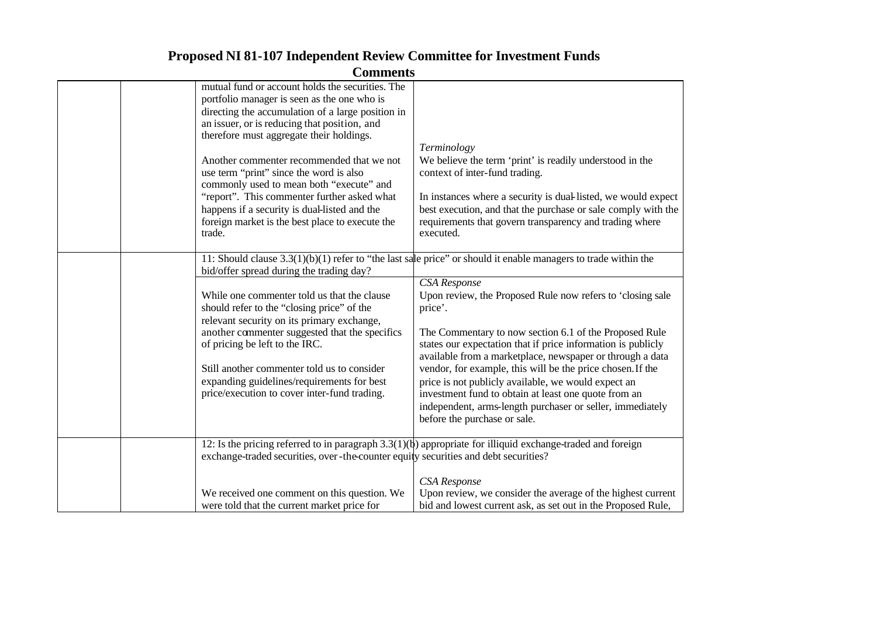# Proposed NI 81-107 Independent Review Committee for Investment Funds

## Comments

| | | | |
|---|---|---|---|
| | | mutual fund or account holds the securities. The portfolio manager is seen as the one who is directing the accumulation of a large position in an issuer, or is reducing that position, and therefore must aggregate their holdings.<br><br>Another commenter recommended that we not use term "print" since the word is also commonly used to mean both "execute" and "report". This commenter further asked what happens if a security is dual-listed and the foreign market is the best place to execute the trade. | *Terminology*<br>We believe the term 'print' is readily understood in the context of inter-fund trading.<br><br>In instances where a security is dual-listed, we would expect best execution, and that the purchase or sale comply with the requirements that govern transparency and trading where executed. |
| | | 11: Should clause 3.3(1)(b)(1) refer to "the last sale price" or should it enable managers to trade within the bid/offer spread during the trading day? | |
| | | While one commenter told us that the clause should refer to the "closing price" of the relevant security on its primary exchange, another commenter suggested that the specifics of pricing be left to the IRC.<br><br>Still another commenter told us to consider expanding guidelines/requirements for best price/execution to cover inter-fund trading. | *CSA Response*<br>Upon review, the Proposed Rule now refers to 'closing sale price'.<br><br>The Commentary to now section 6.1 of the Proposed Rule states our expectation that if price information is publicly available from a marketplace, newspaper or through a data vendor, for example, this will be the price chosen. If the price is not publicly available, we would expect an investment fund to obtain at least one quote from an independent, arms-length purchaser or seller, immediately before the purchase or sale. |
| | | 12: Is the pricing referred to in paragraph 3.3(1)(b) appropriate for illiquid exchange-traded and foreign exchange-traded securities, over-the-counter equity securities and debt securities? | |
| | | We received one comment on this question. We were told that the current market price for | *CSA Response*<br>Upon review, we consider the average of the highest current bid and lowest current ask, as set out in the Proposed Rule, |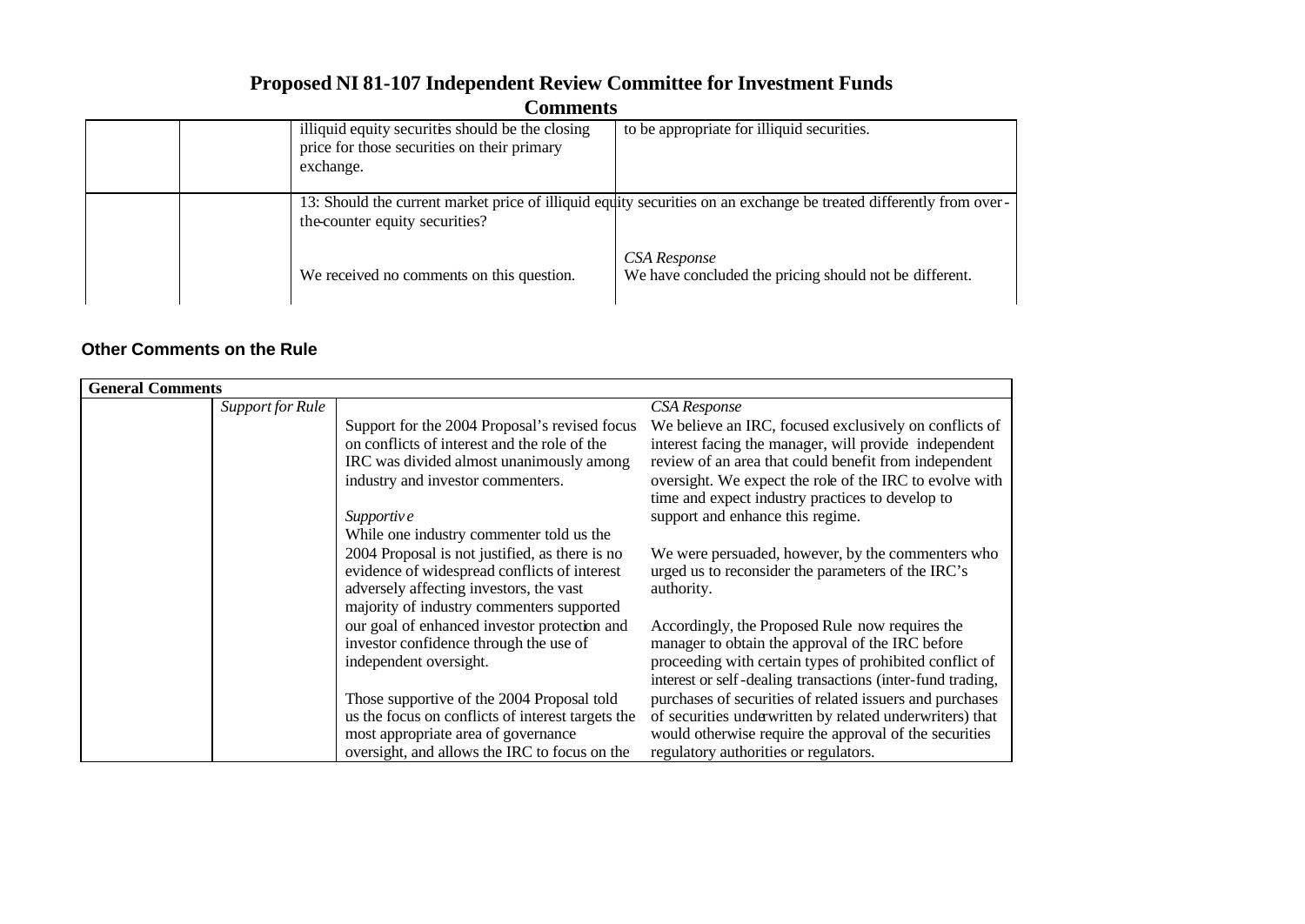# Proposed NI 81-107 Independent Review Committee for Investment Funds

## Comments

| | | | |
|---|---|---|---|
| | | illiquid equity securities should be the closing price for those securities on their primary exchange. | to be appropriate for illiquid securities. |
| | | 13: Should the current market price of illiquid equity securities on an exchange be treated differently from over-the-counter equity securities? | |
| | | We received no comments on this question. | *CSA Response*<br>We have concluded the pricing should not be different. |

### Other Comments on the Rule

| General Comments | | | |
|---|---|---|---|
| | *Support for Rule* | Support for the 2004 Proposal's revised focus on conflicts of interest and the role of the IRC was divided almost unanimously among industry and investor commenters.<br><br>*Supportive*<br>While one industry commenter told us the 2004 Proposal is not justified, as there is no evidence of widespread conflicts of interest adversely affecting investors, the vast majority of industry commenters supported our goal of enhanced investor protection and investor confidence through the use of independent oversight.<br><br>Those supportive of the 2004 Proposal told us the focus on conflicts of interest targets the most appropriate area of governance oversight, and allows the IRC to focus on the | *CSA Response*<br>We believe an IRC, focused exclusively on conflicts of interest facing the manager, will provide independent review of an area that could benefit from independent oversight. We expect the role of the IRC to evolve with time and expect industry practices to develop to support and enhance this regime.<br><br>We were persuaded, however, by the commenters who urged us to reconsider the parameters of the IRC's authority.<br><br>Accordingly, the Proposed Rule now requires the manager to obtain the approval of the IRC before proceeding with certain types of prohibited conflict of interest or self-dealing transactions (inter-fund trading, purchases of securities of related issuers and purchases of securities underwritten by related underwriters) that would otherwise require the approval of the securities regulatory authorities or regulators. |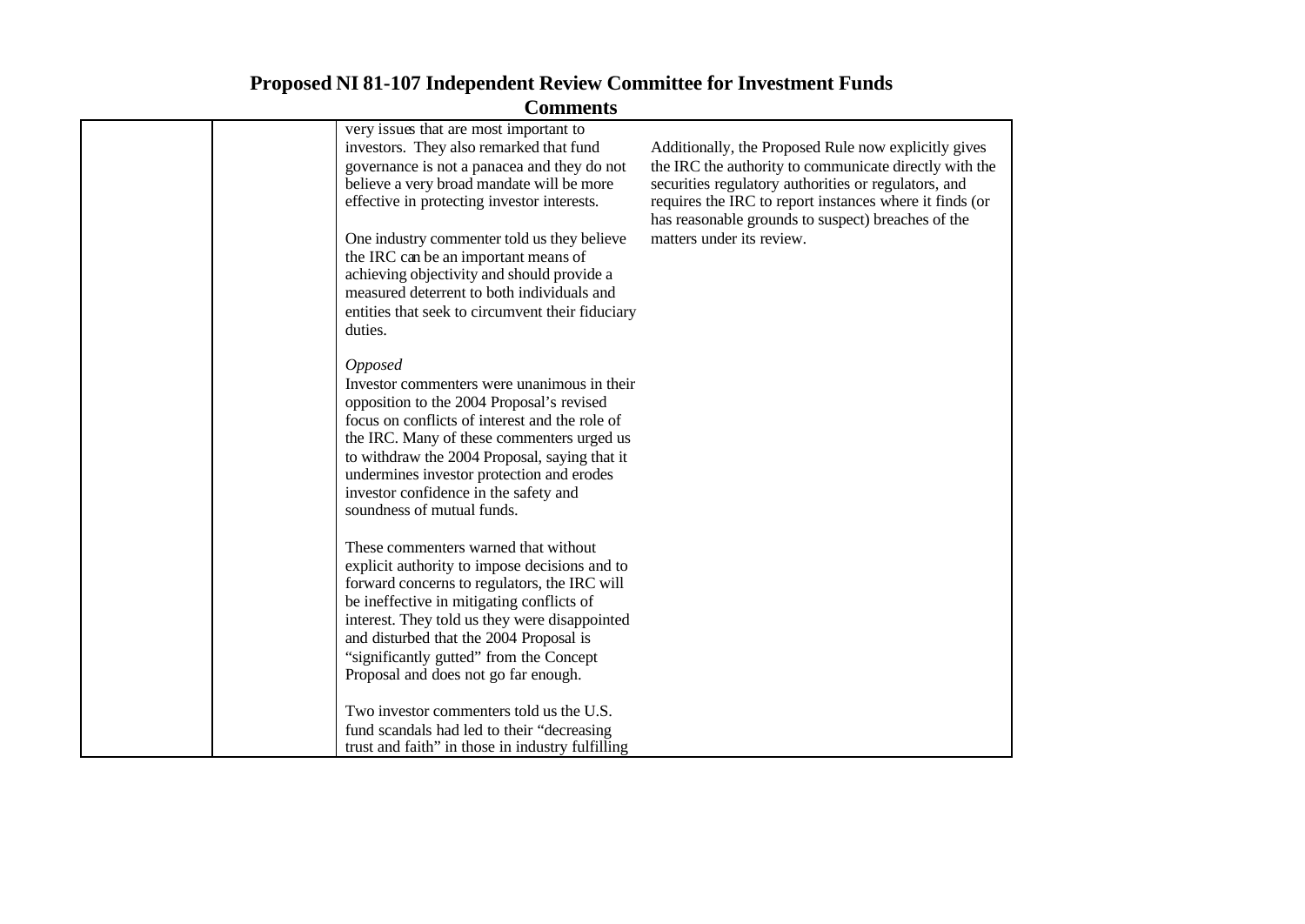# Proposed NI 81-107 Independent Review Committee for Investment Funds

## Comments

| | | | |
|---|---|---|---|
| | | very issues that are most important to investors. They also remarked that fund governance is not a panacea and they do not believe a very broad mandate will be more effective in protecting investor interests.<br><br>One industry commenter told us they believe the IRC can be an important means of achieving objectivity and should provide a measured deterrent to both individuals and entities that seek to circumvent their fiduciary duties.<br><br>*Opposed*<br>Investor commenters were unanimous in their opposition to the 2004 Proposal's revised focus on conflicts of interest and the role of the IRC. Many of these commenters urged us to withdraw the 2004 Proposal, saying that it undermines investor protection and erodes investor confidence in the safety and soundness of mutual funds.<br><br>These commenters warned that without explicit authority to impose decisions and to forward concerns to regulators, the IRC will be ineffective in mitigating conflicts of interest. They told us they were disappointed and disturbed that the 2004 Proposal is "significantly gutted" from the Concept Proposal and does not go far enough.<br><br>Two investor commenters told us the U.S. fund scandals had led to their "decreasing trust and faith" in those in industry fulfilling | Additionally, the Proposed Rule now explicitly gives the IRC the authority to communicate directly with the securities regulatory authorities or regulators, and requires the IRC to report instances where it finds (or has reasonable grounds to suspect) breaches of the matters under its review. |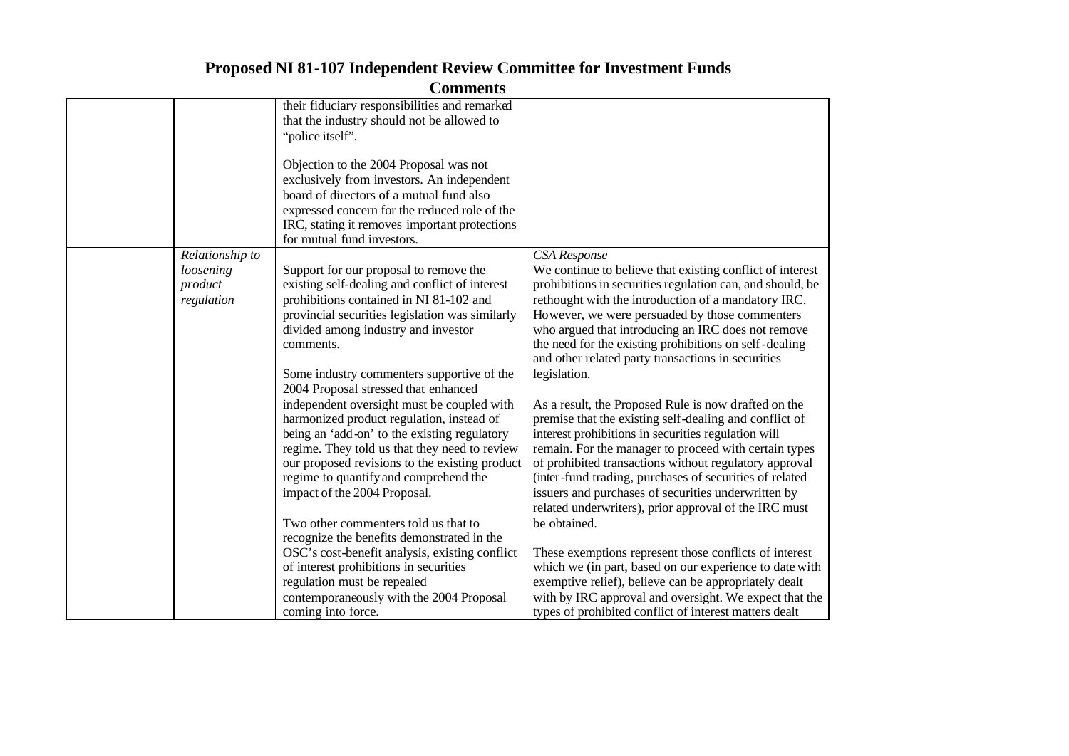# Proposed NI 81-107 Independent Review Committee for Investment Funds

## Comments

| | | | |
|---|---|---|---|
| | | their fiduciary responsibilities and remarked that the industry should not be allowed to "police itself".<br><br>Objection to the 2004 Proposal was not exclusively from investors. An independent board of directors of a mutual fund also expressed concern for the reduced role of the IRC, stating it removes important protections for mutual fund investors. | |
| | *Relationship to loosening product regulation* | Support for our proposal to remove the existing self-dealing and conflict of interest prohibitions contained in NI 81-102 and provincial securities legislation was similarly divided among industry and investor comments.<br><br>Some industry commenters supportive of the 2004 Proposal stressed that enhanced independent oversight must be coupled with harmonized product regulation, instead of being an 'add-on' to the existing regulatory regime. They told us that they need to review our proposed revisions to the existing product regime to quantify and comprehend the impact of the 2004 Proposal.<br><br>Two other commenters told us that to recognize the benefits demonstrated in the OSC's cost-benefit analysis, existing conflict of interest prohibitions in securities regulation must be repealed contemporaneously with the 2004 Proposal coming into force. | *CSA Response*<br>We continue to believe that existing conflict of interest prohibitions in securities regulation can, and should, be rethought with the introduction of a mandatory IRC. However, we were persuaded by those commenters who argued that introducing an IRC does not remove the need for the existing prohibitions on self-dealing and other related party transactions in securities legislation.<br><br>As a result, the Proposed Rule is now drafted on the premise that the existing self-dealing and conflict of interest prohibitions in securities regulation will remain. For the manager to proceed with certain types of prohibited transactions without regulatory approval (inter-fund trading, purchases of securities of related issuers and purchases of securities underwritten by related underwriters), prior approval of the IRC must be obtained.<br><br>These exemptions represent those conflicts of interest which we (in part, based on our experience to date with exemptive relief), believe can be appropriately dealt with by IRC approval and oversight. We expect that the types of prohibited conflict of interest matters dealt |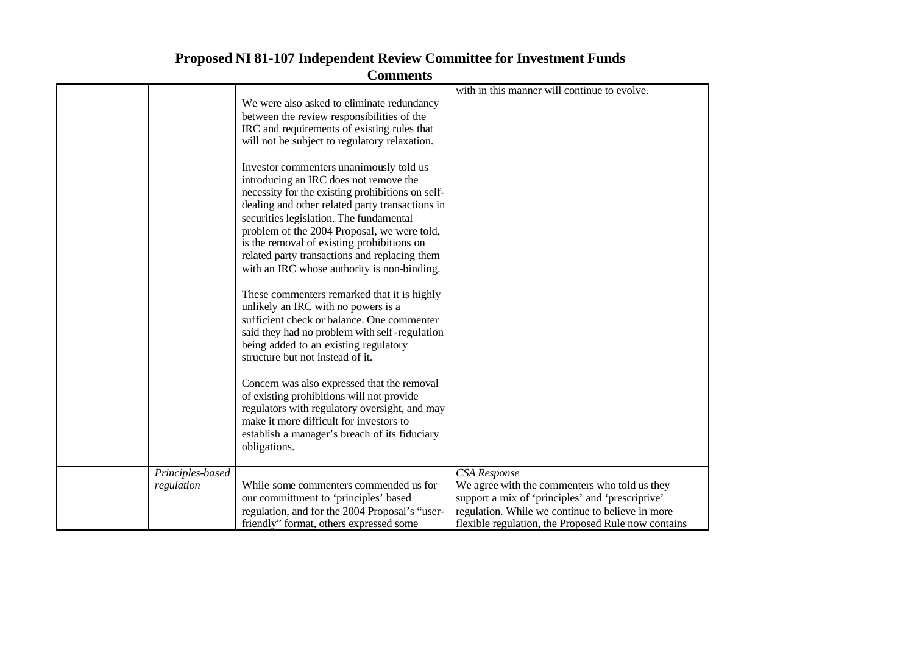# Proposed NI 81-107 Independent Review Committee for Investment Funds

## Comments

| | | | |
|---|---|---|---|
| | | We were also asked to eliminate redundancy between the review responsibilities of the IRC and requirements of existing rules that will not be subject to regulatory relaxation.<br><br>Investor commenters unanimously told us introducing an IRC does not remove the necessity for the existing prohibitions on self-dealing and other related party transactions in securities legislation. The fundamental problem of the 2004 Proposal, we were told, is the removal of existing prohibitions on related party transactions and replacing them with an IRC whose authority is non-binding.<br><br>These commenters remarked that it is highly unlikely an IRC with no powers is a sufficient check or balance. One commenter said they had no problem with self-regulation being added to an existing regulatory structure but not instead of it.<br><br>Concern was also expressed that the removal of existing prohibitions will not provide regulators with regulatory oversight, and may make it more difficult for investors to establish a manager's breach of its fiduciary obligations. | with in this manner will continue to evolve. |
| | *Principles-based regulation* | While some commenters commended us for our committment to 'principles' based regulation, and for the 2004 Proposal's "user-friendly" format, others expressed some | *CSA Response*<br>We agree with the commenters who told us they support a mix of 'principles' and 'prescriptive' regulation. While we continue to believe in more flexible regulation, the Proposed Rule now contains |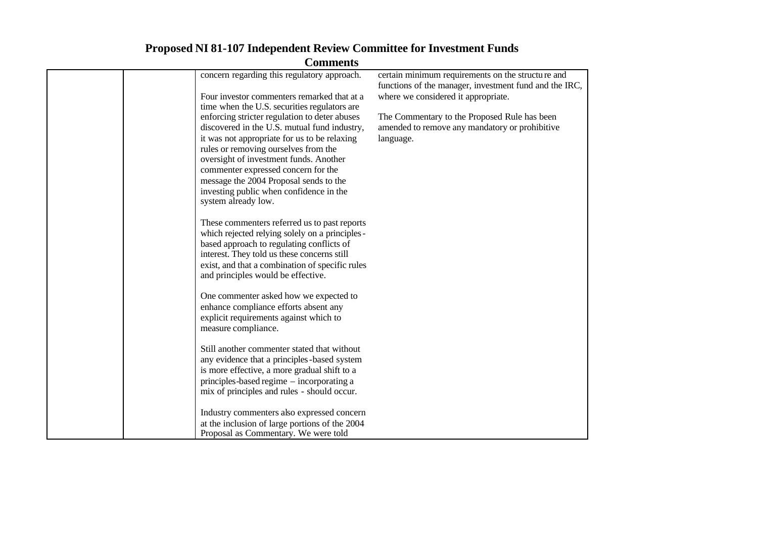# Proposed NI 81-107 Independent Review Committee for Investment Funds

## Comments

| | | | |
|---|---|---|---|
| | | concern regarding this regulatory approach.<br><br>Four investor commenters remarked that at a time when the U.S. securities regulators are enforcing stricter regulation to deter abuses discovered in the U.S. mutual fund industry, it was not appropriate for us to be relaxing rules or removing ourselves from the oversight of investment funds. Another commenter expressed concern for the message the 2004 Proposal sends to the investing public when confidence in the system already low.<br><br>These commenters referred us to past reports which rejected relying solely on a principles-based approach to regulating conflicts of interest. They told us these concerns still exist, and that a combination of specific rules and principles would be effective.<br><br>One commenter asked how we expected to enhance compliance efforts absent any explicit requirements against which to measure compliance.<br><br>Still another commenter stated that without any evidence that a principles-based system is more effective, a more gradual shift to a principles-based regime – incorporating a mix of principles and rules - should occur.<br><br>Industry commenters also expressed concern at the inclusion of large portions of the 2004 Proposal as Commentary. We were told | certain minimum requirements on the structure and functions of the manager, investment fund and the IRC, where we considered it appropriate.<br><br>The Commentary to the Proposed Rule has been amended to remove any mandatory or prohibitive language. |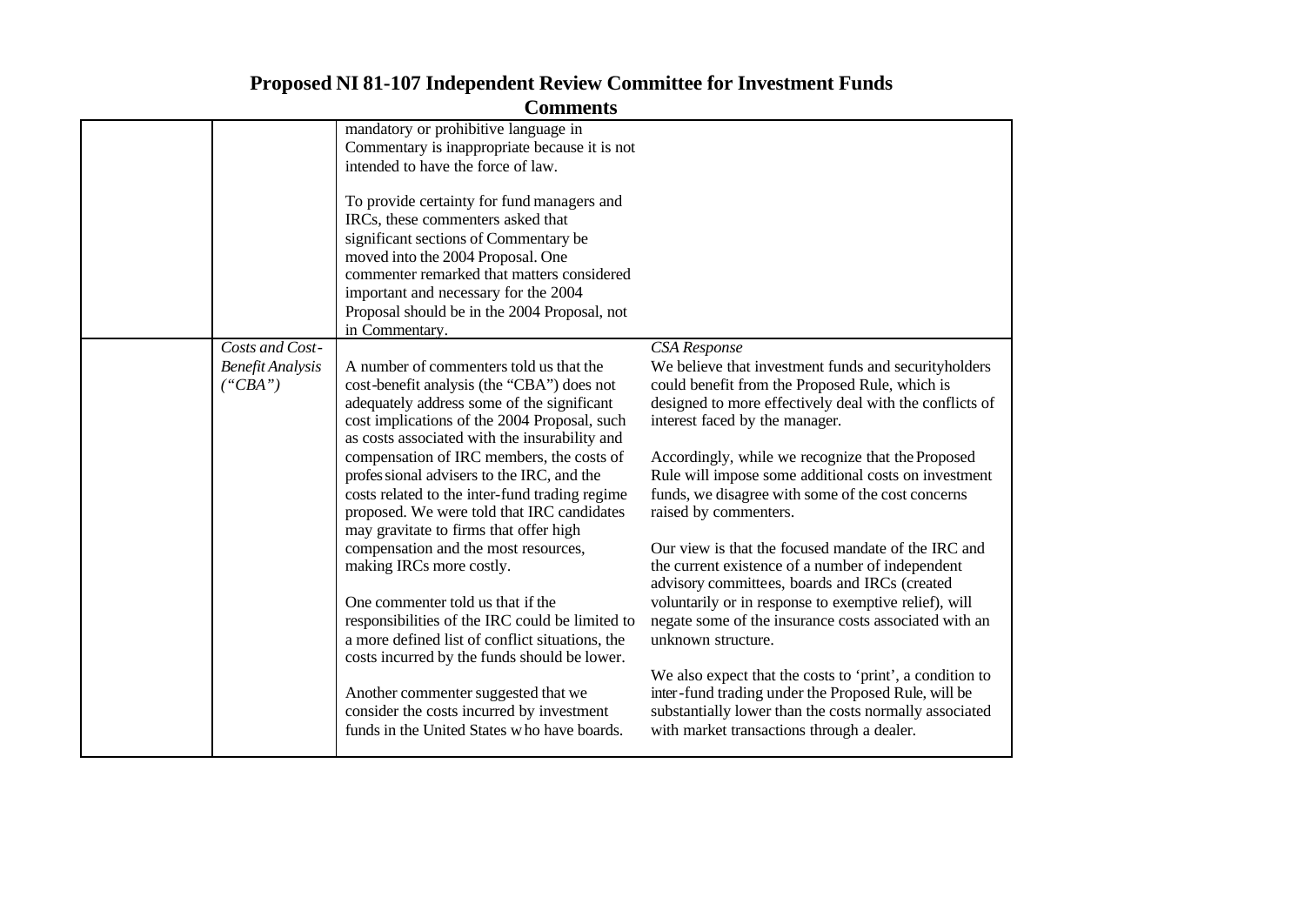# Proposed NI 81-107 Independent Review Committee for Investment Funds

## Comments

| | | | |
|---|---|---|---|
| | | mandatory or prohibitive language in Commentary is inappropriate because it is not intended to have the force of law.<br><br>To provide certainty for fund managers and IRCs, these commenters asked that significant sections of Commentary be moved into the 2004 Proposal. One commenter remarked that matters considered important and necessary for the 2004 Proposal should be in the 2004 Proposal, not in Commentary. | |
| | *Costs and Cost-Benefit Analysis ("CBA")* | A number of commenters told us that the cost-benefit analysis (the "CBA") does not adequately address some of the significant cost implications of the 2004 Proposal, such as costs associated with the insurability and compensation of IRC members, the costs of professional advisers to the IRC, and the costs related to the inter-fund trading regime proposed. We were told that IRC candidates may gravitate to firms that offer high compensation and the most resources, making IRCs more costly.<br><br>One commenter told us that if the responsibilities of the IRC could be limited to a more defined list of conflict situations, the costs incurred by the funds should be lower.<br><br>Another commenter suggested that we consider the costs incurred by investment funds in the United States who have boards. | *CSA Response*<br>We believe that investment funds and securityholders could benefit from the Proposed Rule, which is designed to more effectively deal with the conflicts of interest faced by the manager.<br><br>Accordingly, while we recognize that the Proposed Rule will impose some additional costs on investment funds, we disagree with some of the cost concerns raised by commenters.<br><br>Our view is that the focused mandate of the IRC and the current existence of a number of independent advisory committees, boards and IRCs (created voluntarily or in response to exemptive relief), will negate some of the insurance costs associated with an unknown structure.<br><br>We also expect that the costs to 'print', a condition to inter-fund trading under the Proposed Rule, will be substantially lower than the costs normally associated with market transactions through a dealer. |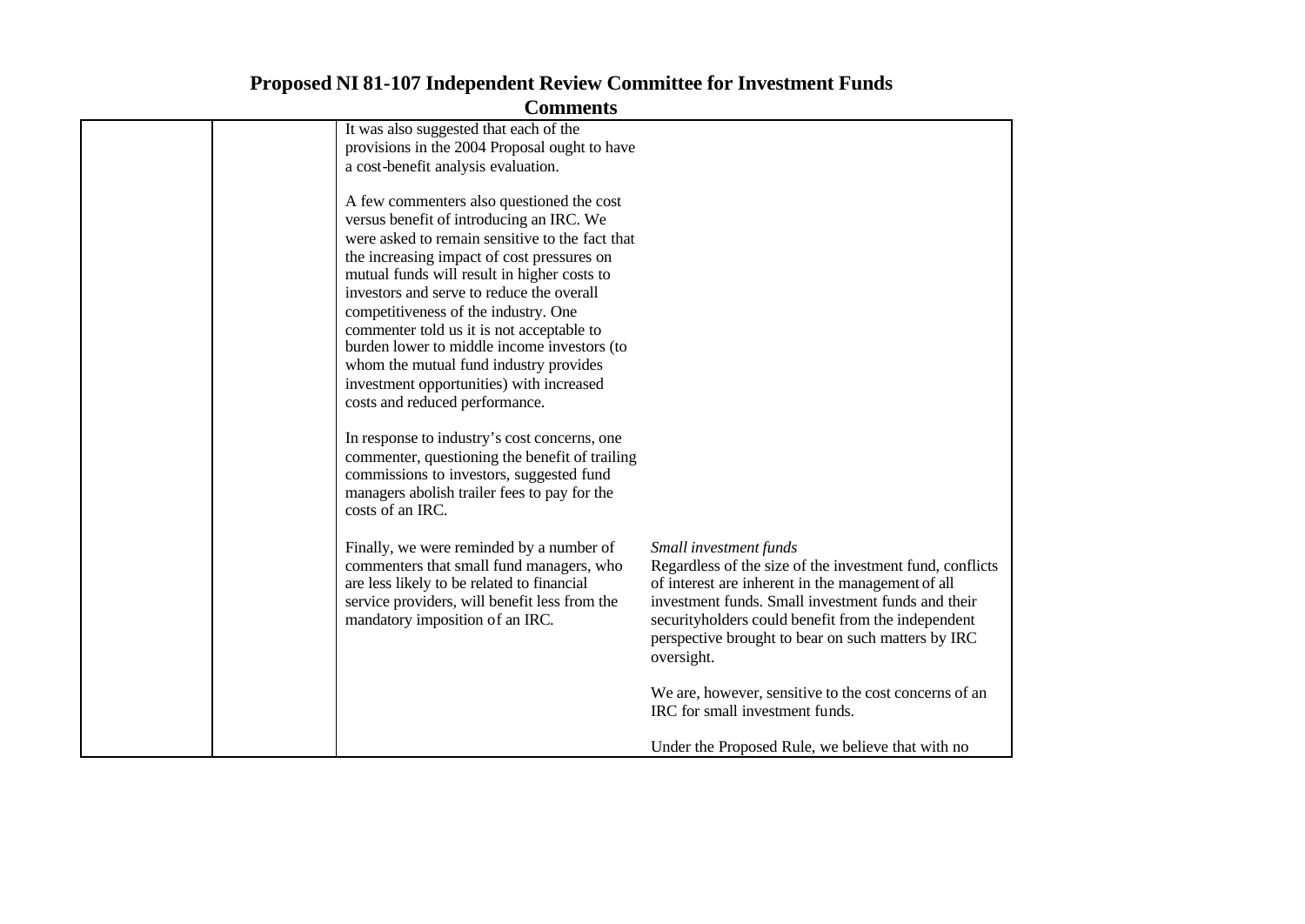# Proposed NI 81-107 Independent Review Committee for Investment Funds

## Comments

| | | | |
|---|---|---|---|
| | | It was also suggested that each of the provisions in the 2004 Proposal ought to have a cost-benefit analysis evaluation.<br><br>A few commenters also questioned the cost versus benefit of introducing an IRC. We were asked to remain sensitive to the fact that the increasing impact of cost pressures on mutual funds will result in higher costs to investors and serve to reduce the overall competitiveness of the industry. One commenter told us it is not acceptable to burden lower to middle income investors (to whom the mutual fund industry provides investment opportunities) with increased costs and reduced performance.<br><br>In response to industry's cost concerns, one commenter, questioning the benefit of trailing commissions to investors, suggested fund managers abolish trailer fees to pay for the costs of an IRC. | |
| | | Finally, we were reminded by a number of commenters that small fund managers, who are less likely to be related to financial service providers, will benefit less from the mandatory imposition of an IRC. | *Small investment funds*<br>Regardless of the size of the investment fund, conflicts of interest are inherent in the management of all investment funds. Small investment funds and their securityholders could benefit from the independent perspective brought to bear on such matters by IRC oversight.<br><br>We are, however, sensitive to the cost concerns of an IRC for small investment funds.<br><br>Under the Proposed Rule, we believe that with no |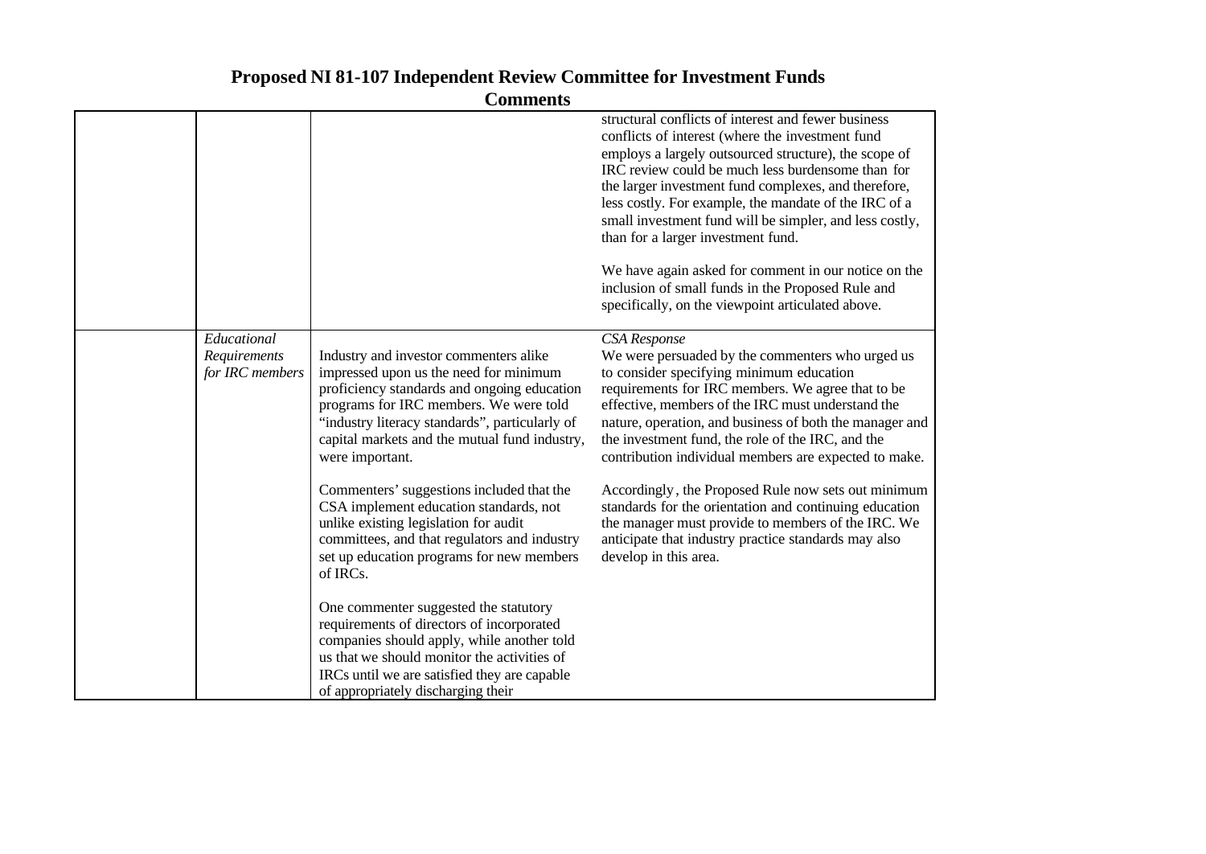# Proposed NI 81-107 Independent Review Committee for Investment Funds

## Comments

| | | | |
|---|---|---|---|
| | | | structural conflicts of interest and fewer business conflicts of interest (where the investment fund employs a largely outsourced structure), the scope of IRC review could be much less burdensome than for the larger investment fund complexes, and therefore, less costly. For example, the mandate of the IRC of a small investment fund will be simpler, and less costly, than for a larger investment fund.<br><br>We have again asked for comment in our notice on the inclusion of small funds in the Proposed Rule and specifically, on the viewpoint articulated above. |
| | *Educational Requirements for IRC members* | Industry and investor commenters alike impressed upon us the need for minimum proficiency standards and ongoing education programs for IRC members. We were told "industry literacy standards", particularly of capital markets and the mutual fund industry, were important.<br><br>Commenters' suggestions included that the CSA implement education standards, not unlike existing legislation for audit committees, and that regulators and industry set up education programs for new members of IRCs.<br><br>One commenter suggested the statutory requirements of directors of incorporated companies should apply, while another told us that we should monitor the activities of IRCs until we are satisfied they are capable of appropriately discharging their | *CSA Response*<br>We were persuaded by the commenters who urged us to consider specifying minimum education requirements for IRC members. We agree that to be effective, members of the IRC must understand the nature, operation, and business of both the manager and the investment fund, the role of the IRC, and the contribution individual members are expected to make.<br><br>Accordingly, the Proposed Rule now sets out minimum standards for the orientation and continuing education the manager must provide to members of the IRC. We anticipate that industry practice standards may also develop in this area. |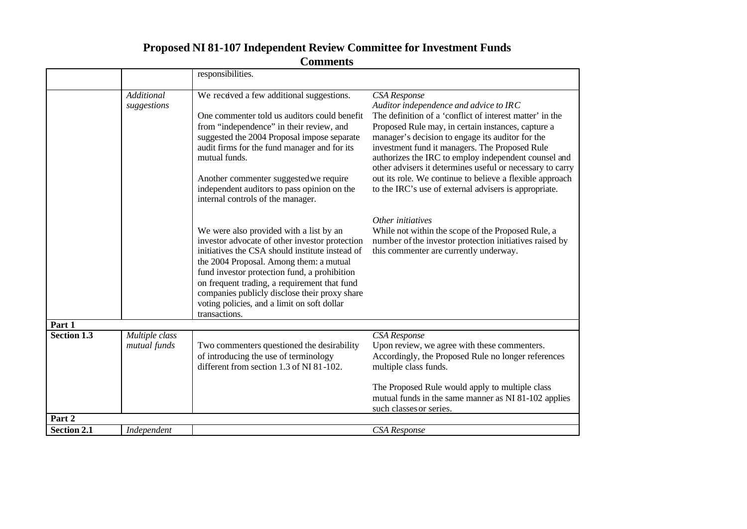# Proposed NI 81-107 Independent Review Committee for Investment Funds

## Comments

| | | | |
|---|---|---|---|
| | | responsibilities. | |
| | *Additional suggestions* | We received a few additional suggestions.<br><br>One commenter told us auditors could benefit from "independence" in their review, and suggested the 2004 Proposal impose separate audit firms for the fund manager and for its mutual funds.<br><br>Another commenter suggested we require independent auditors to pass opinion on the internal controls of the manager.<br><br>We were also provided with a list by an investor advocate of other investor protection initiatives the CSA should institute instead of the 2004 Proposal. Among them: a mutual fund investor protection fund, a prohibition on frequent trading, a requirement that fund companies publicly disclose their proxy share voting policies, and a limit on soft dollar transactions. | *CSA Response*<br>*Auditor independence and advice to IRC*<br>The definition of a 'conflict of interest matter' in the Proposed Rule may, in certain instances, capture a manager's decision to engage its auditor for the investment fund it managers. The Proposed Rule authorizes the IRC to employ independent counsel and other advisers it determines useful or necessary to carry out its role. We continue to believe a flexible approach to the IRC's use of external advisers is appropriate.<br><br>*Other initiatives*<br>While not within the scope of the Proposed Rule, a number of the investor protection initiatives raised by this commenter are currently underway. |
| **Part 1** | | | |
| **Section 1.3** | *Multiple class mutual funds* | Two commenters questioned the desirability of introducing the use of terminology different from section 1.3 of NI 81-102. | *CSA Response*<br>Upon review, we agree with these commenters. Accordingly, the Proposed Rule no longer references multiple class funds.<br><br>The Proposed Rule would apply to multiple class mutual funds in the same manner as NI 81-102 applies such classes or series. |
| **Part 2** | | | |
| **Section 2.1** | *Independent* | | *CSA Response* |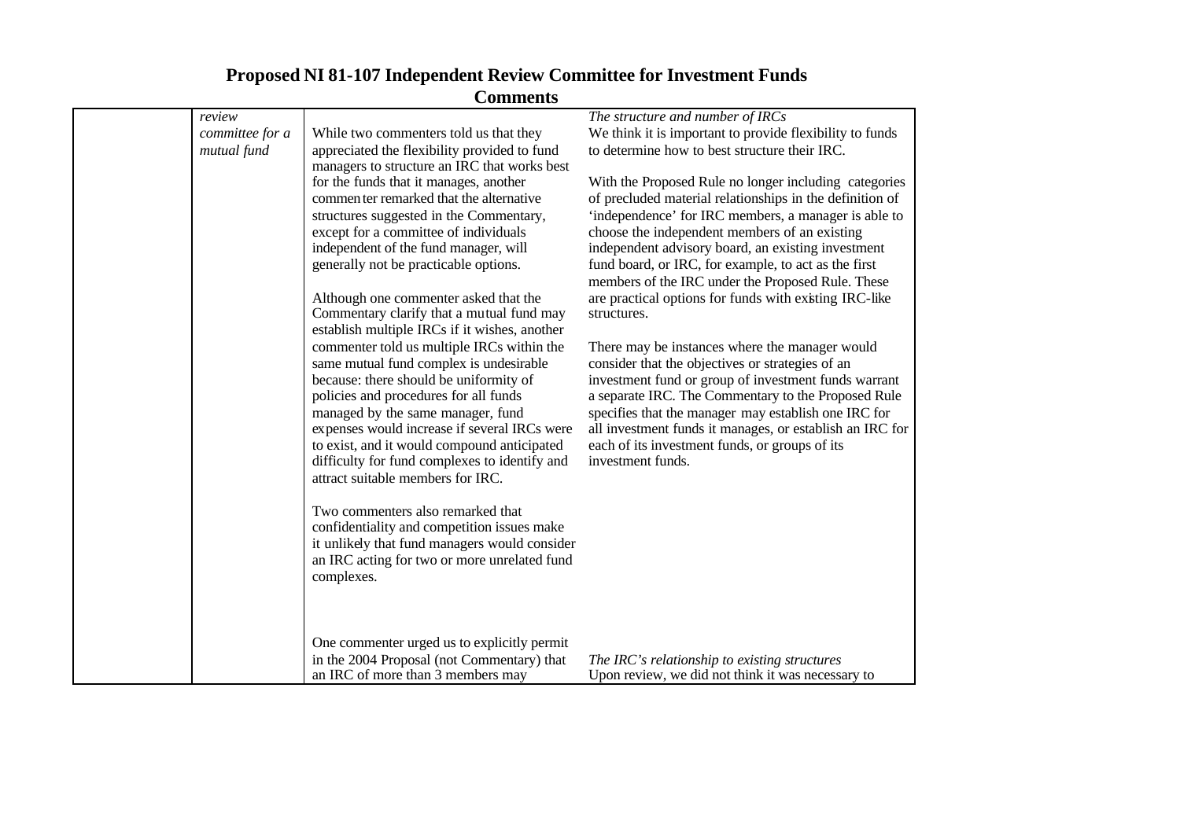# Proposed NI 81-107 Independent Review Committee for Investment Funds

## Comments

| | | | |
|---|---|---|---|
| | *review committee for a mutual fund* | While two commenters told us that they appreciated the flexibility provided to fund managers to structure an IRC that works best for the funds that it manages, another commenter remarked that the alternative structures suggested in the Commentary, except for a committee of individuals independent of the fund manager, will generally not be practicable options.<br><br>Although one commenter asked that the Commentary clarify that a mutual fund may establish multiple IRCs if it wishes, another commenter told us multiple IRCs within the same mutual fund complex is undesirable because: there should be uniformity of policies and procedures for all funds managed by the same manager, fund expenses would increase if several IRCs were to exist, and it would compound anticipated difficulty for fund complexes to identify and attract suitable members for IRC.<br><br>Two commenters also remarked that confidentiality and competition issues make it unlikely that fund managers would consider an IRC acting for two or more unrelated fund complexes. | *The structure and number of IRCs*<br>We think it is important to provide flexibility to funds to determine how to best structure their IRC.<br><br>With the Proposed Rule no longer including categories of precluded material relationships in the definition of 'independence' for IRC members, a manager is able to choose the independent members of an existing independent advisory board, an existing investment fund board, or IRC, for example, to act as the first members of the IRC under the Proposed Rule. These are practical options for funds with existing IRC-like structures.<br><br>There may be instances where the manager would consider that the objectives or strategies of an investment fund or group of investment funds warrant a separate IRC. The Commentary to the Proposed Rule specifies that the manager may establish one IRC for all investment funds it manages, or establish an IRC for each of its investment funds, or groups of its investment funds. |
| | | One commenter urged us to explicitly permit in the 2004 Proposal (not Commentary) that an IRC of more than 3 members may | *The IRC's relationship to existing structures*<br>Upon review, we did not think it was necessary to |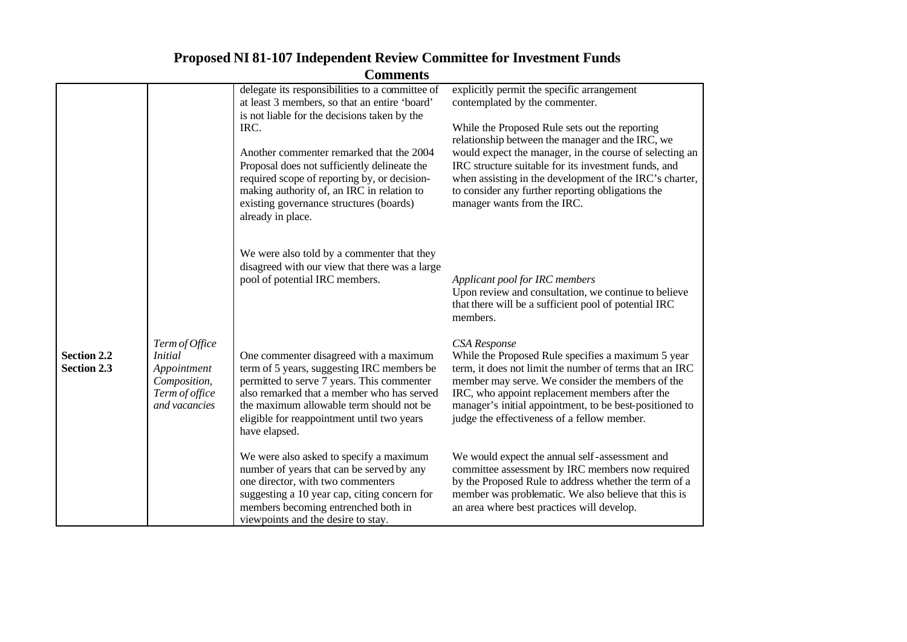# Proposed NI 81-107 Independent Review Committee for Investment Funds

## Comments

| | | | |
|---|---|---|---|
| | | delegate its responsibilities to a committee of at least 3 members, so that an entire 'board' is not liable for the decisions taken by the IRC.<br><br>Another commenter remarked that the 2004 Proposal does not sufficiently delineate the required scope of reporting by, or decision-making authority of, an IRC in relation to existing governance structures (boards) already in place.<br><br>We were also told by a commenter that they disagreed with our view that there was a large pool of potential IRC members. | explicitly permit the specific arrangement contemplated by the commenter.<br><br>While the Proposed Rule sets out the reporting relationship between the manager and the IRC, we would expect the manager, in the course of selecting an IRC structure suitable for its investment funds, and when assisting in the development of the IRC's charter, to consider any further reporting obligations the manager wants from the IRC.<br><br>*Applicant pool for IRC members*<br>Upon review and consultation, we continue to believe that there will be a sufficient pool of potential IRC members. |
| **Section 2.2**<br>**Section 2.3** | *Term of Office*<br>*Initial Appointment*<br>*Composition, Term of office and vacancies* | One commenter disagreed with a maximum term of 5 years, suggesting IRC members be permitted to serve 7 years. This commenter also remarked that a member who has served the maximum allowable term should not be eligible for reappointment until two years have elapsed.<br><br>We were also asked to specify a maximum number of years that can be served by any one director, with two commenters suggesting a 10 year cap, citing concern for members becoming entrenched both in viewpoints and the desire to stay. | *CSA Response*<br>While the Proposed Rule specifies a maximum 5 year term, it does not limit the number of terms that an IRC member may serve. We consider the members of the IRC, who appoint replacement members after the manager's initial appointment, to be best-positioned to judge the effectiveness of a fellow member.<br><br>We would expect the annual self-assessment and committee assessment by IRC members now required by the Proposed Rule to address whether the term of a member was problematic. We also believe that this is an area where best practices will develop. |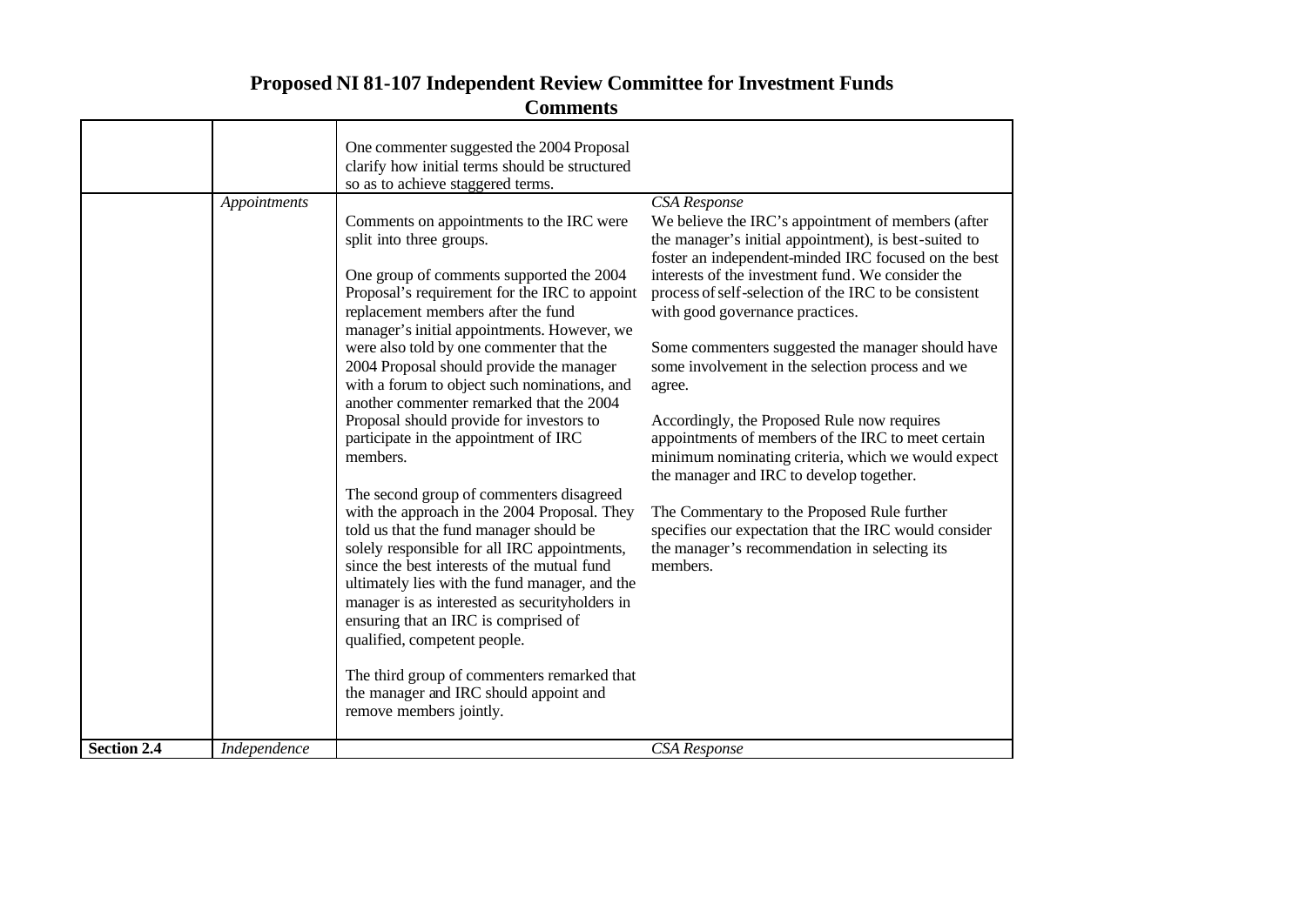# Proposed NI 81-107 Independent Review Committee for Investment Funds

## Comments

| | | | |
|---|---|---|---|
| | | One commenter suggested the 2004 Proposal clarify how initial terms should be structured so as to achieve staggered terms. | |
| | *Appointments* | Comments on appointments to the IRC were split into three groups.<br><br>One group of comments supported the 2004 Proposal's requirement for the IRC to appoint replacement members after the fund manager's initial appointments. However, we were also told by one commenter that the 2004 Proposal should provide the manager with a forum to object such nominations, and another commenter remarked that the 2004 Proposal should provide for investors to participate in the appointment of IRC members.<br><br>The second group of commenters disagreed with the approach in the 2004 Proposal. They told us that the fund manager should be solely responsible for all IRC appointments, since the best interests of the mutual fund ultimately lies with the fund manager, and the manager is as interested as securityholders in ensuring that an IRC is comprised of qualified, competent people.<br><br>The third group of commenters remarked that the manager and IRC should appoint and remove members jointly. | *CSA Response*<br>We believe the IRC's appointment of members (after the manager's initial appointment), is best-suited to foster an independent-minded IRC focused on the best interests of the investment fund. We consider the process of self-selection of the IRC to be consistent with good governance practices.<br><br>Some commenters suggested the manager should have some involvement in the selection process and we agree.<br><br>Accordingly, the Proposed Rule now requires appointments of members of the IRC to meet certain minimum nominating criteria, which we would expect the manager and IRC to develop together.<br><br>The Commentary to the Proposed Rule further specifies our expectation that the IRC would consider the manager's recommendation in selecting its members. |
| **Section 2.4** | *Independence* | | *CSA Response* |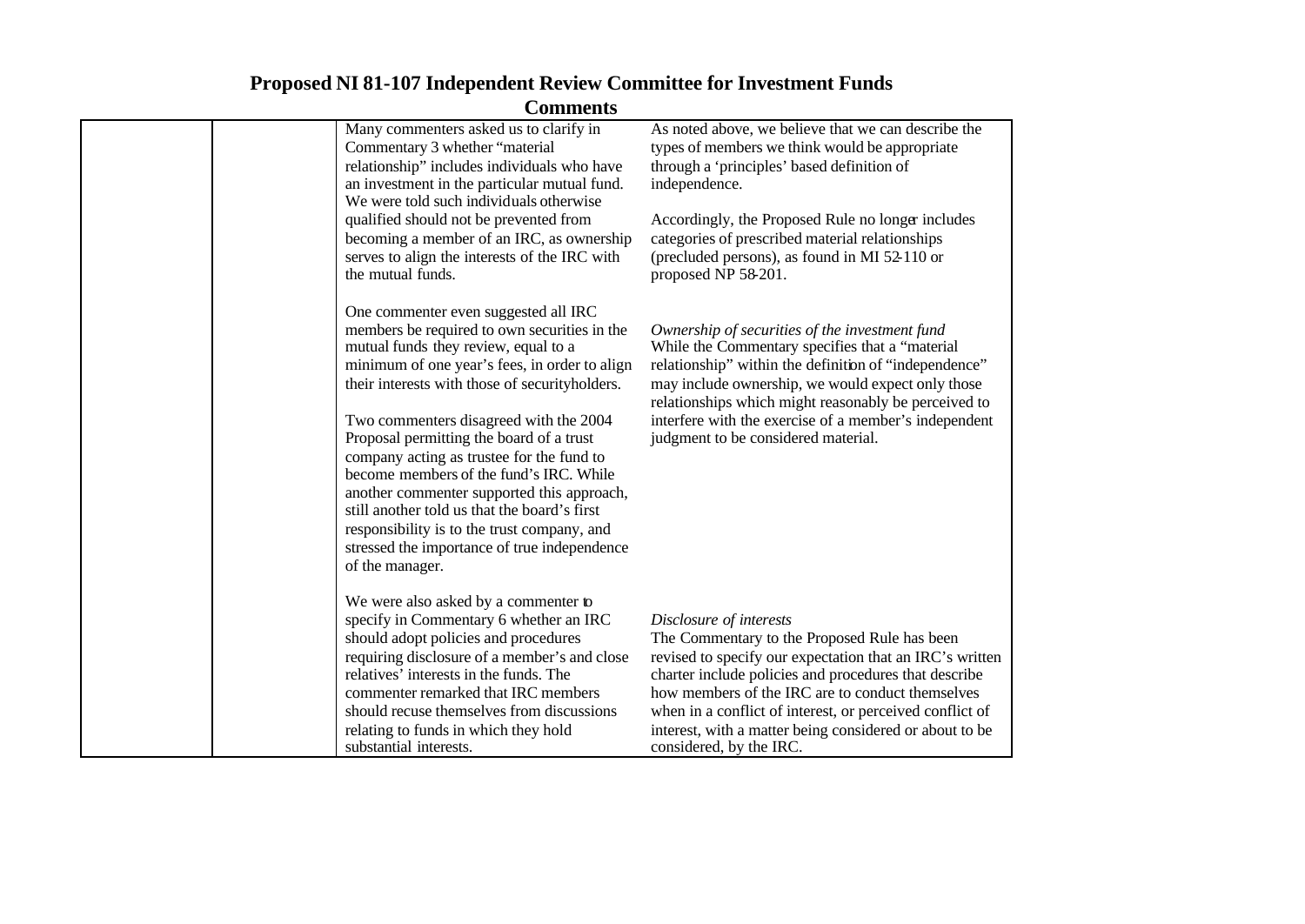# Proposed NI 81-107 Independent Review Committee for Investment Funds

## Comments

| | | | |
|---|---|---|---|
| | | Many commenters asked us to clarify in Commentary 3 whether "material relationship" includes individuals who have an investment in the particular mutual fund. We were told such individuals otherwise qualified should not be prevented from becoming a member of an IRC, as ownership serves to align the interests of the IRC with the mutual funds.<br><br>One commenter even suggested all IRC members be required to own securities in the mutual funds they review, equal to a minimum of one year's fees, in order to align their interests with those of securityholders.<br><br>Two commenters disagreed with the 2004 Proposal permitting the board of a trust company acting as trustee for the fund to become members of the fund's IRC. While another commenter supported this approach, still another told us that the board's first responsibility is to the trust company, and stressed the importance of true independence of the manager.<br><br>We were also asked by a commenter to specify in Commentary 6 whether an IRC should adopt policies and procedures requiring disclosure of a member's and close relatives' interests in the funds. The commenter remarked that IRC members should recuse themselves from discussions relating to funds in which they hold substantial interests. | As noted above, we believe that we can describe the types of members we think would be appropriate through a 'principles' based definition of independence.<br><br>Accordingly, the Proposed Rule no longer includes categories of prescribed material relationships (precluded persons), as found in MI 52-110 or proposed NP 58-201.<br><br>*Ownership of securities of the investment fund*<br>While the Commentary specifies that a "material relationship" within the definition of "independence" may include ownership, we would expect only those relationships which might reasonably be perceived to interfere with the exercise of a member's independent judgment to be considered material.<br><br>*Disclosure of interests*<br>The Commentary to the Proposed Rule has been revised to specify our expectation that an IRC's written charter include policies and procedures that describe how members of the IRC are to conduct themselves when in a conflict of interest, or perceived conflict of interest, with a matter being considered or about to be considered, by the IRC. |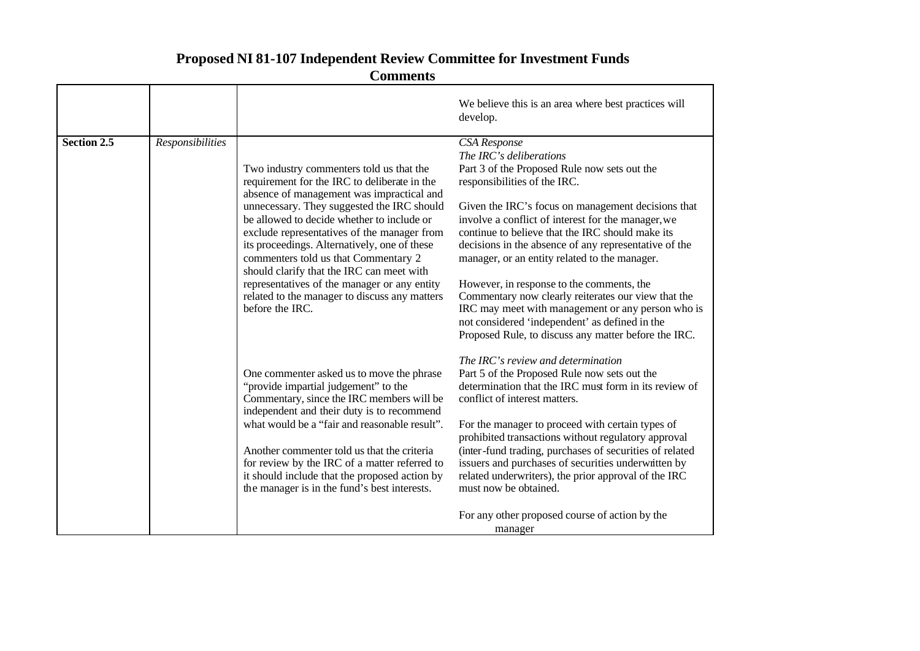# Proposed NI 81-107 Independent Review Committee for Investment Funds

## Comments

| | | | |
|---|---|---|---|
| | | | We believe this is an area where best practices will develop. |
| **Section 2.5** | *Responsibilities* | Two industry commenters told us that the requirement for the IRC to deliberate in the absence of management was impractical and unnecessary. They suggested the IRC should be allowed to decide whether to include or exclude representatives of the manager from its proceedings. Alternatively, one of these commenters told us that Commentary 2 should clarify that the IRC can meet with representatives of the manager or any entity related to the manager to discuss any matters before the IRC.<br><br>One commenter asked us to move the phrase "provide impartial judgement" to the Commentary, since the IRC members will be independent and their duty is to recommend what would be a "fair and reasonable result".<br><br>Another commenter told us that the criteria for review by the IRC of a matter referred to it should include that the proposed action by the manager is in the fund's best interests. | *CSA Response*<br>*The IRC's deliberations*<br>Part 3 of the Proposed Rule now sets out the responsibilities of the IRC.<br><br>Given the IRC's focus on management decisions that involve a conflict of interest for the manager, we continue to believe that the IRC should make its decisions in the absence of any representative of the manager, or an entity related to the manager.<br><br>However, in response to the comments, the Commentary now clearly reiterates our view that the IRC may meet with management or any person who is not considered 'independent' as defined in the Proposed Rule, to discuss any matter before the IRC.<br><br>*The IRC's review and determination*<br>Part 5 of the Proposed Rule now sets out the determination that the IRC must form in its review of conflict of interest matters.<br><br>For the manager to proceed with certain types of prohibited transactions without regulatory approval (inter-fund trading, purchases of securities of related issuers and purchases of securities underwritten by related underwriters), the prior approval of the IRC must now be obtained.<br><br>For any other proposed course of action by the manager |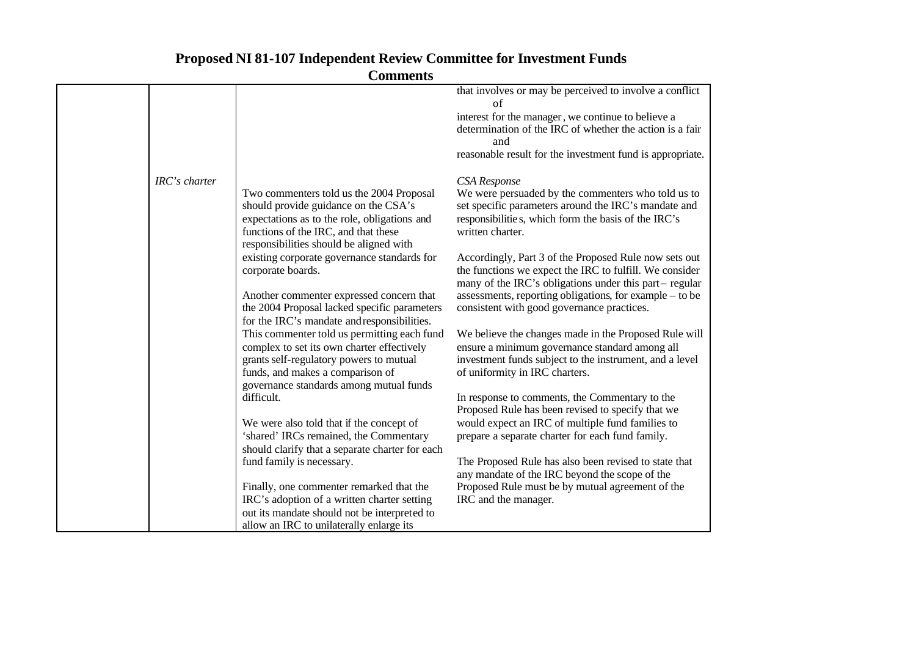# Proposed NI 81-107 Independent Review Committee for Investment Funds

## Comments

| | | | |
|---|---|---|---|
| | | | that involves or may be perceived to involve a conflict of interest for the manager, we continue to believe a determination of the IRC of whether the action is a fair and reasonable result for the investment fund is appropriate. |
| | *IRC's charter* | Two commenters told us the 2004 Proposal should provide guidance on the CSA's expectations as to the role, obligations and functions of the IRC, and that these responsibilities should be aligned with existing corporate governance standards for corporate boards.<br><br>Another commenter expressed concern that the 2004 Proposal lacked specific parameters for the IRC's mandate and responsibilities. This commenter told us permitting each fund complex to set its own charter effectively grants self-regulatory powers to mutual funds, and makes a comparison of governance standards among mutual funds difficult.<br><br>We were also told that if the concept of 'shared' IRCs remained, the Commentary should clarify that a separate charter for each fund family is necessary.<br><br>Finally, one commenter remarked that the IRC's adoption of a written charter setting out its mandate should not be interpreted to allow an IRC to unilaterally enlarge its | *CSA Response*<br>We were persuaded by the commenters who told us to set specific parameters around the IRC's mandate and responsibilities, which form the basis of the IRC's written charter.<br><br>Accordingly, Part 3 of the Proposed Rule now sets out the functions we expect the IRC to fulfill. We consider many of the IRC's obligations under this part – regular assessments, reporting obligations, for example – to be consistent with good governance practices.<br><br>We believe the changes made in the Proposed Rule will ensure a minimum governance standard among all investment funds subject to the instrument, and a level of uniformity in IRC charters.<br><br>In response to comments, the Commentary to the Proposed Rule has been revised to specify that we would expect an IRC of multiple fund families to prepare a separate charter for each fund family.<br><br>The Proposed Rule has also been revised to state that any mandate of the IRC beyond the scope of the Proposed Rule must be by mutual agreement of the IRC and the manager. |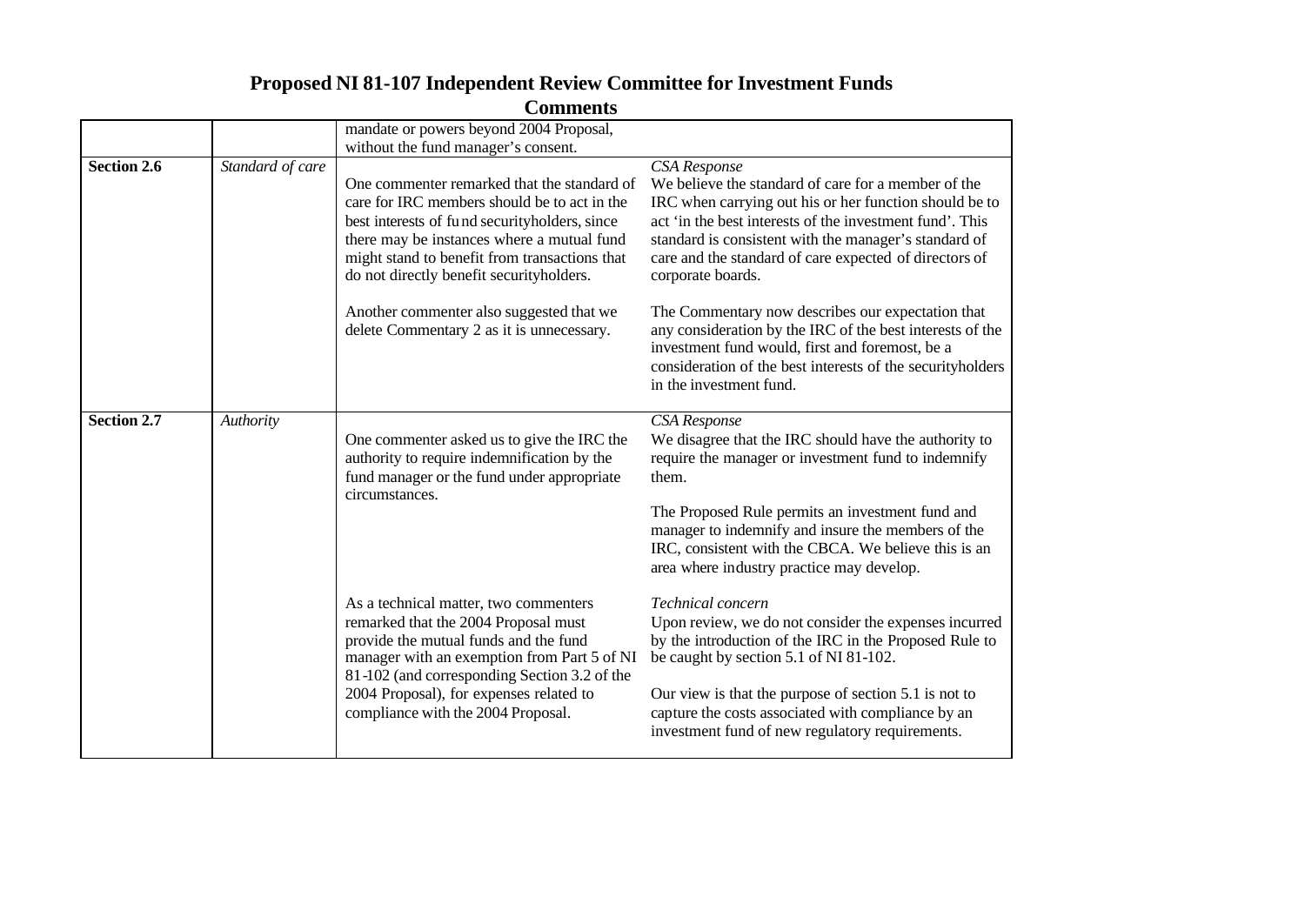# Proposed NI 81-107 Independent Review Committee for Investment Funds

## Comments

| | | | |
|---|---|---|---|
| | | mandate or powers beyond 2004 Proposal, without the fund manager's consent. | |
| **Section 2.6** | *Standard of care* | One commenter remarked that the standard of care for IRC members should be to act in the best interests of fund securityholders, since there may be instances where a mutual fund might stand to benefit from transactions that do not directly benefit securityholders.<br><br>Another commenter also suggested that we delete Commentary 2 as it is unnecessary. | *CSA Response*<br>We believe the standard of care for a member of the IRC when carrying out his or her function should be to act 'in the best interests of the investment fund'. This standard is consistent with the manager's standard of care and the standard of care expected of directors of corporate boards.<br><br>The Commentary now describes our expectation that any consideration by the IRC of the best interests of the investment fund would, first and foremost, be a consideration of the best interests of the securityholders in the investment fund. |
| **Section 2.7** | *Authority* | One commenter asked us to give the IRC the authority to require indemnification by the fund manager or the fund under appropriate circumstances.<br><br>As a technical matter, two commenters remarked that the 2004 Proposal must provide the mutual funds and the fund manager with an exemption from Part 5 of NI 81-102 (and corresponding Section 3.2 of the 2004 Proposal), for expenses related to compliance with the 2004 Proposal. | *CSA Response*<br>We disagree that the IRC should have the authority to require the manager or investment fund to indemnify them.<br><br>The Proposed Rule permits an investment fund and manager to indemnify and insure the members of the IRC, consistent with the CBCA. We believe this is an area where industry practice may develop.<br><br>*Technical concern*<br>Upon review, we do not consider the expenses incurred by the introduction of the IRC in the Proposed Rule to be caught by section 5.1 of NI 81-102.<br><br>Our view is that the purpose of section 5.1 is not to capture the costs associated with compliance by an investment fund of new regulatory requirements. |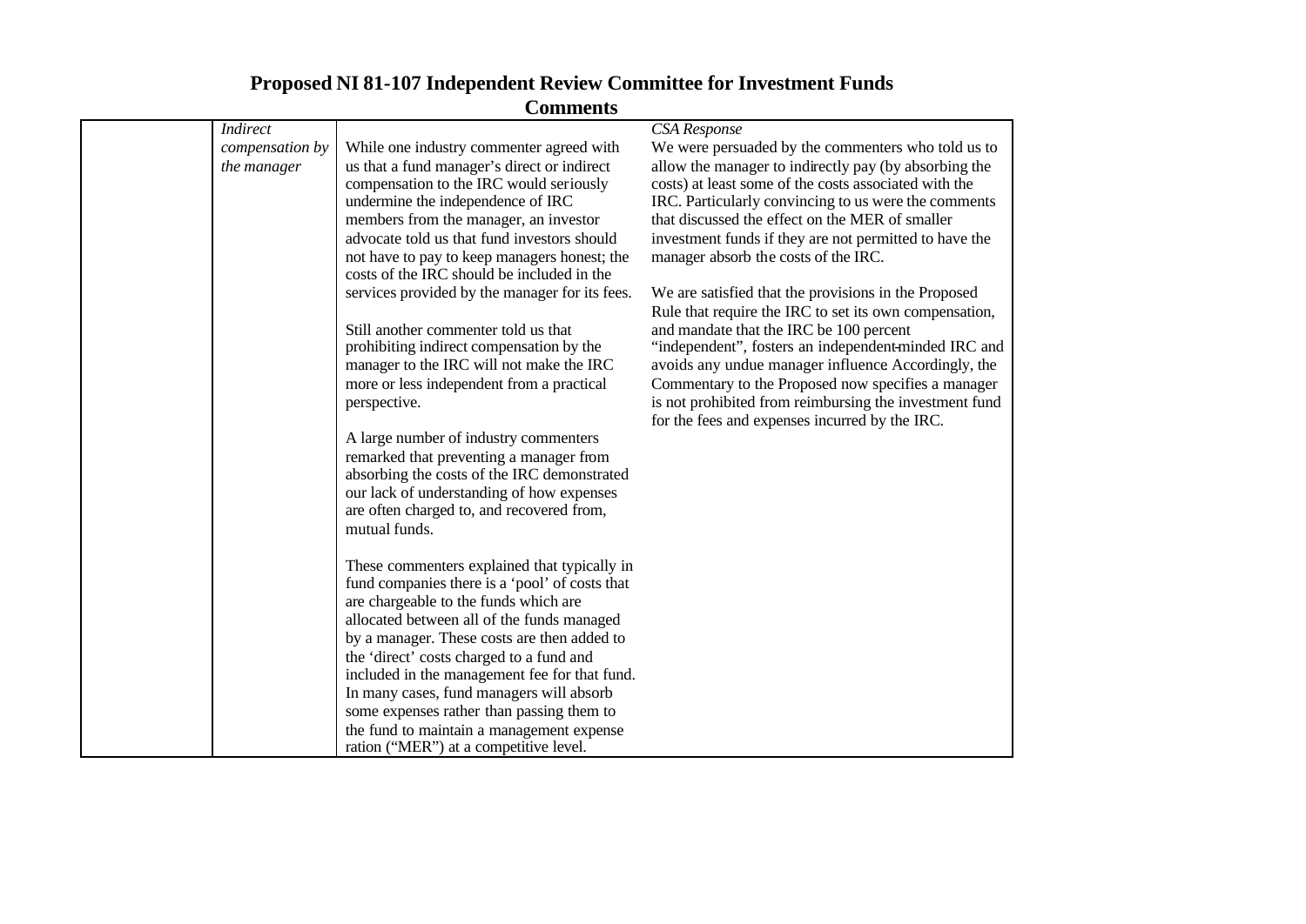# Proposed NI 81-107 Independent Review Committee for Investment Funds

## Comments

| | | | |
|---|---|---|---|
| | *Indirect compensation by the manager* | While one industry commenter agreed with us that a fund manager's direct or indirect compensation to the IRC would seriously undermine the independence of IRC members from the manager, an investor advocate told us that fund investors should not have to pay to keep managers honest; the costs of the IRC should be included in the services provided by the manager for its fees.<br><br>Still another commenter told us that prohibiting indirect compensation by the manager to the IRC will not make the IRC more or less independent from a practical perspective.<br><br>A large number of industry commenters remarked that preventing a manager from absorbing the costs of the IRC demonstrated our lack of understanding of how expenses are often charged to, and recovered from, mutual funds.<br><br>These commenters explained that typically in fund companies there is a 'pool' of costs that are chargeable to the funds which are allocated between all of the funds managed by a manager. These costs are then added to the 'direct' costs charged to a fund and included in the management fee for that fund. In many cases, fund managers will absorb some expenses rather than passing them to the fund to maintain a management expense ration ("MER") at a competitive level. | *CSA Response*<br>We were persuaded by the commenters who told us to allow the manager to indirectly pay (by absorbing the costs) at least some of the costs associated with the IRC. Particularly convincing to us were the comments that discussed the effect on the MER of smaller investment funds if they are not permitted to have the manager absorb the costs of the IRC.<br><br>We are satisfied that the provisions in the Proposed Rule that require the IRC to set its own compensation, and mandate that the IRC be 100 percent "independent", fosters an independent-minded IRC and avoids any undue manager influence Accordingly, the Commentary to the Proposed now specifies a manager is not prohibited from reimbursing the investment fund for the fees and expenses incurred by the IRC. |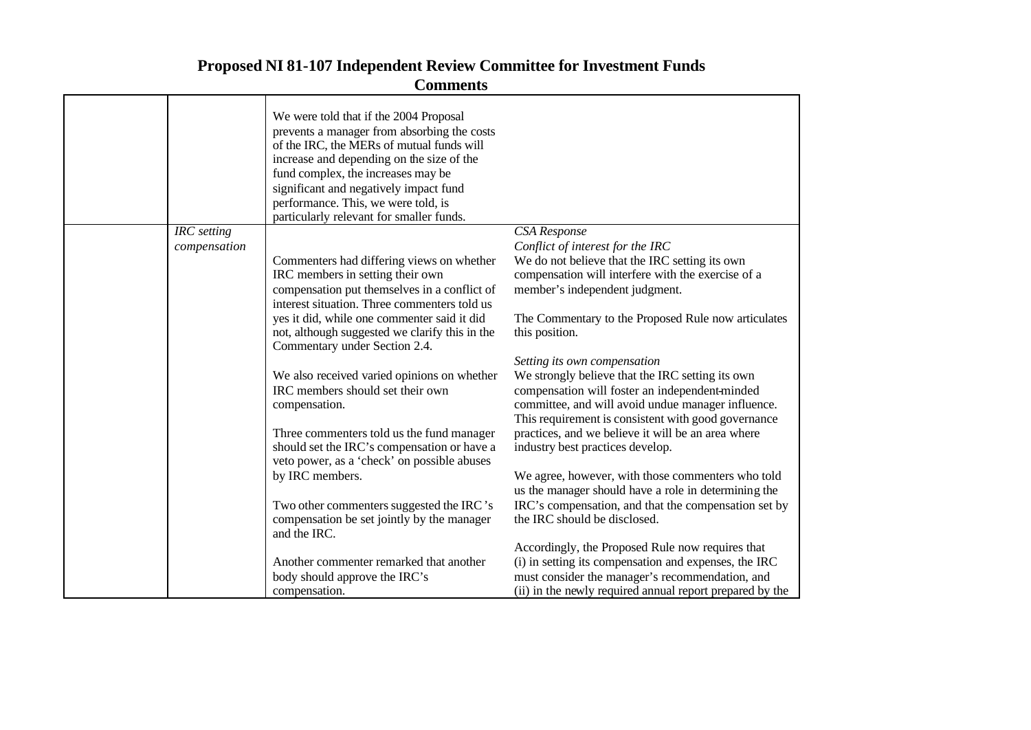# Proposed NI 81-107 Independent Review Committee for Investment Funds

## Comments

| | | | |
|---|---|---|---|
| | | We were told that if the 2004 Proposal prevents a manager from absorbing the costs of the IRC, the MERs of mutual funds will increase and depending on the size of the fund complex, the increases may be significant and negatively impact fund performance. This, we were told, is particularly relevant for smaller funds. | |
| | *IRC setting compensation* | Commenters had differing views on whether IRC members in setting their own compensation put themselves in a conflict of interest situation. Three commenters told us yes it did, while one commenter said it did not, although suggested we clarify this in the Commentary under Section 2.4.<br><br>We also received varied opinions on whether IRC members should set their own compensation.<br><br>Three commenters told us the fund manager should set the IRC's compensation or have a veto power, as a 'check' on possible abuses by IRC members.<br><br>Two other commenters suggested the IRC's compensation be set jointly by the manager and the IRC.<br><br>Another commenter remarked that another body should approve the IRC's compensation. | *CSA Response*<br>*Conflict of interest for the IRC*<br>We do not believe that the IRC setting its own compensation will interfere with the exercise of a member's independent judgment.<br><br>The Commentary to the Proposed Rule now articulates this position.<br><br>*Setting its own compensation*<br>We strongly believe that the IRC setting its own compensation will foster an independent-minded committee, and will avoid undue manager influence. This requirement is consistent with good governance practices, and we believe it will be an area where industry best practices develop.<br><br>We agree, however, with those commenters who told us the manager should have a role in determining the IRC's compensation, and that the compensation set by the IRC should be disclosed.<br><br>Accordingly, the Proposed Rule now requires that (i) in setting its compensation and expenses, the IRC must consider the manager's recommendation, and (ii) in the newly required annual report prepared by the |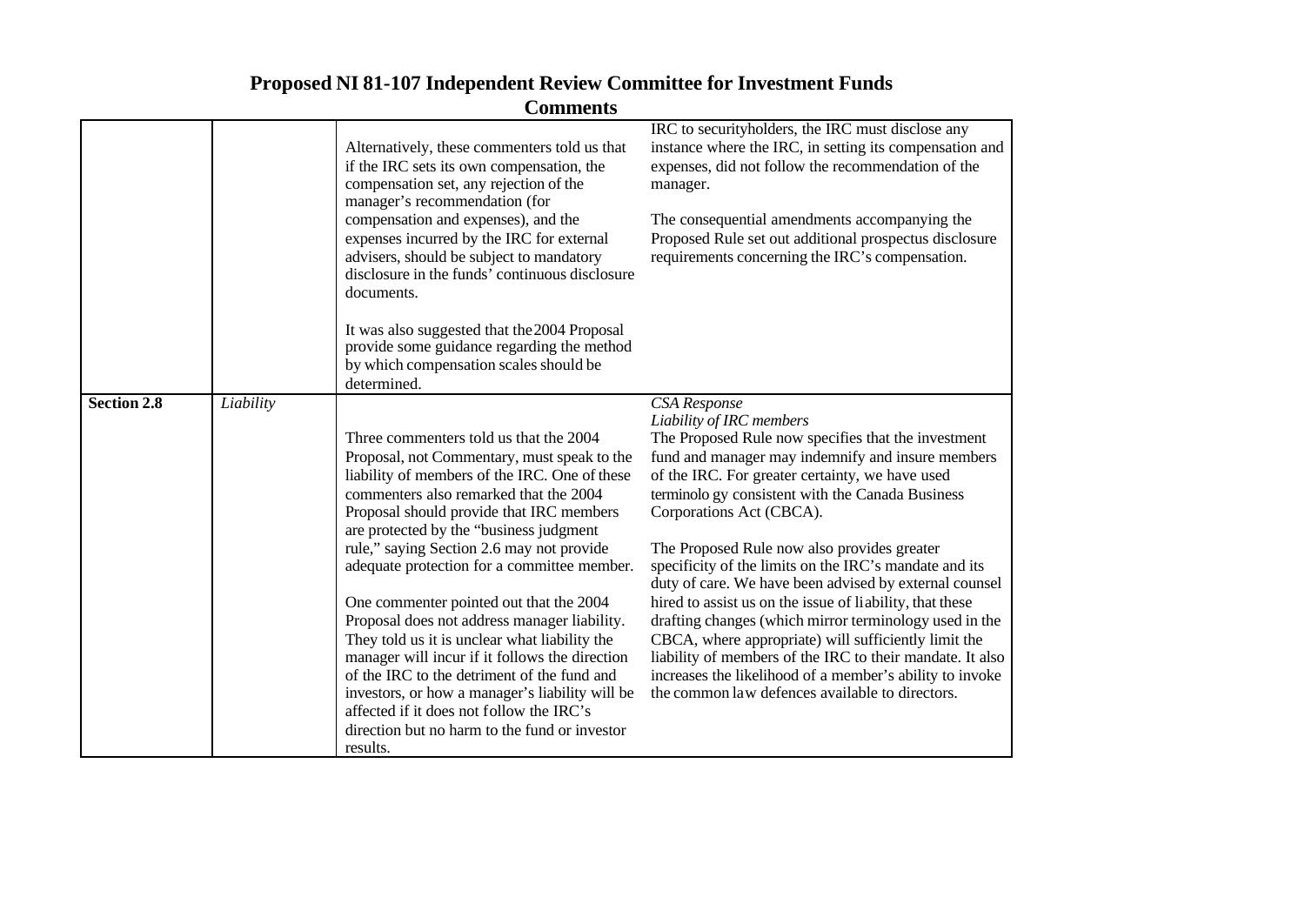# Proposed NI 81-107 Independent Review Committee for Investment Funds

## Comments

| | | | |
|---|---|---|---|
| | | Alternatively, these commenters told us that if the IRC sets its own compensation, the compensation set, any rejection of the manager's recommendation (for compensation and expenses), and the expenses incurred by the IRC for external advisers, should be subject to mandatory disclosure in the funds' continuous disclosure documents.<br><br>It was also suggested that the 2004 Proposal provide some guidance regarding the method by which compensation scales should be determined. | IRC to securityholders, the IRC must disclose any instance where the IRC, in setting its compensation and expenses, did not follow the recommendation of the manager.<br><br>The consequential amendments accompanying the Proposed Rule set out additional prospectus disclosure requirements concerning the IRC's compensation. |
| **Section 2.8** | *Liability* | Three commenters told us that the 2004 Proposal, not Commentary, must speak to the liability of members of the IRC. One of these commenters also remarked that the 2004 Proposal should provide that IRC members are protected by the "business judgment rule," saying Section 2.6 may not provide adequate protection for a committee member.<br><br>One commenter pointed out that the 2004 Proposal does not address manager liability. They told us it is unclear what liability the manager will incur if it follows the direction of the IRC to the detriment of the fund and investors, or how a manager's liability will be affected if it does not follow the IRC's direction but no harm to the fund or investor results. | *CSA Response*<br>*Liability of IRC members*<br>The Proposed Rule now specifies that the investment fund and manager may indemnify and insure members of the IRC. For greater certainty, we have used terminology consistent with the Canada Business Corporations Act (CBCA).<br><br>The Proposed Rule now also provides greater specificity of the limits on the IRC's mandate and its duty of care. We have been advised by external counsel hired to assist us on the issue of liability, that these drafting changes (which mirror terminology used in the CBCA, where appropriate) will sufficiently limit the liability of members of the IRC to their mandate. It also increases the likelihood of a member's ability to invoke the common law defences available to directors. |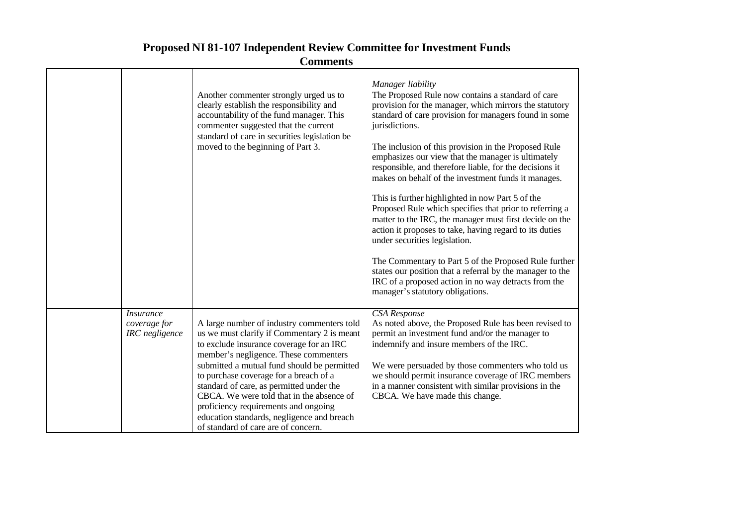# Proposed NI 81-107 Independent Review Committee for Investment Funds
## Comments

| | | | |
|---|---|---|---|
| | | Another commenter strongly urged us to clearly establish the responsibility and accountability of the fund manager. This commenter suggested that the current standard of care in securities legislation be moved to the beginning of Part 3. | *Manager liability*<br>The Proposed Rule now contains a standard of care provision for the manager, which mirrors the statutory standard of care provision for managers found in some jurisdictions.<br><br>The inclusion of this provision in the Proposed Rule emphasizes our view that the manager is ultimately responsible, and therefore liable, for the decisions it makes on behalf of the investment funds it manages.<br><br>This is further highlighted in now Part 5 of the Proposed Rule which specifies that prior to referring a matter to the IRC, the manager must first decide on the action it proposes to take, having regard to its duties under securities legislation.<br><br>The Commentary to Part 5 of the Proposed Rule further states our position that a referral by the manager to the IRC of a proposed action in no way detracts from the manager's statutory obligations. |
| | *Insurance coverage for IRC negligence* | A large number of industry commenters told us we must clarify if Commentary 2 is meant to exclude insurance coverage for an IRC member's negligence. These commenters submitted a mutual fund should be permitted to purchase coverage for a breach of a standard of care, as permitted under the CBCA. We were told that in the absence of proficiency requirements and ongoing education standards, negligence and breach of standard of care are of concern. | *CSA Response*<br>As noted above, the Proposed Rule has been revised to permit an investment fund and/or the manager to indemnify and insure members of the IRC.<br><br>We were persuaded by those commenters who told us we should permit insurance coverage of IRC members in a manner consistent with similar provisions in the CBCA. We have made this change. |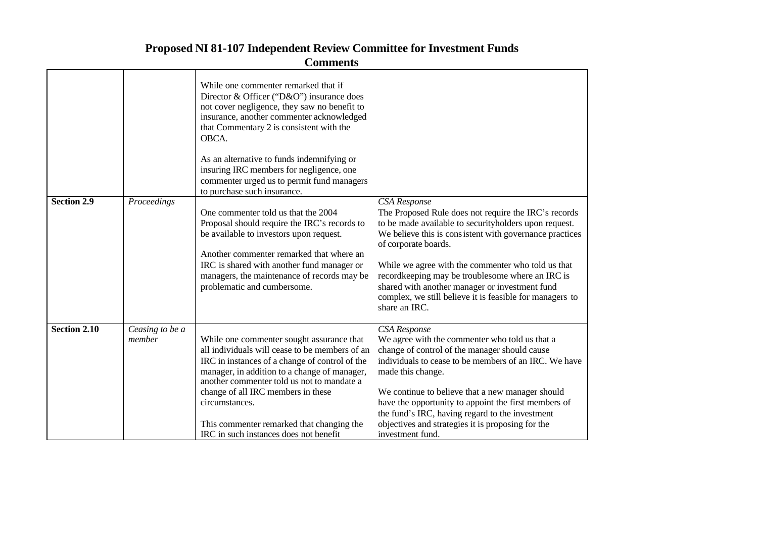# Proposed NI 81-107 Independent Review Committee for Investment Funds

## Comments

| | | | |
|---|---|---|---|
| | | While one commenter remarked that if Director & Officer ("D&O") insurance does not cover negligence, they saw no benefit to insurance, another commenter acknowledged that Commentary 2 is consistent with the OBCA.<br><br>As an alternative to funds indemnifying or insuring IRC members for negligence, one commenter urged us to permit fund managers to purchase such insurance. | |
| **Section 2.9** | *Proceedings* | One commenter told us that the 2004 Proposal should require the IRC's records to be available to investors upon request.<br><br>Another commenter remarked that where an IRC is shared with another fund manager or managers, the maintenance of records may be problematic and cumbersome. | *CSA Response*<br>The Proposed Rule does not require the IRC's records to be made available to securityholders upon request. We believe this is consistent with governance practices of corporate boards.<br><br>While we agree with the commenter who told us that recordkeeping may be troublesome where an IRC is shared with another manager or investment fund complex, we still believe it is feasible for managers to share an IRC. |
| **Section 2.10** | *Ceasing to be a member* | While one commenter sought assurance that all individuals will cease to be members of an IRC in instances of a change of control of the manager, in addition to a change of manager, another commenter told us not to mandate a change of all IRC members in these circumstances.<br><br>This commenter remarked that changing the IRC in such instances does not benefit | *CSA Response*<br>We agree with the commenter who told us that a change of control of the manager should cause individuals to cease to be members of an IRC. We have made this change.<br><br>We continue to believe that a new manager should have the opportunity to appoint the first members of the fund's IRC, having regard to the investment objectives and strategies it is proposing for the investment fund. |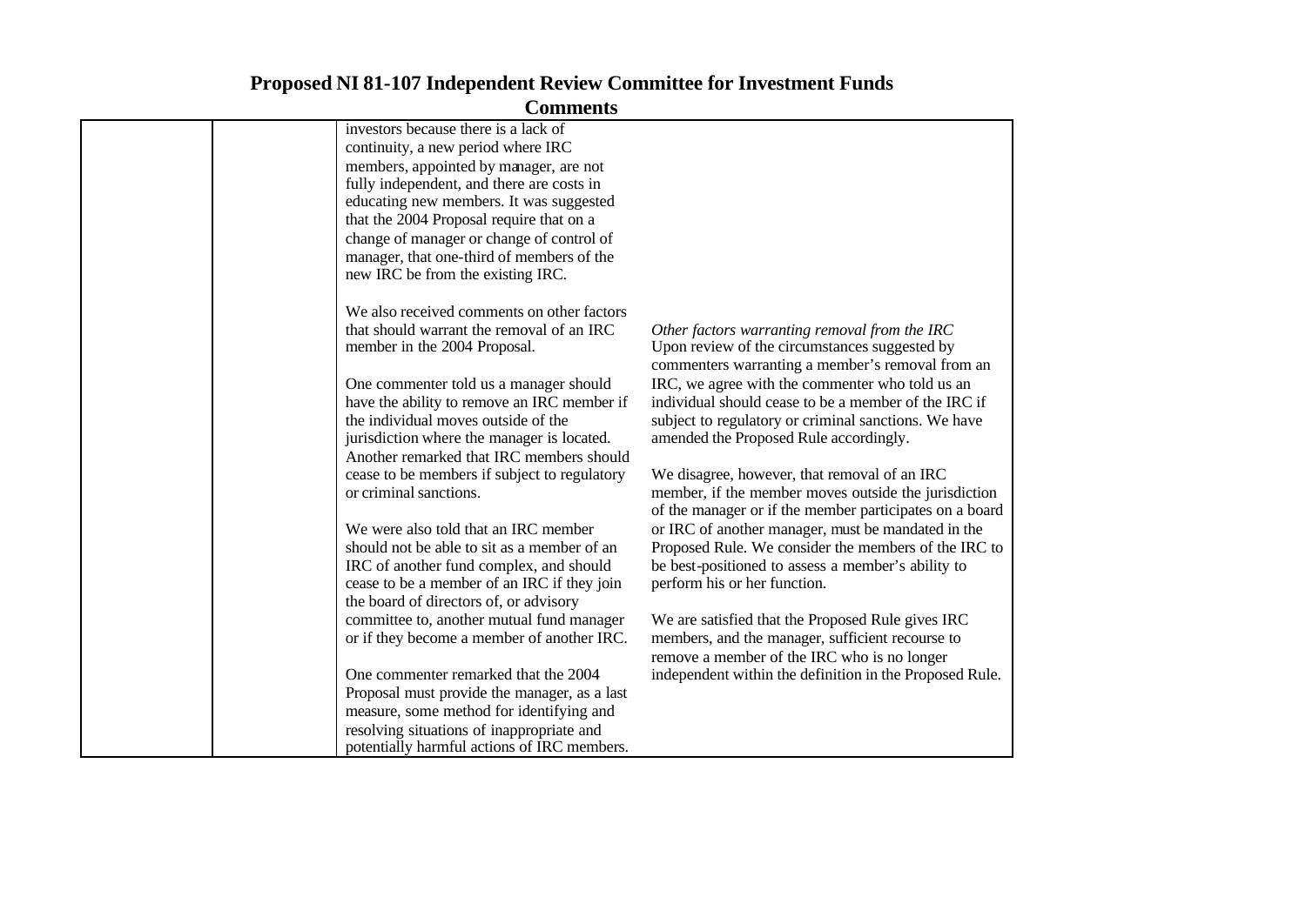# Proposed NI 81-107 Independent Review Committee for Investment Funds

## Comments

| | | | |
|---|---|---|---|
| | | investors because there is a lack of continuity, a new period where IRC members, appointed by manager, are not fully independent, and there are costs in educating new members. It was suggested that the 2004 Proposal require that on a change of manager or change of control of manager, that one-third of members of the new IRC be from the existing IRC.<br><br>We also received comments on other factors that should warrant the removal of an IRC member in the 2004 Proposal.<br><br>One commenter told us a manager should have the ability to remove an IRC member if the individual moves outside of the jurisdiction where the manager is located. Another remarked that IRC members should cease to be members if subject to regulatory or criminal sanctions.<br><br>We were also told that an IRC member should not be able to sit as a member of an IRC of another fund complex, and should cease to be a member of an IRC if they join the board of directors of, or advisory committee to, another mutual fund manager or if they become a member of another IRC.<br><br>One commenter remarked that the 2004 Proposal must provide the manager, as a last measure, some method for identifying and resolving situations of inappropriate and potentially harmful actions of IRC members. | *Other factors warranting removal from the IRC*<br>Upon review of the circumstances suggested by commenters warranting a member's removal from an IRC, we agree with the commenter who told us an individual should cease to be a member of the IRC if subject to regulatory or criminal sanctions. We have amended the Proposed Rule accordingly.<br><br>We disagree, however, that removal of an IRC member, if the member moves outside the jurisdiction of the manager or if the member participates on a board or IRC of another manager, must be mandated in the Proposed Rule. We consider the members of the IRC to be best-positioned to assess a member's ability to perform his or her function.<br><br>We are satisfied that the Proposed Rule gives IRC members, and the manager, sufficient recourse to remove a member of the IRC who is no longer independent within the definition in the Proposed Rule. |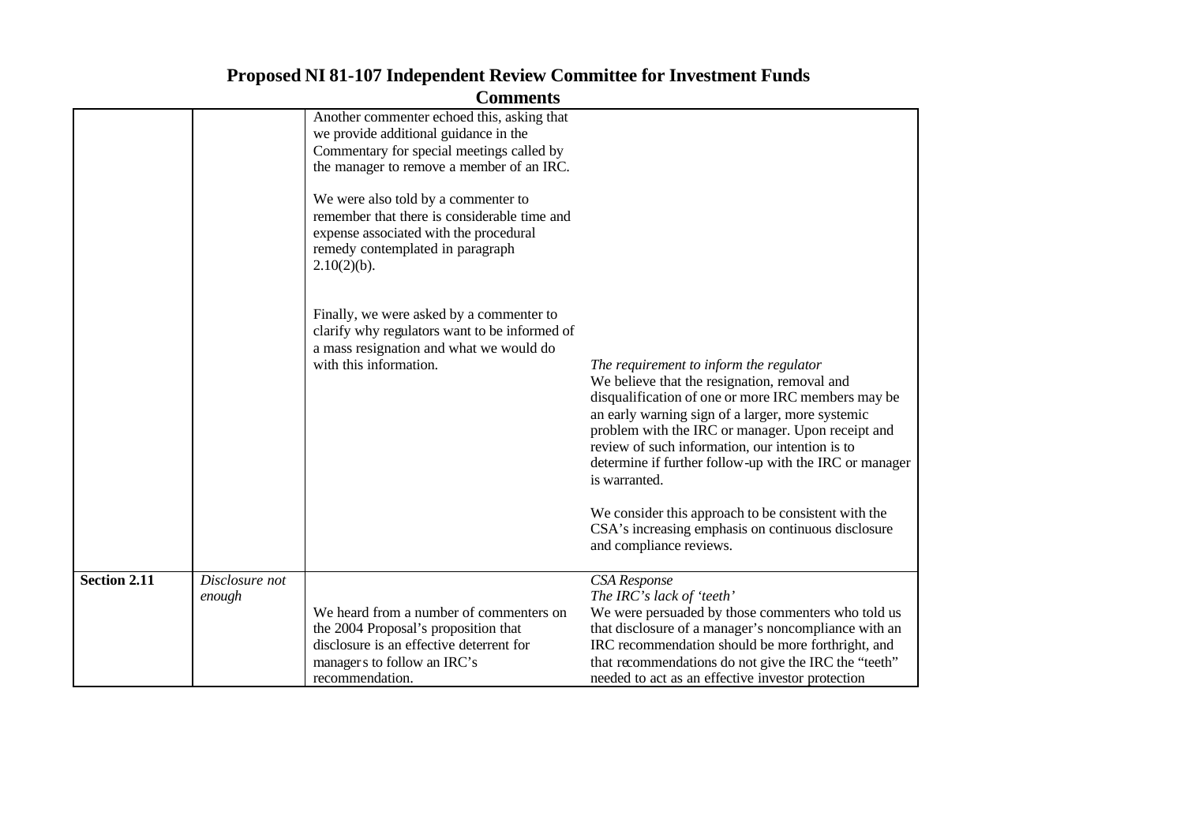# Proposed NI 81-107 Independent Review Committee for Investment Funds

## Comments

| | | | |
|---|---|---|---|
| | | Another commenter echoed this, asking that we provide additional guidance in the Commentary for special meetings called by the manager to remove a member of an IRC.<br><br>We were also told by a commenter to remember that there is considerable time and expense associated with the procedural remedy contemplated in paragraph 2.10(2)(b).<br><br>Finally, we were asked by a commenter to clarify why regulators want to be informed of a mass resignation and what we would do with this information. | *The requirement to inform the regulator*<br>We believe that the resignation, removal and disqualification of one or more IRC members may be an early warning sign of a larger, more systemic problem with the IRC or manager. Upon receipt and review of such information, our intention is to determine if further follow-up with the IRC or manager is warranted.<br><br>We consider this approach to be consistent with the CSA's increasing emphasis on continuous disclosure and compliance reviews. |
| **Section 2.11** | *Disclosure not enough* | We heard from a number of commenters on the 2004 Proposal's proposition that disclosure is an effective deterrent for managers to follow an IRC's recommendation. | *CSA Response*<br>*The IRC's lack of 'teeth'*<br>We were persuaded by those commenters who told us that disclosure of a manager's noncompliance with an IRC recommendation should be more forthright, and that recommendations do not give the IRC the "teeth" needed to act as an effective investor protection |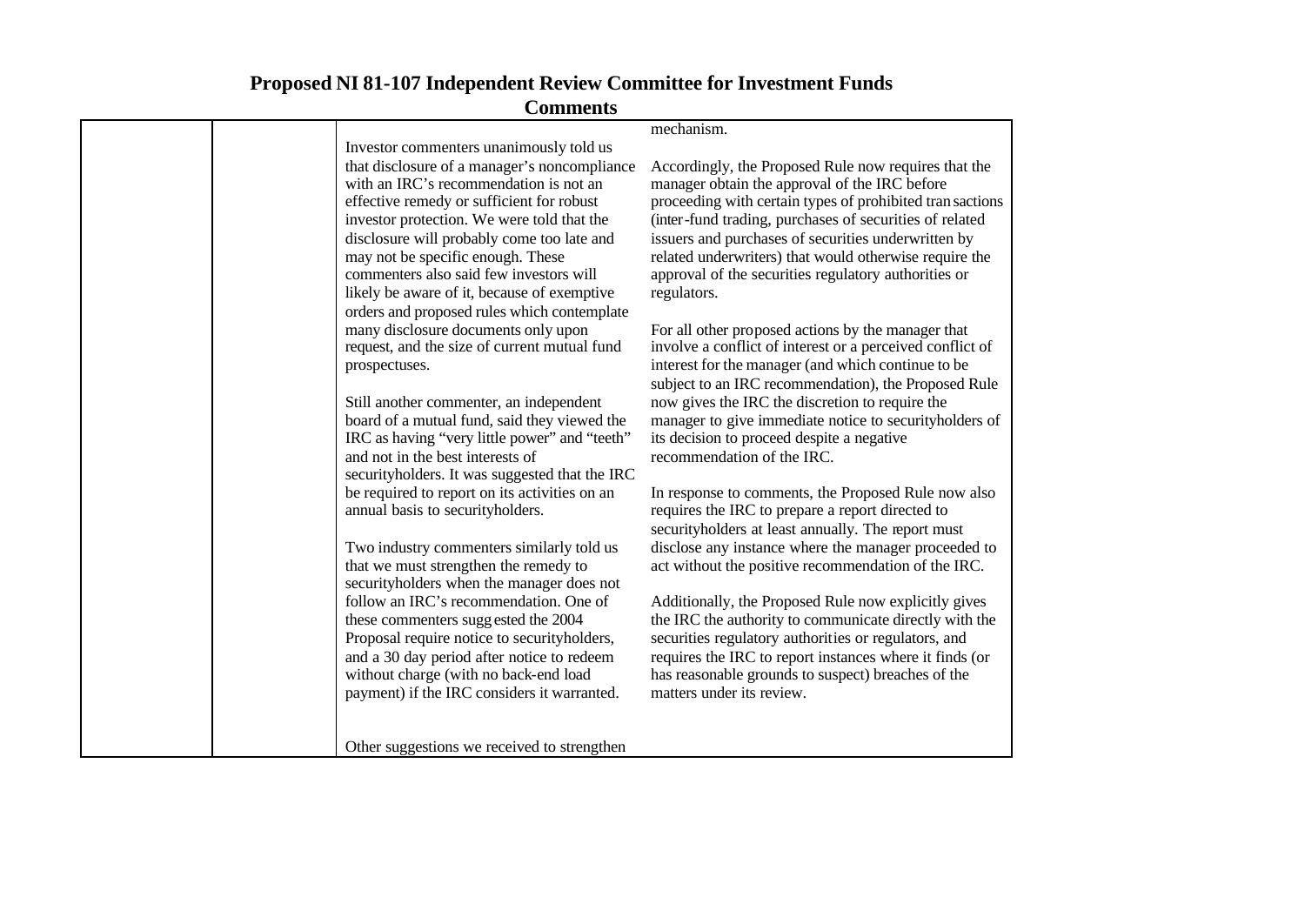# Proposed NI 81-107 Independent Review Committee for Investment Funds
## Comments

| | | | |
|---|---|---|---|
| | | Investor commenters unanimously told us that disclosure of a manager's noncompliance with an IRC's recommendation is not an effective remedy or sufficient for robust investor protection. We were told that the disclosure will probably come too late and may not be specific enough. These commenters also said few investors will likely be aware of it, because of exemptive orders and proposed rules which contemplate many disclosure documents only upon request, and the size of current mutual fund prospectuses.<br><br>Still another commenter, an independent board of a mutual fund, said they viewed the IRC as having "very little power" and "teeth" and not in the best interests of securityholders. It was suggested that the IRC be required to report on its activities on an annual basis to securityholders.<br><br>Two industry commenters similarly told us that we must strengthen the remedy to securityholders when the manager does not follow an IRC's recommendation. One of these commenters suggested the 2004 Proposal require notice to securityholders, and a 30 day period after notice to redeem without charge (with no back-end load payment) if the IRC considers it warranted.<br><br>Other suggestions we received to strengthen | mechanism.<br><br>Accordingly, the Proposed Rule now requires that the manager obtain the approval of the IRC before proceeding with certain types of prohibited transactions (inter-fund trading, purchases of securities of related issuers and purchases of securities underwritten by related underwriters) that would otherwise require the approval of the securities regulatory authorities or regulators.<br><br>For all other proposed actions by the manager that involve a conflict of interest or a perceived conflict of interest for the manager (and which continue to be subject to an IRC recommendation), the Proposed Rule now gives the IRC the discretion to require the manager to give immediate notice to securityholders of its decision to proceed despite a negative recommendation of the IRC.<br><br>In response to comments, the Proposed Rule now also requires the IRC to prepare a report directed to securityholders at least annually. The report must disclose any instance where the manager proceeded to act without the positive recommendation of the IRC.<br><br>Additionally, the Proposed Rule now explicitly gives the IRC the authority to communicate directly with the securities regulatory authorities or regulators, and requires the IRC to report instances where it finds (or has reasonable grounds to suspect) breaches of the matters under its review. |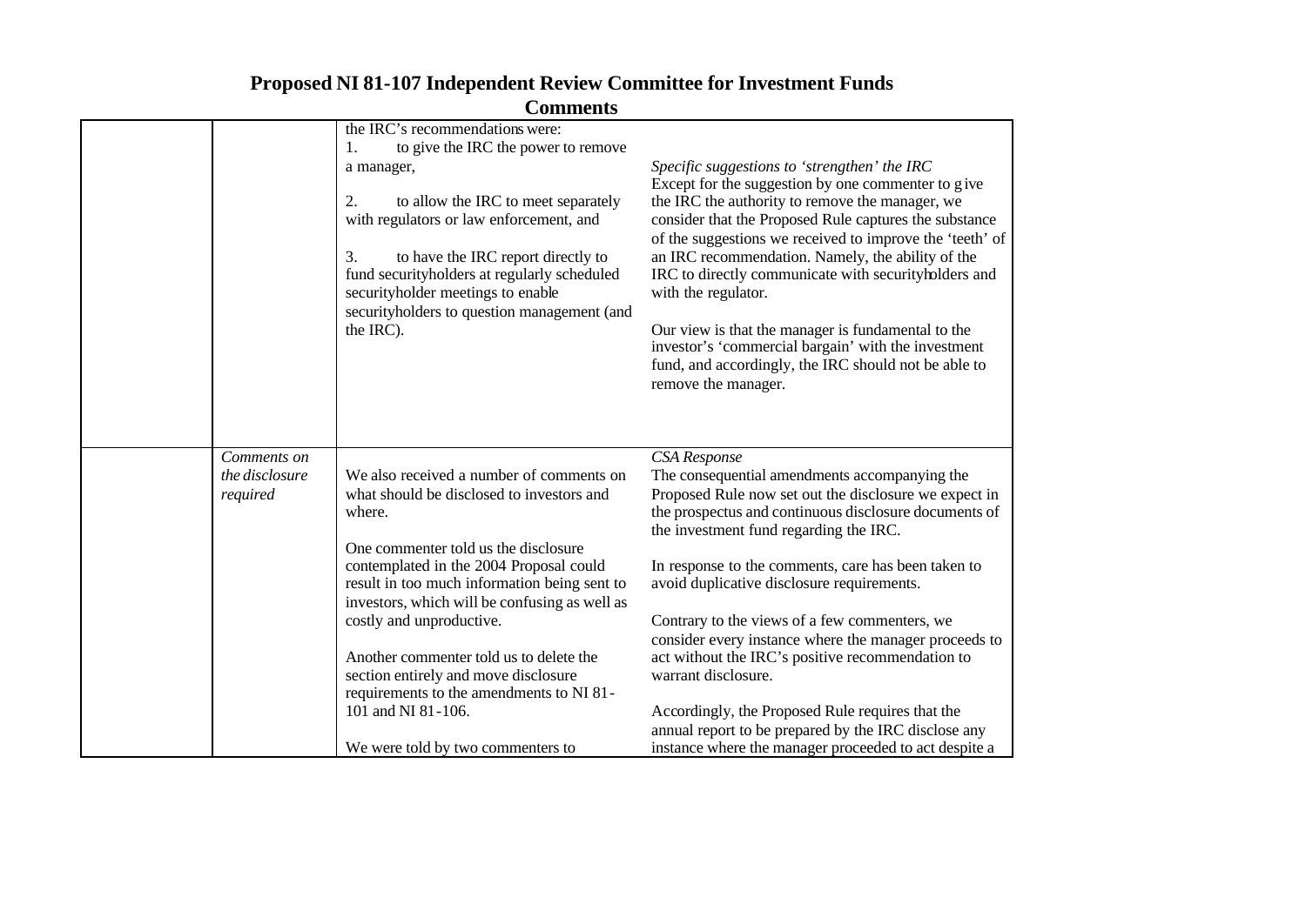# Proposed NI 81-107 Independent Review Committee for Investment Funds

## Comments

| | | | |
|---|---|---|---|
| | | the IRC's recommendations were:<br>1. to give the IRC the power to remove a manager,<br><br>2. to allow the IRC to meet separately with regulators or law enforcement, and<br><br>3. to have the IRC report directly to fund securityholders at regularly scheduled securityholder meetings to enable securityholders to question management (and the IRC). | *Specific suggestions to 'strengthen' the IRC*<br>Except for the suggestion by one commenter to give the IRC the authority to remove the manager, we consider that the Proposed Rule captures the substance of the suggestions we received to improve the 'teeth' of an IRC recommendation. Namely, the ability of the IRC to directly communicate with securityholders and with the regulator.<br><br>Our view is that the manager is fundamental to the investor's 'commercial bargain' with the investment fund, and accordingly, the IRC should not be able to remove the manager. |
| | *Comments on the disclosure required* | We also received a number of comments on what should be disclosed to investors and where.<br><br>One commenter told us the disclosure contemplated in the 2004 Proposal could result in too much information being sent to investors, which will be confusing as well as costly and unproductive.<br><br>Another commenter told us to delete the section entirely and move disclosure requirements to the amendments to NI 81-101 and NI 81-106.<br><br>We were told by two commenters to | *CSA Response*<br>The consequential amendments accompanying the Proposed Rule now set out the disclosure we expect in the prospectus and continuous disclosure documents of the investment fund regarding the IRC.<br><br>In response to the comments, care has been taken to avoid duplicative disclosure requirements.<br><br>Contrary to the views of a few commenters, we consider every instance where the manager proceeds to act without the IRC's positive recommendation to warrant disclosure.<br><br>Accordingly, the Proposed Rule requires that the annual report to be prepared by the IRC disclose any instance where the manager proceeded to act despite a |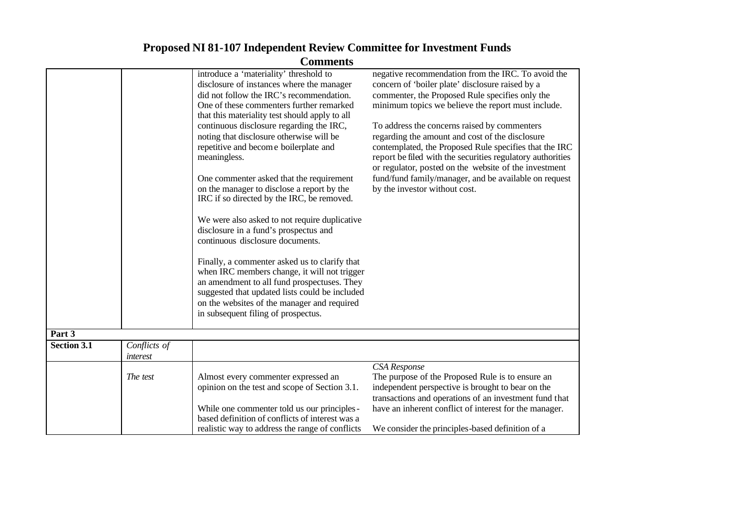# Proposed NI 81-107 Independent Review Committee for Investment Funds

## Comments

| | | | |
|---|---|---|---|
| | | introduce a 'materiality' threshold to disclosure of instances where the manager did not follow the IRC's recommendation. One of these commenters further remarked that this materiality test should apply to all continuous disclosure regarding the IRC, noting that disclosure otherwise will be repetitive and become boilerplate and meaningless.<br><br>One commenter asked that the requirement on the manager to disclose a report by the IRC if so directed by the IRC, be removed.<br><br>We were also asked to not require duplicative disclosure in a fund's prospectus and continuous disclosure documents.<br><br>Finally, a commenter asked us to clarify that when IRC members change, it will not trigger an amendment to all fund prospectuses. They suggested that updated lists could be included on the websites of the manager and required in subsequent filing of prospectus. | negative recommendation from the IRC. To avoid the concern of 'boiler plate' disclosure raised by a commenter, the Proposed Rule specifies only the minimum topics we believe the report must include.<br><br>To address the concerns raised by commenters regarding the amount and cost of the disclosure contemplated, the Proposed Rule specifies that the IRC report be filed with the securities regulatory authorities or regulator, posted on the website of the investment fund/fund family/manager, and be available on request by the investor without cost. |
| **Part 3** | | | |
| **Section 3.1** | *Conflicts of interest* | | |
| | *The test* | Almost every commenter expressed an opinion on the test and scope of Section 3.1.<br><br>While one commenter told us our principles-based definition of conflicts of interest was a realistic way to address the range of conflicts | *CSA Response*<br>The purpose of the Proposed Rule is to ensure an independent perspective is brought to bear on the transactions and operations of an investment fund that have an inherent conflict of interest for the manager.<br><br>We consider the principles-based definition of a |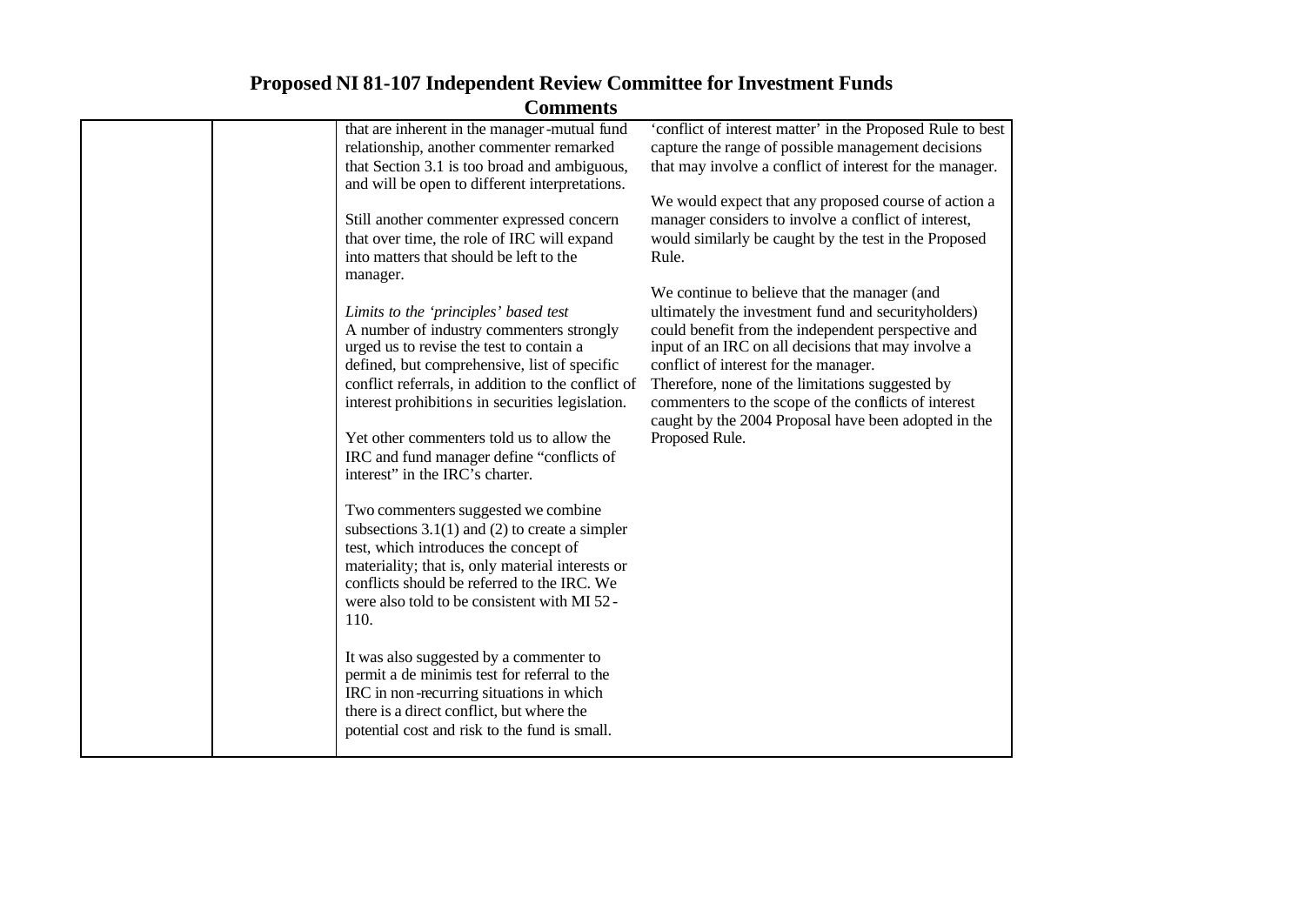# Proposed NI 81-107 Independent Review Committee for Investment Funds

## Comments

| | | | |
|---|---|---|---|
| | | that are inherent in the manager-mutual fund relationship, another commenter remarked that Section 3.1 is too broad and ambiguous, and will be open to different interpretations.<br><br>Still another commenter expressed concern that over time, the role of IRC will expand into matters that should be left to the manager.<br><br>*Limits to the 'principles' based test*<br>A number of industry commenters strongly urged us to revise the test to contain a defined, but comprehensive, list of specific conflict referrals, in addition to the conflict of interest prohibitions in securities legislation.<br><br>Yet other commenters told us to allow the IRC and fund manager define "conflicts of interest" in the IRC's charter.<br><br>Two commenters suggested we combine subsections 3.1(1) and (2) to create a simpler test, which introduces the concept of materiality; that is, only material interests or conflicts should be referred to the IRC. We were also told to be consistent with MI 52-110.<br><br>It was also suggested by a commenter to permit a de minimis test for referral to the IRC in non-recurring situations in which there is a direct conflict, but where the potential cost and risk to the fund is small. | 'conflict of interest matter' in the Proposed Rule to best capture the range of possible management decisions that may involve a conflict of interest for the manager.<br><br>We would expect that any proposed course of action a manager considers to involve a conflict of interest, would similarly be caught by the test in the Proposed Rule.<br><br>We continue to believe that the manager (and ultimately the investment fund and securityholders) could benefit from the independent perspective and input of an IRC on all decisions that may involve a conflict of interest for the manager.<br>Therefore, none of the limitations suggested by commenters to the scope of the conflicts of interest caught by the 2004 Proposal have been adopted in the Proposed Rule. |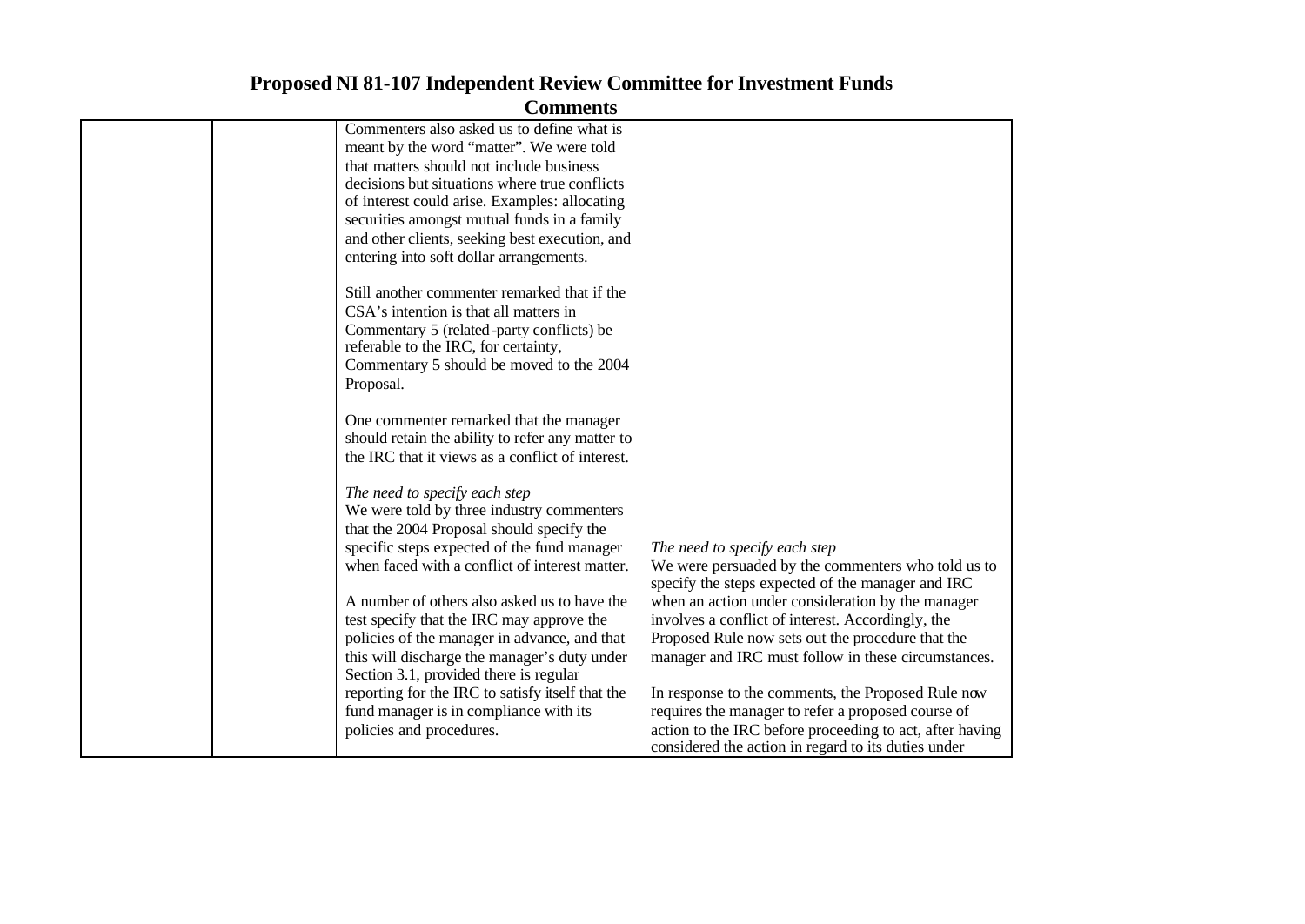# Proposed NI 81-107 Independent Review Committee for Investment Funds

## Comments

| | | | |
|---|---|---|---|
| | | Commenters also asked us to define what is meant by the word "matter". We were told that matters should not include business decisions but situations where true conflicts of interest could arise. Examples: allocating securities amongst mutual funds in a family and other clients, seeking best execution, and entering into soft dollar arrangements.<br><br>Still another commenter remarked that if the CSA's intention is that all matters in Commentary 5 (related-party conflicts) be referable to the IRC, for certainty, Commentary 5 should be moved to the 2004 Proposal.<br><br>One commenter remarked that the manager should retain the ability to refer any matter to the IRC that it views as a conflict of interest.<br><br>*The need to specify each step*<br>We were told by three industry commenters that the 2004 Proposal should specify the specific steps expected of the fund manager when faced with a conflict of interest matter.<br><br>A number of others also asked us to have the test specify that the IRC may approve the policies of the manager in advance, and that this will discharge the manager's duty under Section 3.1, provided there is regular reporting for the IRC to satisfy itself that the fund manager is in compliance with its policies and procedures. | *The need to specify each step*<br>We were persuaded by the commenters who told us to specify the steps expected of the manager and IRC when an action under consideration by the manager involves a conflict of interest. Accordingly, the Proposed Rule now sets out the procedure that the manager and IRC must follow in these circumstances.<br><br>In response to the comments, the Proposed Rule now requires the manager to refer a proposed course of action to the IRC before proceeding to act, after having considered the action in regard to its duties under |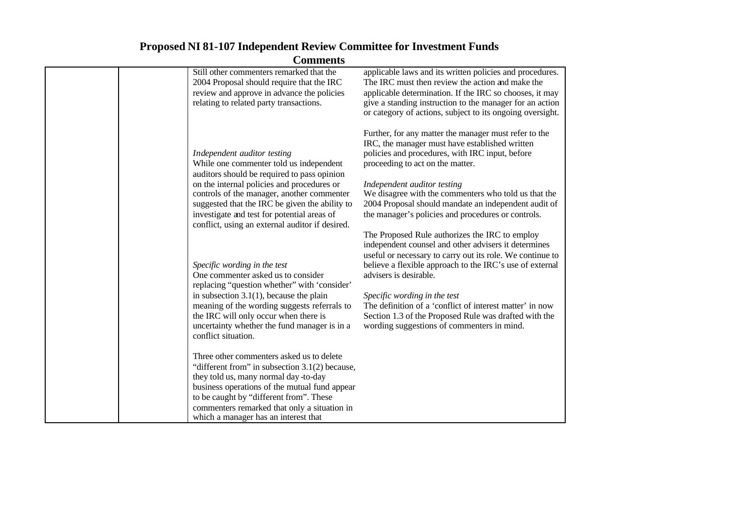# Proposed NI 81-107 Independent Review Committee for Investment Funds

## Comments

| | | | |
|---|---|---|---|
| | | Still other commenters remarked that the 2004 Proposal should require that the IRC review and approve in advance the policies relating to related party transactions.<br><br>*Independent auditor testing*<br>While one commenter told us independent auditors should be required to pass opinion on the internal policies and procedures or controls of the manager, another commenter suggested that the IRC be given the ability to investigate and test for potential areas of conflict, using an external auditor if desired.<br><br>*Specific wording in the test*<br>One commenter asked us to consider replacing "question whether" with 'consider' in subsection 3.1(1), because the plain meaning of the wording suggests referrals to the IRC will only occur when there is uncertainty whether the fund manager is in a conflict situation.<br><br>Three other commenters asked us to delete "different from" in subsection 3.1(2) because, they told us, many normal day-to-day business operations of the mutual fund appear to be caught by "different from". These commenters remarked that only a situation in which a manager has an interest that | applicable laws and its written policies and procedures. The IRC must then review the action and make the applicable determination. If the IRC so chooses, it may give a standing instruction to the manager for an action or category of actions, subject to its ongoing oversight.<br><br>Further, for any matter the manager must refer to the IRC, the manager must have established written policies and procedures, with IRC input, before proceeding to act on the matter.<br><br>*Independent auditor testing*<br>We disagree with the commenters who told us that the 2004 Proposal should mandate an independent audit of the manager's policies and procedures or controls.<br><br>The Proposed Rule authorizes the IRC to employ independent counsel and other advisers it determines useful or necessary to carry out its role. We continue to believe a flexible approach to the IRC's use of external advisers is desirable.<br><br>*Specific wording in the test*<br>The definition of a 'conflict of interest matter' in now Section 1.3 of the Proposed Rule was drafted with the wording suggestions of commenters in mind. |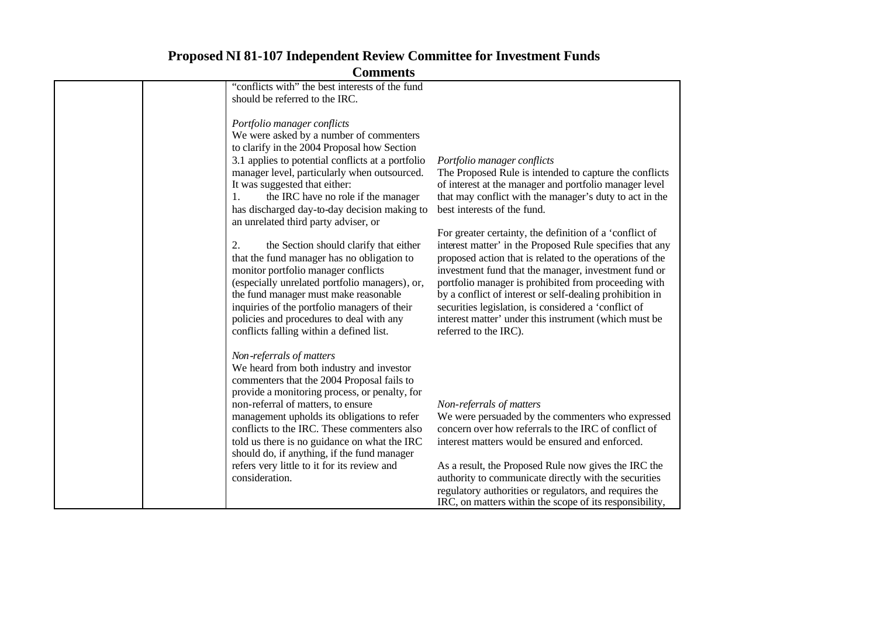# Proposed NI 81-107 Independent Review Committee for Investment Funds

## Comments

| | | | |
|---|---|---|---|
| | | "conflicts with" the best interests of the fund should be referred to the IRC.<br><br>*Portfolio manager conflicts*<br>We were asked by a number of commenters to clarify in the 2004 Proposal how Section 3.1 applies to potential conflicts at a portfolio manager level, particularly when outsourced. It was suggested that either:<br>1. the IRC have no role if the manager has discharged day-to-day decision making to an unrelated third party adviser, or<br><br>2. the Section should clarify that either that the fund manager has no obligation to monitor portfolio manager conflicts (especially unrelated portfolio managers), or, the fund manager must make reasonable inquiries of the portfolio managers of their policies and procedures to deal with any conflicts falling within a defined list.<br><br>*Non-referrals of matters*<br>We heard from both industry and investor commenters that the 2004 Proposal fails to provide a monitoring process, or penalty, for non-referral of matters, to ensure management upholds its obligations to refer conflicts to the IRC. These commenters also told us there is no guidance on what the IRC should do, if anything, if the fund manager refers very little to it for its review and consideration. | *Portfolio manager conflicts*<br>The Proposed Rule is intended to capture the conflicts of interest at the manager and portfolio manager level that may conflict with the manager's duty to act in the best interests of the fund.<br><br>For greater certainty, the definition of a 'conflict of interest matter' in the Proposed Rule specifies that any proposed action that is related to the operations of the investment fund that the manager, investment fund or portfolio manager is prohibited from proceeding with by a conflict of interest or self-dealing prohibition in securities legislation, is considered a 'conflict of interest matter' under this instrument (which must be referred to the IRC).<br><br>*Non-referrals of matters*<br>We were persuaded by the commenters who expressed concern over how referrals to the IRC of conflict of interest matters would be ensured and enforced.<br><br>As a result, the Proposed Rule now gives the IRC the authority to communicate directly with the securities regulatory authorities or regulators, and requires the IRC, on matters within the scope of its responsibility, |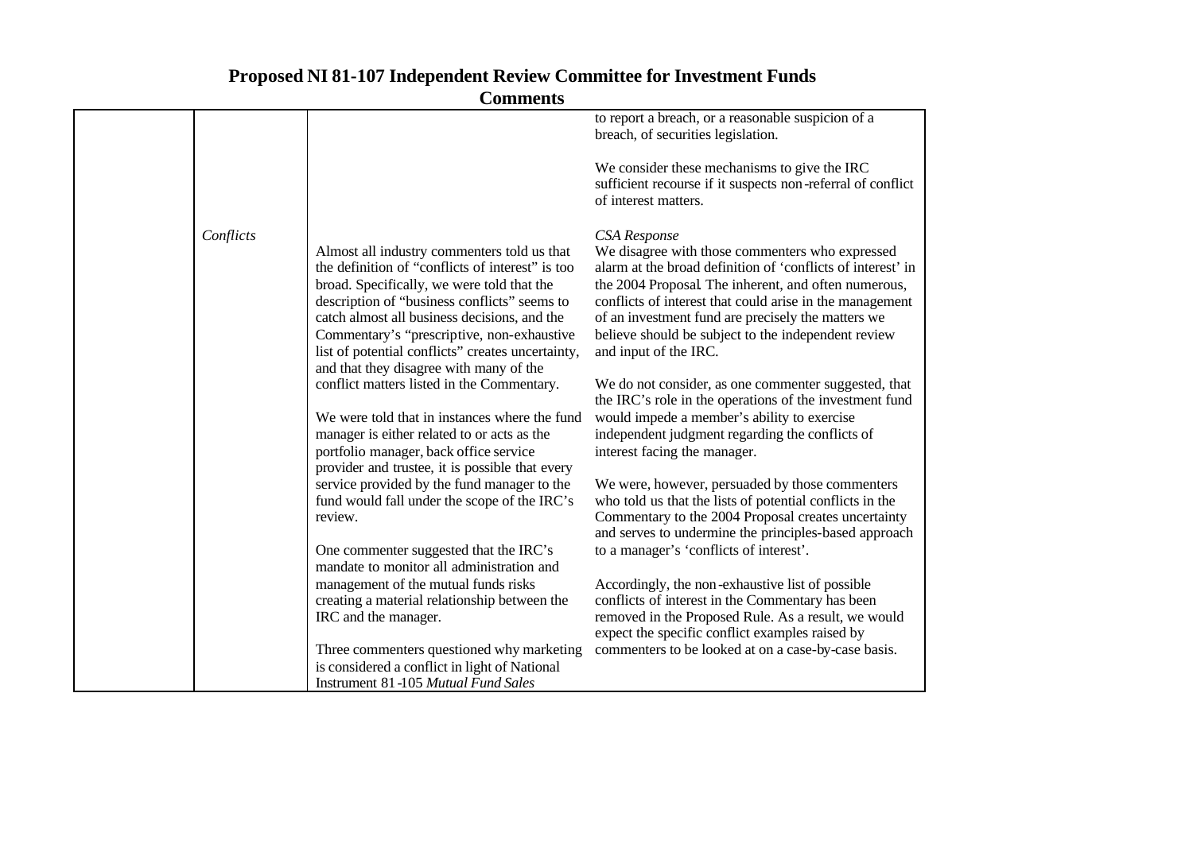# Proposed NI 81-107 Independent Review Committee for Investment Funds

## Comments

| | | | |
|---|---|---|---|
| | | | to report a breach, or a reasonable suspicion of a breach, of securities legislation.<br><br>We consider these mechanisms to give the IRC sufficient recourse if it suspects non-referral of conflict of interest matters. |
| | *Conflicts* | Almost all industry commenters told us that the definition of "conflicts of interest" is too broad. Specifically, we were told that the description of "business conflicts" seems to catch almost all business decisions, and the Commentary's "prescriptive, non-exhaustive list of potential conflicts" creates uncertainty, and that they disagree with many of the conflict matters listed in the Commentary.<br><br>We were told that in instances where the fund manager is either related to or acts as the portfolio manager, back office service provider and trustee, it is possible that every service provided by the fund manager to the fund would fall under the scope of the IRC's review.<br><br>One commenter suggested that the IRC's mandate to monitor all administration and management of the mutual funds risks creating a material relationship between the IRC and the manager.<br><br>Three commenters questioned why marketing is considered a conflict in light of National Instrument 81-105 *Mutual Fund Sales* | *CSA Response*<br>We disagree with those commenters who expressed alarm at the broad definition of 'conflicts of interest' in the 2004 Proposal. The inherent, and often numerous, conflicts of interest that could arise in the management of an investment fund are precisely the matters we believe should be subject to the independent review and input of the IRC.<br><br>We do not consider, as one commenter suggested, that the IRC's role in the operations of the investment fund would impede a member's ability to exercise independent judgment regarding the conflicts of interest facing the manager.<br><br>We were, however, persuaded by those commenters who told us that the lists of potential conflicts in the Commentary to the 2004 Proposal creates uncertainty and serves to undermine the principles-based approach to a manager's 'conflicts of interest'.<br><br>Accordingly, the non-exhaustive list of possible conflicts of interest in the Commentary has been removed in the Proposed Rule. As a result, we would expect the specific conflict examples raised by commenters to be looked at on a case-by-case basis. |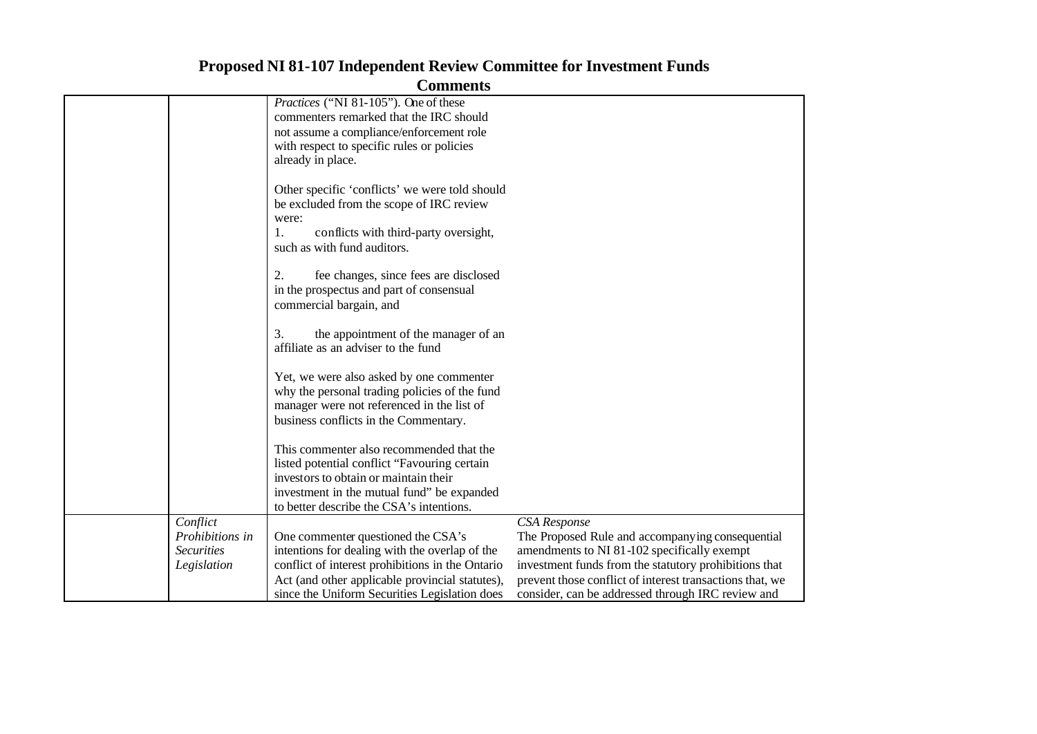# Proposed NI 81-107 Independent Review Committee for Investment Funds

## Comments

| | | | |
|---|---|---|---|
| | | *Practices* ("NI 81-105"). One of these commenters remarked that the IRC should not assume a compliance/enforcement role with respect to specific rules or policies already in place.<br><br>Other specific 'conflicts' we were told should be excluded from the scope of IRC review were:<br>1. conflicts with third-party oversight, such as with fund auditors.<br><br>2. fee changes, since fees are disclosed in the prospectus and part of consensual commercial bargain, and<br><br>3. the appointment of the manager of an affiliate as an adviser to the fund<br><br>Yet, we were also asked by one commenter why the personal trading policies of the fund manager were not referenced in the list of business conflicts in the Commentary.<br><br>This commenter also recommended that the listed potential conflict "Favouring certain investors to obtain or maintain their investment in the mutual fund" be expanded to better describe the CSA's intentions. | |
| | *Conflict Prohibitions in Securities Legislation* | One commenter questioned the CSA's intentions for dealing with the overlap of the conflict of interest prohibitions in the Ontario Act (and other applicable provincial statutes), since the Uniform Securities Legislation does | *CSA Response*<br>The Proposed Rule and accompanying consequential amendments to NI 81-102 specifically exempt investment funds from the statutory prohibitions that prevent those conflict of interest transactions that, we consider, can be addressed through IRC review and |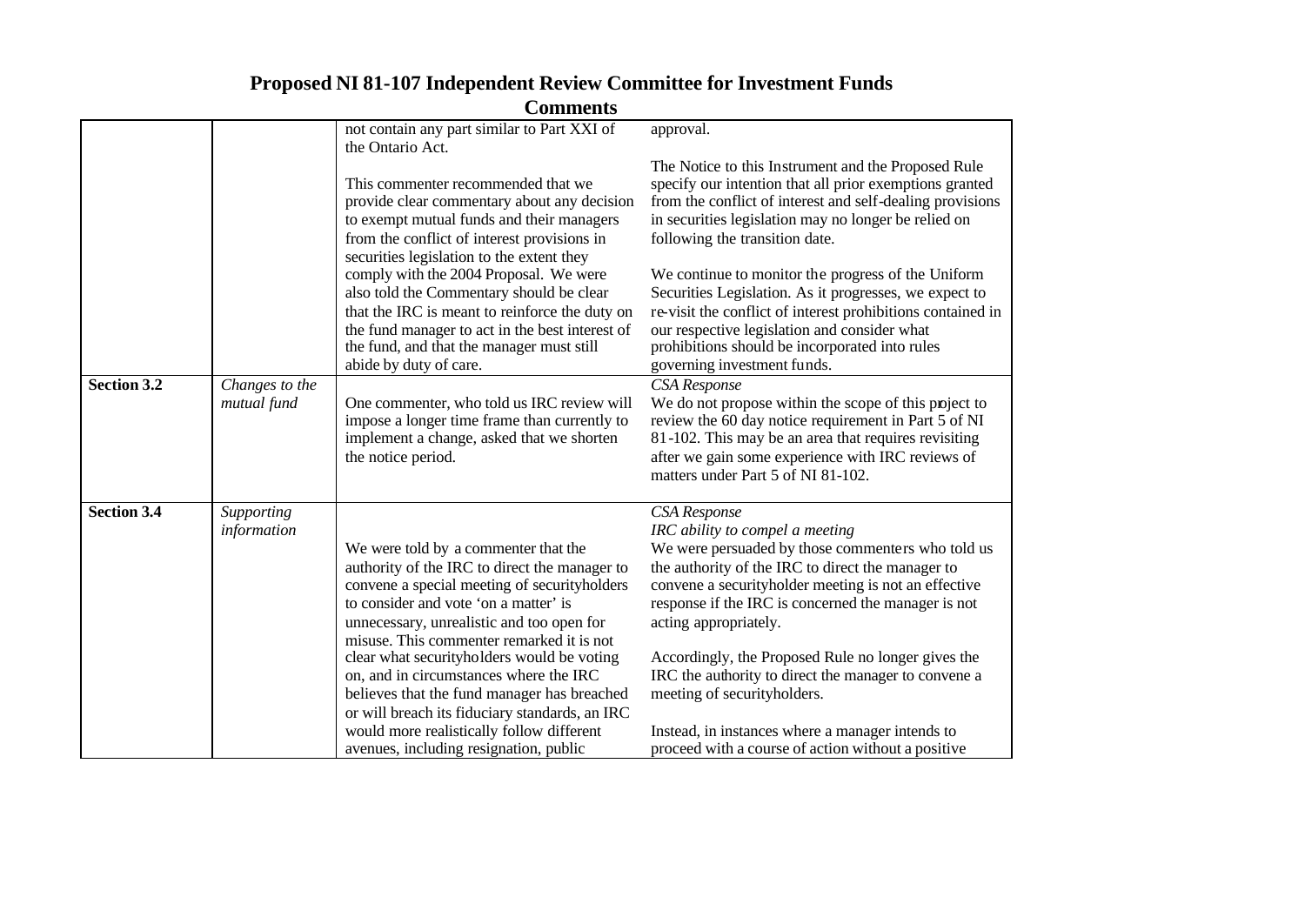# Proposed NI 81-107 Independent Review Committee for Investment Funds

## Comments

| | | | |
|---|---|---|---|
| | | not contain any part similar to Part XXI of the Ontario Act.<br><br>This commenter recommended that we provide clear commentary about any decision to exempt mutual funds and their managers from the conflict of interest provisions in securities legislation to the extent they comply with the 2004 Proposal. We were also told the Commentary should be clear that the IRC is meant to reinforce the duty on the fund manager to act in the best interest of the fund, and that the manager must still abide by duty of care. | approval.<br><br>The Notice to this Instrument and the Proposed Rule specify our intention that all prior exemptions granted from the conflict of interest and self-dealing provisions in securities legislation may no longer be relied on following the transition date.<br><br>We continue to monitor the progress of the Uniform Securities Legislation. As it progresses, we expect to re-visit the conflict of interest prohibitions contained in our respective legislation and consider what prohibitions should be incorporated into rules governing investment funds. |
| **Section 3.2** | *Changes to the mutual fund* | One commenter, who told us IRC review will impose a longer time frame than currently to implement a change, asked that we shorten the notice period. | *CSA Response*<br>We do not propose within the scope of this project to review the 60 day notice requirement in Part 5 of NI 81-102. This may be an area that requires revisiting after we gain some experience with IRC reviews of matters under Part 5 of NI 81-102. |
| **Section 3.4** | *Supporting information* | We were told by a commenter that the authority of the IRC to direct the manager to convene a special meeting of securityholders to consider and vote 'on a matter' is unnecessary, unrealistic and too open for misuse. This commenter remarked it is not clear what securityholders would be voting on, and in circumstances where the IRC believes that the fund manager has breached or will breach its fiduciary standards, an IRC would more realistically follow different avenues, including resignation, public | *CSA Response*<br>*IRC ability to compel a meeting*<br>We were persuaded by those commenters who told us the authority of the IRC to direct the manager to convene a securityholder meeting is not an effective response if the IRC is concerned the manager is not acting appropriately.<br><br>Accordingly, the Proposed Rule no longer gives the IRC the authority to direct the manager to convene a meeting of securityholders.<br><br>Instead, in instances where a manager intends to proceed with a course of action without a positive |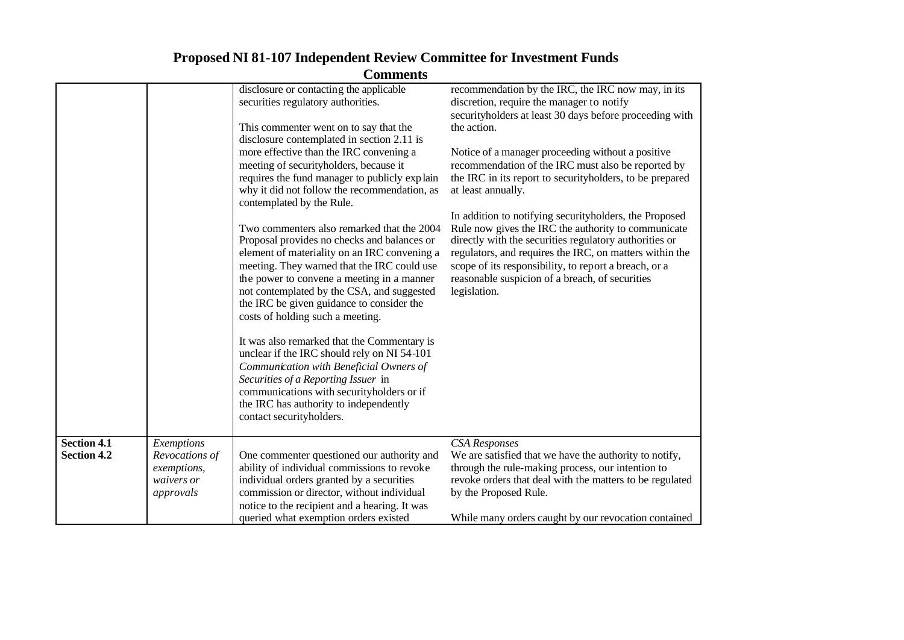# Proposed NI 81-107 Independent Review Committee for Investment Funds

## Comments

| | | | |
|---|---|---|---|
| | | disclosure or contacting the applicable securities regulatory authorities.<br><br>This commenter went on to say that the disclosure contemplated in section 2.11 is more effective than the IRC convening a meeting of securityholders, because it requires the fund manager to publicly explain why it did not follow the recommendation, as contemplated by the Rule.<br><br>Two commenters also remarked that the 2004 Proposal provides no checks and balances or element of materiality on an IRC convening a meeting. They warned that the IRC could use the power to convene a meeting in a manner not contemplated by the CSA, and suggested the IRC be given guidance to consider the costs of holding such a meeting.<br><br>It was also remarked that the Commentary is unclear if the IRC should rely on NI 54-101 *Communication with Beneficial Owners of Securities of a Reporting Issuer* in communications with securityholders or if the IRC has authority to independently contact securityholders. | recommendation by the IRC, the IRC now may, in its discretion, require the manager to notify securityholders at least 30 days before proceeding with the action.<br><br>Notice of a manager proceeding without a positive recommendation of the IRC must also be reported by the IRC in its report to securityholders, to be prepared at least annually.<br><br>In addition to notifying securityholders, the Proposed Rule now gives the IRC the authority to communicate directly with the securities regulatory authorities or regulators, and requires the IRC, on matters within the scope of its responsibility, to report a breach, or a reasonable suspicion of a breach, of securities legislation. |
| **Section 4.1**<br>**Section 4.2** | *Exemptions*<br>*Revocations of exemptions, waivers or approvals* | One commenter questioned our authority and ability of individual commissions to revoke individual orders granted by a securities commission or director, without individual notice to the recipient and a hearing. It was queried what exemption orders existed | *CSA Responses*<br>We are satisfied that we have the authority to notify, through the rule-making process, our intention to revoke orders that deal with the matters to be regulated by the Proposed Rule.<br><br>While many orders caught by our revocation contained |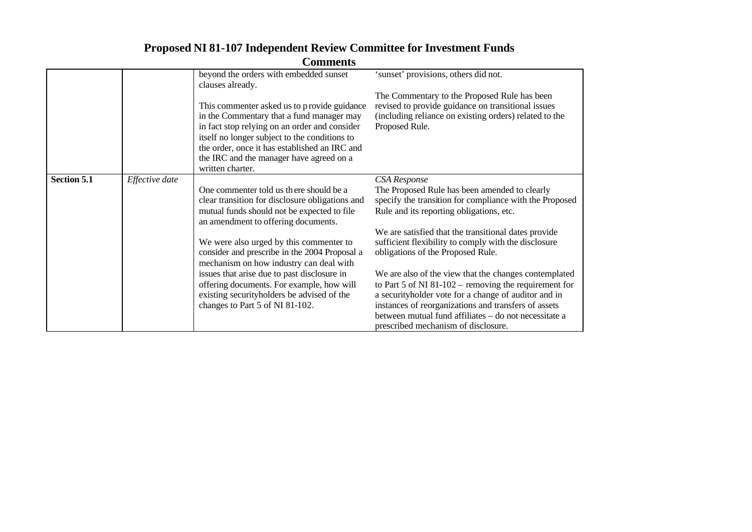# Proposed NI 81-107 Independent Review Committee for Investment Funds

## Comments

| | | | |
|---|---|---|---|
| | | beyond the orders with embedded sunset clauses already.<br><br>This commenter asked us to provide guidance in the Commentary that a fund manager may in fact stop relying on an order and consider itself no longer subject to the conditions to the order, once it has established an IRC and the IRC and the manager have agreed on a written charter. | 'sunset' provisions, others did not.<br><br>The Commentary to the Proposed Rule has been revised to provide guidance on transitional issues (including reliance on existing orders) related to the Proposed Rule. |
| **Section 5.1** | *Effective date* | One commenter told us there should be a clear transition for disclosure obligations and mutual funds should not be expected to file an amendment to offering documents.<br><br>We were also urged by this commenter to consider and prescribe in the 2004 Proposal a mechanism on how industry can deal with issues that arise due to past disclosure in offering documents. For example, how will existing securityholders be advised of the changes to Part 5 of NI 81-102. | *CSA Response*<br>The Proposed Rule has been amended to clearly specify the transition for compliance with the Proposed Rule and its reporting obligations, etc.<br><br>We are satisfied that the transitional dates provide sufficient flexibility to comply with the disclosure obligations of the Proposed Rule.<br><br>We are also of the view that the changes contemplated to Part 5 of NI 81-102 – removing the requirement for a securityholder vote for a change of auditor and in instances of reorganizations and transfers of assets between mutual fund affiliates – do not necessitate a prescribed mechanism of disclosure. |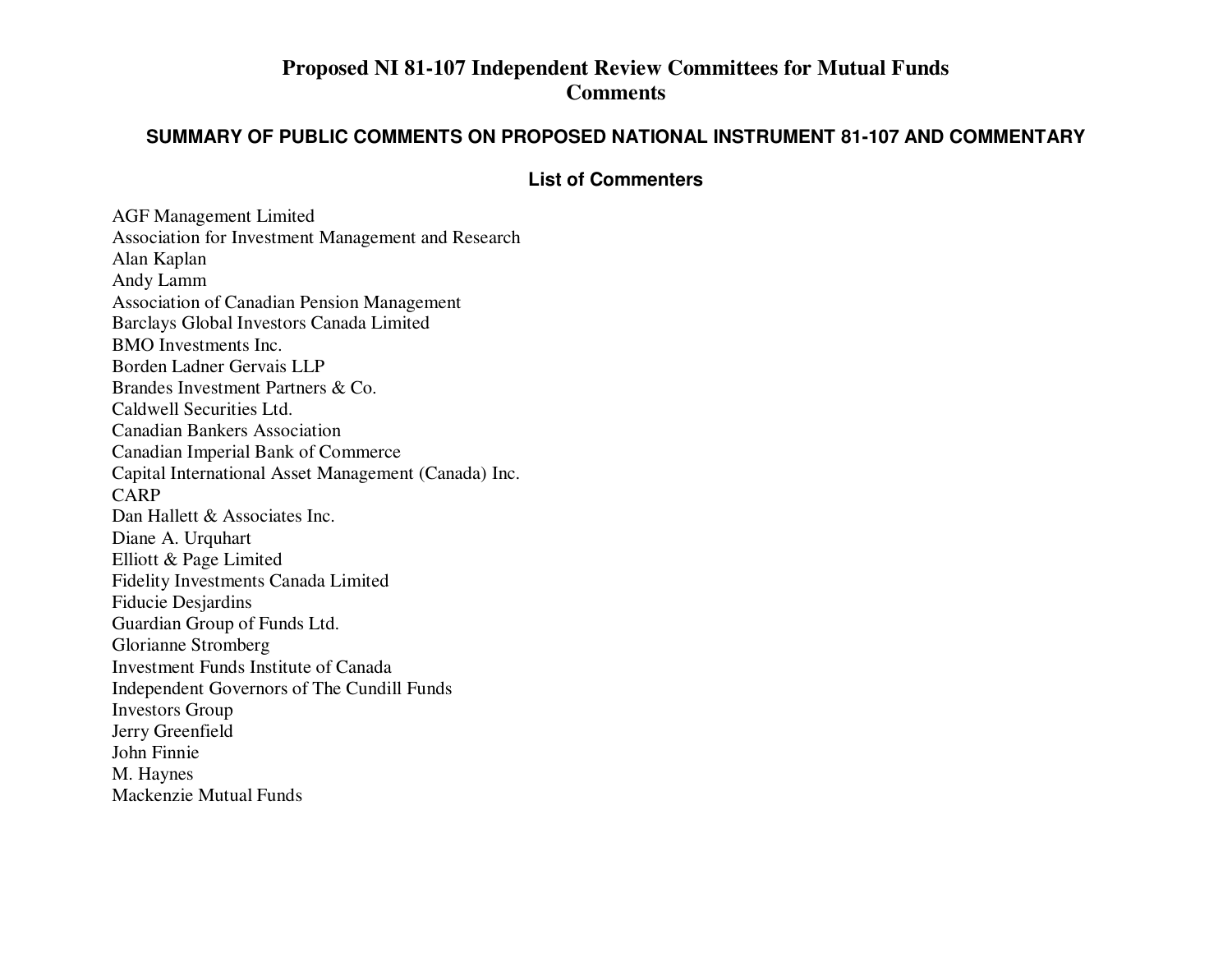# Proposed NI 81-107 Independent Review Committees for Mutual Funds
# Comments

## SUMMARY OF PUBLIC COMMENTS ON PROPOSED NATIONAL INSTRUMENT 81-107 AND COMMENTARY

### List of Commenters

AGF Management Limited
Association for Investment Management and Research
Alan Kaplan
Andy Lamm
Association of Canadian Pension Management
Barclays Global Investors Canada Limited
BMO Investments Inc.
Borden Ladner Gervais LLP
Brandes Investment Partners & Co.
Caldwell Securities Ltd.
Canadian Bankers Association
Canadian Imperial Bank of Commerce
Capital International Asset Management (Canada) Inc.
CARP
Dan Hallett & Associates Inc.
Diane A. Urquhart
Elliott & Page Limited
Fidelity Investments Canada Limited
Fiducie Desjardins
Guardian Group of Funds Ltd.
Glorianne Stromberg
Investment Funds Institute of Canada
Independent Governors of The Cundill Funds
Investors Group
Jerry Greenfield
John Finnie
M. Haynes
Mackenzie Mutual Funds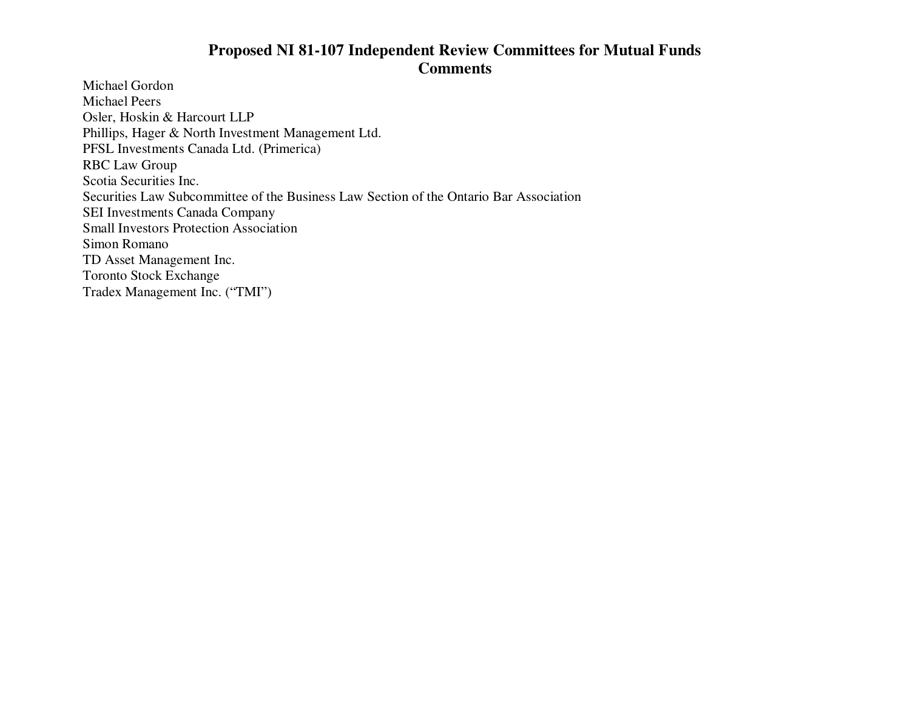# Proposed NI 81-107 Independent Review Committees for Mutual Funds
## Comments

Michael Gordon
Michael Peers
Osler, Hoskin & Harcourt LLP
Phillips, Hager & North Investment Management Ltd.
PFSL Investments Canada Ltd. (Primerica)
RBC Law Group
Scotia Securities Inc.
Securities Law Subcommittee of the Business Law Section of the Ontario Bar Association
SEI Investments Canada Company
Small Investors Protection Association
Simon Romano
TD Asset Management Inc.
Toronto Stock Exchange
Tradex Management Inc. ("TMI")